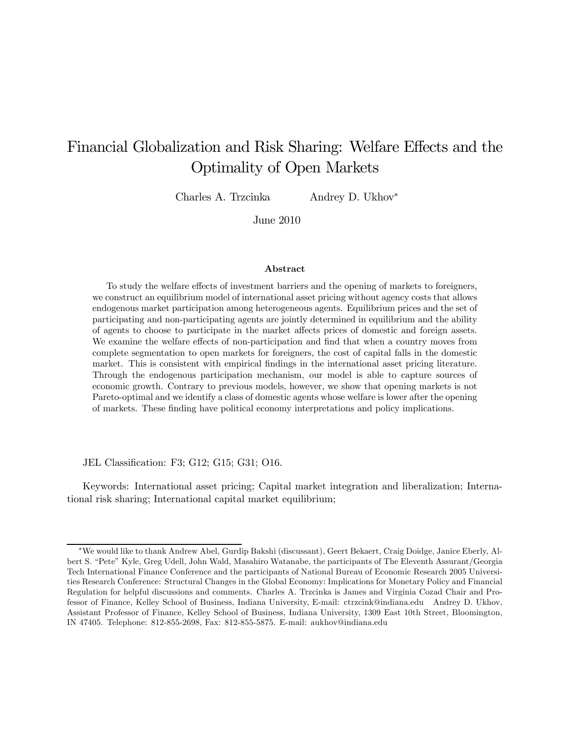# Financial Globalization and Risk Sharing: Welfare Effects and the Optimality of Open Markets

Charles A. Trzcinka    Andrey D. Ukhov[*]

June 2010

## Abstract

To study the welfare effects of investment barriers and the opening of markets to foreigners, we construct an equilibrium model of international asset pricing without agency costs that allows endogenous market participation among heterogeneous agents. Equilibrium prices and the set of participating and non-participating agents are jointly determined in equilibrium and the ability of agents to choose to participate in the market affects prices of domestic and foreign assets. We examine the welfare effects of non-participation and find that when a country moves from complete segmentation to open markets for foreigners, the cost of capital falls in the domestic market. This is consistent with empirical findings in the international asset pricing literature. Through the endogenous participation mechanism, our model is able to capture sources of economic growth. Contrary to previous models, however, we show that opening markets is not Pareto-optimal and we identify a class of domestic agents whose welfare is lower after the opening of markets. These finding have political economy interpretations and policy implications.

JEL Classification: F3; G12; G15; G31; O16.

Keywords: International asset pricing; Capital market integration and liberalization; International risk sharing; International capital market equilibrium;

---

[*] We would like to thank Andrew Abel, Gurdip Bakshi (discussant), Geert Bekaert, Craig Doidge, Janice Eberly, Albert S. "Pete" Kyle, Greg Udell, John Wald, Masahiro Watanabe, the participants of The Eleventh Assurant/Georgia Tech International Finance Conference and the participants of National Bureau of Economic Research 2005 Universities Research Conference: Structural Changes in the Global Economy: Implications for Monetary Policy and Financial Regulation for helpful discussions and comments. Charles A. Trzcinka is James and Virginia Cozad Chair and Professor of Finance, Kelley School of Business, Indiana University, E-mail: ctrzcink@indiana.edu Andrey D. Ukhov, Assistant Professor of Finance, Kelley School of Business, Indiana University, 1309 East 10th Street, Bloomington, IN 47405. Telephone: 812-855-2698, Fax: 812-855-5875. E-mail: aukhov@indiana.edu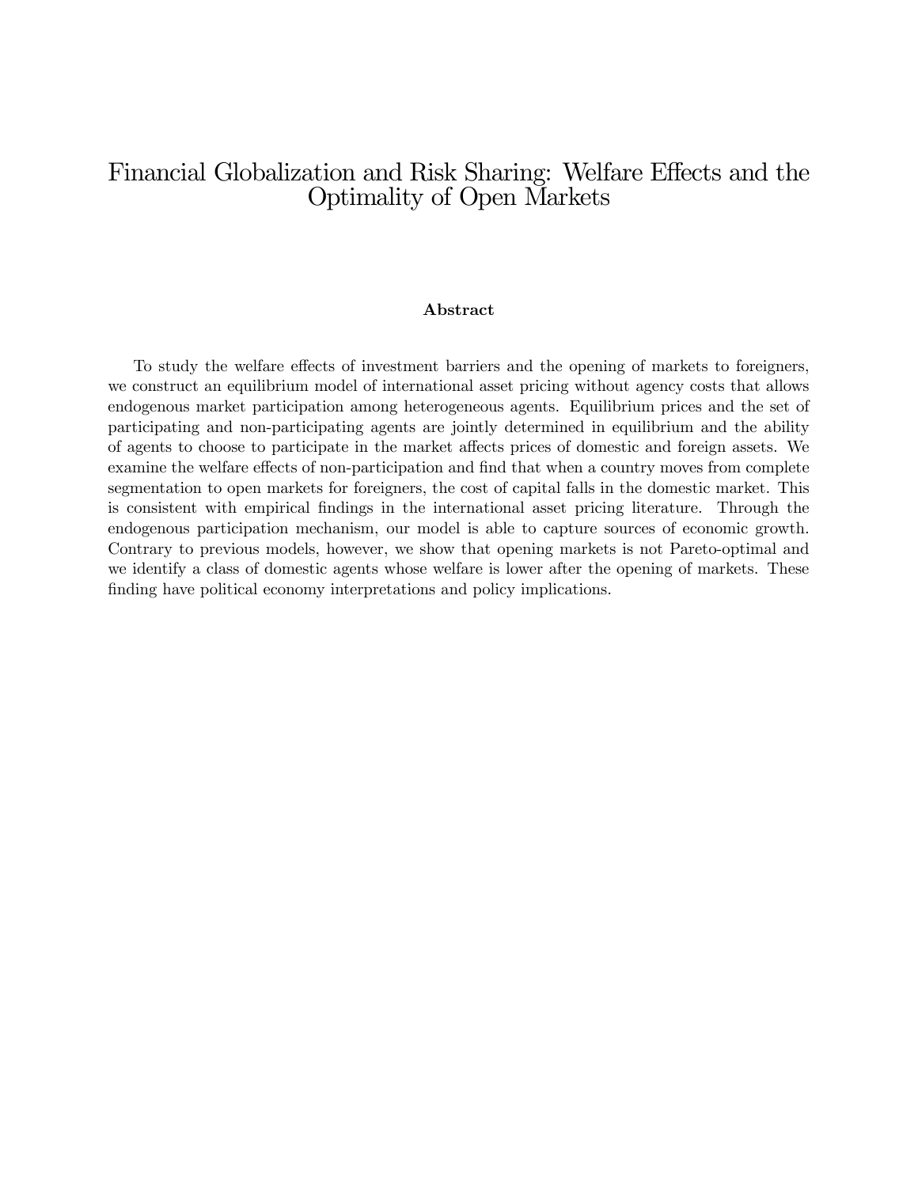# Financial Globalization and Risk Sharing: Welfare Effects and the Optimality of Open Markets

### Abstract

To study the welfare effects of investment barriers and the opening of markets to foreigners, we construct an equilibrium model of international asset pricing without agency costs that allows endogenous market participation among heterogeneous agents. Equilibrium prices and the set of participating and non-participating agents are jointly determined in equilibrium and the ability of agents to choose to participate in the market affects prices of domestic and foreign assets. We examine the welfare effects of non-participation and find that when a country moves from complete segmentation to open markets for foreigners, the cost of capital falls in the domestic market. This is consistent with empirical findings in the international asset pricing literature. Through the endogenous participation mechanism, our model is able to capture sources of economic growth. Contrary to previous models, however, we show that opening markets is not Pareto-optimal and we identify a class of domestic agents whose welfare is lower after the opening of markets. These finding have political economy interpretations and policy implications.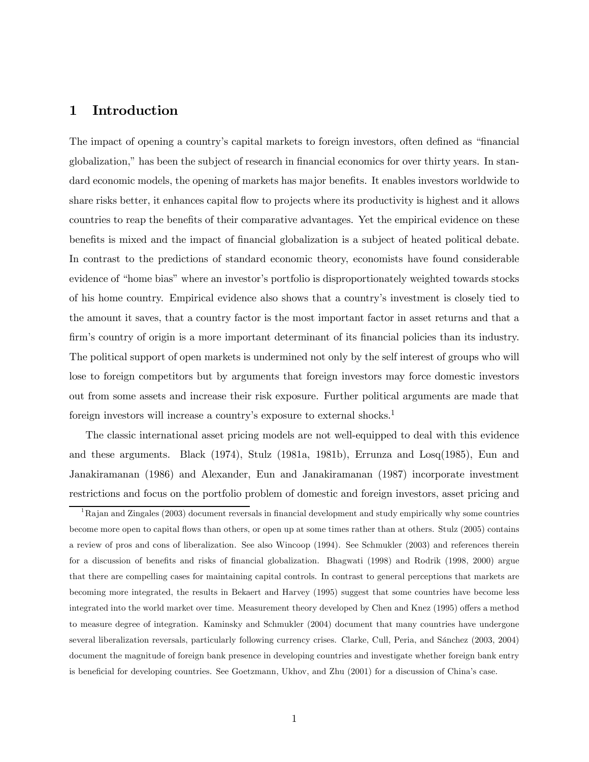# 1 Introduction

The impact of opening a country's capital markets to foreign investors, often defined as "financial globalization," has been the subject of research in financial economics for over thirty years. In standard economic models, the opening of markets has major benefits. It enables investors worldwide to share risks better, it enhances capital flow to projects where its productivity is highest and it allows countries to reap the benefits of their comparative advantages. Yet the empirical evidence on these benefits is mixed and the impact of financial globalization is a subject of heated political debate. In contrast to the predictions of standard economic theory, economists have found considerable evidence of "home bias" where an investor's portfolio is disproportionately weighted towards stocks of his home country. Empirical evidence also shows that a country's investment is closely tied to the amount it saves, that a country factor is the most important factor in asset returns and that a firm's country of origin is a more important determinant of its financial policies than its industry. The political support of open markets is undermined not only by the self interest of groups who will lose to foreign competitors but by arguments that foreign investors may force domestic investors out from some assets and increase their risk exposure. Further political arguments are made that foreign investors will increase a country's exposure to external shocks.[1]

The classic international asset pricing models are not well-equipped to deal with this evidence and these arguments. Black (1974), Stulz (1981a, 1981b), Errunza and Losq(1985), Eun and Janakiramanan (1986) and Alexander, Eun and Janakiramanan (1987) incorporate investment restrictions and focus on the portfolio problem of domestic and foreign investors, asset pricing and

---

[1] Rajan and Zingales (2003) document reversals in financial development and study empirically why some countries become more open to capital flows than others, or open up at some times rather than at others. Stulz (2005) contains a review of pros and cons of liberalization. See also Wincoop (1994). See Schmukler (2003) and references therein for a discussion of benefits and risks of financial globalization. Bhagwati (1998) and Rodrik (1998, 2000) argue that there are compelling cases for maintaining capital controls. In contrast to general perceptions that markets are becoming more integrated, the results in Bekaert and Harvey (1995) suggest that some countries have become less integrated into the world market over time. Measurement theory developed by Chen and Knez (1995) offers a method to measure degree of integration. Kaminsky and Schmukler (2004) document that many countries have undergone several liberalization reversals, particularly following currency crises. Clarke, Cull, Peria, and Sánchez (2003, 2004) document the magnitude of foreign bank presence in developing countries and investigate whether foreign bank entry is beneficial for developing countries. See Goetzmann, Ukhov, and Zhu (2001) for a discussion of China's case.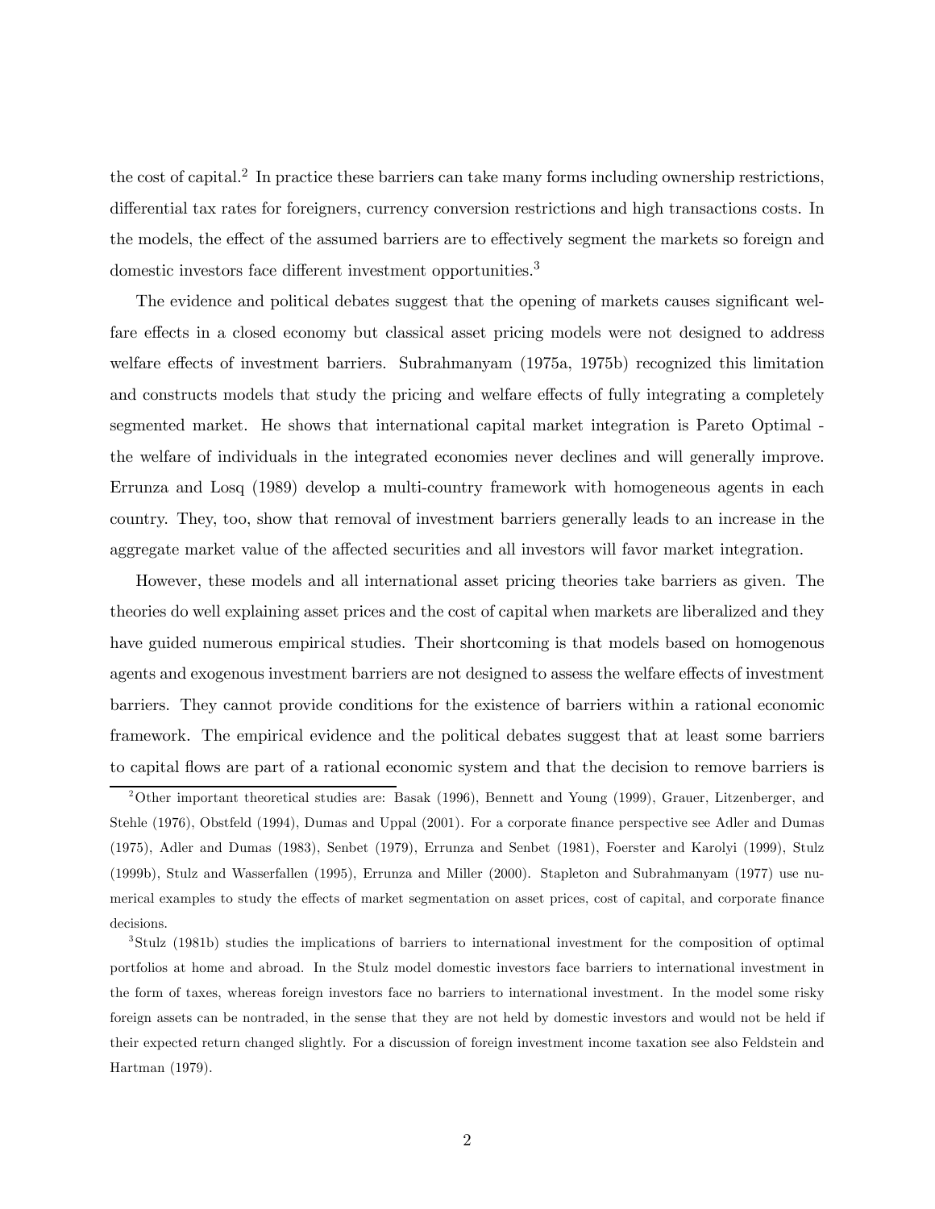the cost of capital.[2] In practice these barriers can take many forms including ownership restrictions, differential tax rates for foreigners, currency conversion restrictions and high transactions costs. In the models, the effect of the assumed barriers are to effectively segment the markets so foreign and domestic investors face different investment opportunities.[3]

The evidence and political debates suggest that the opening of markets causes significant welfare effects in a closed economy but classical asset pricing models were not designed to address welfare effects of investment barriers. Subrahmanyam (1975a, 1975b) recognized this limitation and constructs models that study the pricing and welfare effects of fully integrating a completely segmented market. He shows that international capital market integration is Pareto Optimal - the welfare of individuals in the integrated economies never declines and will generally improve. Errunza and Losq (1989) develop a multi-country framework with homogeneous agents in each country. They, too, show that removal of investment barriers generally leads to an increase in the aggregate market value of the affected securities and all investors will favor market integration.

However, these models and all international asset pricing theories take barriers as given. The theories do well explaining asset prices and the cost of capital when markets are liberalized and they have guided numerous empirical studies. Their shortcoming is that models based on homogenous agents and exogenous investment barriers are not designed to assess the welfare effects of investment barriers. They cannot provide conditions for the existence of barriers within a rational economic framework. The empirical evidence and the political debates suggest that at least some barriers to capital flows are part of a rational economic system and that the decision to remove barriers is

[2] Other important theoretical studies are: Basak (1996), Bennett and Young (1999), Grauer, Litzenberger, and Stehle (1976), Obstfeld (1994), Dumas and Uppal (2001). For a corporate finance perspective see Adler and Dumas (1975), Adler and Dumas (1983), Senbet (1979), Errunza and Senbet (1981), Foerster and Karolyi (1999), Stulz (1999b), Stulz and Wasserfallen (1995), Errunza and Miller (2000). Stapleton and Subrahmanyam (1977) use numerical examples to study the effects of market segmentation on asset prices, cost of capital, and corporate finance decisions.

[3] Stulz (1981b) studies the implications of barriers to international investment for the composition of optimal portfolios at home and abroad. In the Stulz model domestic investors face barriers to international investment in the form of taxes, whereas foreign investors face no barriers to international investment. In the model some risky foreign assets can be nontraded, in the sense that they are not held by domestic investors and would not be held if their expected return changed slightly. For a discussion of foreign investment income taxation see also Feldstein and Hartman (1979).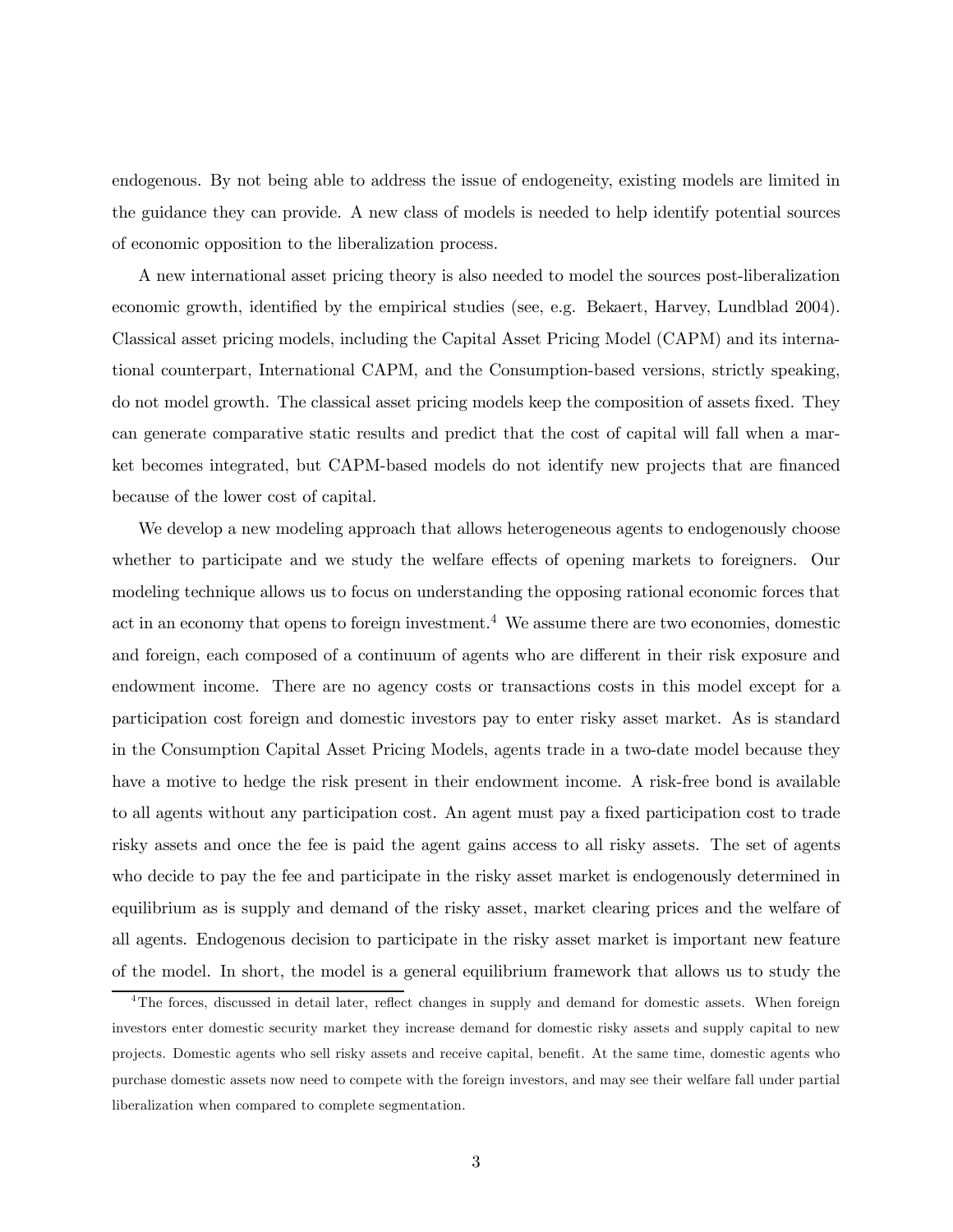endogenous. By not being able to address the issue of endogeneity, existing models are limited in the guidance they can provide. A new class of models is needed to help identify potential sources of economic opposition to the liberalization process.

A new international asset pricing theory is also needed to model the sources post-liberalization economic growth, identified by the empirical studies (see, e.g. Bekaert, Harvey, Lundblad 2004). Classical asset pricing models, including the Capital Asset Pricing Model (CAPM) and its international counterpart, International CAPM, and the Consumption-based versions, strictly speaking, do not model growth. The classical asset pricing models keep the composition of assets fixed. They can generate comparative static results and predict that the cost of capital will fall when a market becomes integrated, but CAPM-based models do not identify new projects that are financed because of the lower cost of capital.

We develop a new modeling approach that allows heterogeneous agents to endogenously choose whether to participate and we study the welfare effects of opening markets to foreigners. Our modeling technique allows us to focus on understanding the opposing rational economic forces that act in an economy that opens to foreign investment.[4] We assume there are two economies, domestic and foreign, each composed of a continuum of agents who are different in their risk exposure and endowment income. There are no agency costs or transactions costs in this model except for a participation cost foreign and domestic investors pay to enter risky asset market. As is standard in the Consumption Capital Asset Pricing Models, agents trade in a two-date model because they have a motive to hedge the risk present in their endowment income. A risk-free bond is available to all agents without any participation cost. An agent must pay a fixed participation cost to trade risky assets and once the fee is paid the agent gains access to all risky assets. The set of agents who decide to pay the fee and participate in the risky asset market is endogenously determined in equilibrium as is supply and demand of the risky asset, market clearing prices and the welfare of all agents. Endogenous decision to participate in the risky asset market is important new feature of the model. In short, the model is a general equilibrium framework that allows us to study the

[4]The forces, discussed in detail later, reflect changes in supply and demand for domestic assets. When foreign investors enter domestic security market they increase demand for domestic risky assets and supply capital to new projects. Domestic agents who sell risky assets and receive capital, benefit. At the same time, domestic agents who purchase domestic assets now need to compete with the foreign investors, and may see their welfare fall under partial liberalization when compared to complete segmentation.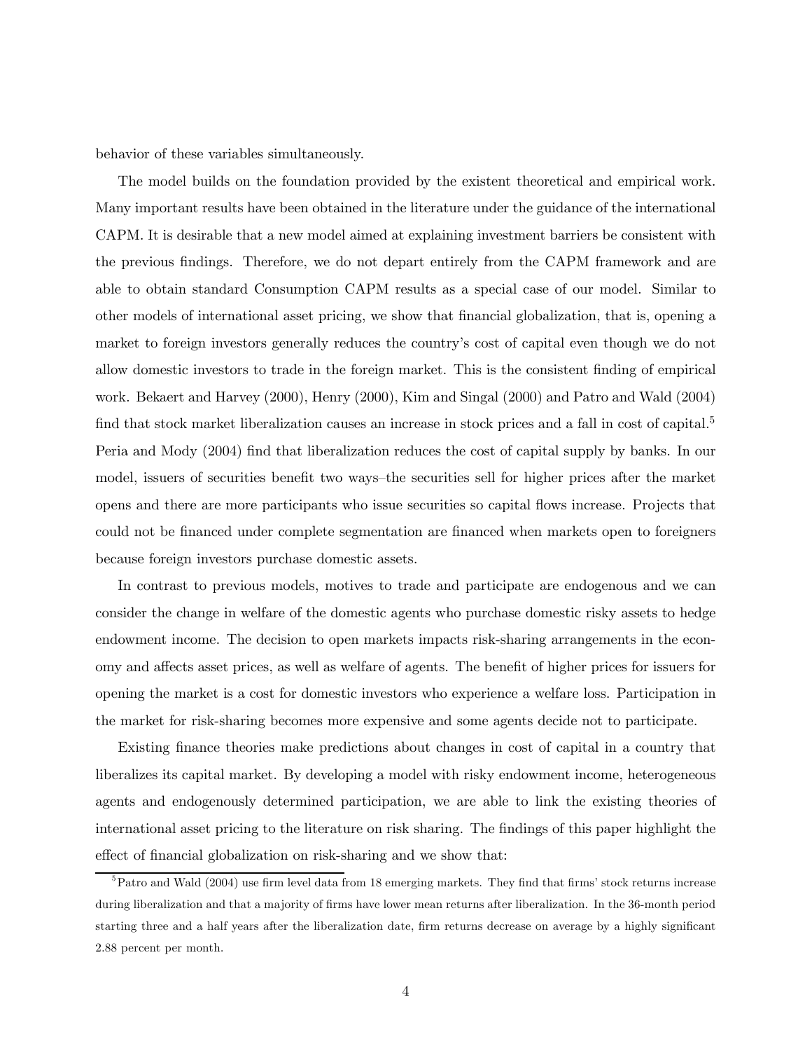behavior of these variables simultaneously.

The model builds on the foundation provided by the existent theoretical and empirical work. Many important results have been obtained in the literature under the guidance of the international CAPM. It is desirable that a new model aimed at explaining investment barriers be consistent with the previous findings. Therefore, we do not depart entirely from the CAPM framework and are able to obtain standard Consumption CAPM results as a special case of our model. Similar to other models of international asset pricing, we show that financial globalization, that is, opening a market to foreign investors generally reduces the country's cost of capital even though we do not allow domestic investors to trade in the foreign market. This is the consistent finding of empirical work. Bekaert and Harvey (2000), Henry (2000), Kim and Singal (2000) and Patro and Wald (2004) find that stock market liberalization causes an increase in stock prices and a fall in cost of capital.[5] Peria and Mody (2004) find that liberalization reduces the cost of capital supply by banks. In our model, issuers of securities benefit two ways–the securities sell for higher prices after the market opens and there are more participants who issue securities so capital flows increase. Projects that could not be financed under complete segmentation are financed when markets open to foreigners because foreign investors purchase domestic assets.

In contrast to previous models, motives to trade and participate are endogenous and we can consider the change in welfare of the domestic agents who purchase domestic risky assets to hedge endowment income. The decision to open markets impacts risk-sharing arrangements in the economy and affects asset prices, as well as welfare of agents. The benefit of higher prices for issuers for opening the market is a cost for domestic investors who experience a welfare loss. Participation in the market for risk-sharing becomes more expensive and some agents decide not to participate.

Existing finance theories make predictions about changes in cost of capital in a country that liberalizes its capital market. By developing a model with risky endowment income, heterogeneous agents and endogenously determined participation, we are able to link the existing theories of international asset pricing to the literature on risk sharing. The findings of this paper highlight the effect of financial globalization on risk-sharing and we show that:

[5] Patro and Wald (2004) use firm level data from 18 emerging markets. They find that firms' stock returns increase during liberalization and that a majority of firms have lower mean returns after liberalization. In the 36-month period starting three and a half years after the liberalization date, firm returns decrease on average by a highly significant 2.88 percent per month.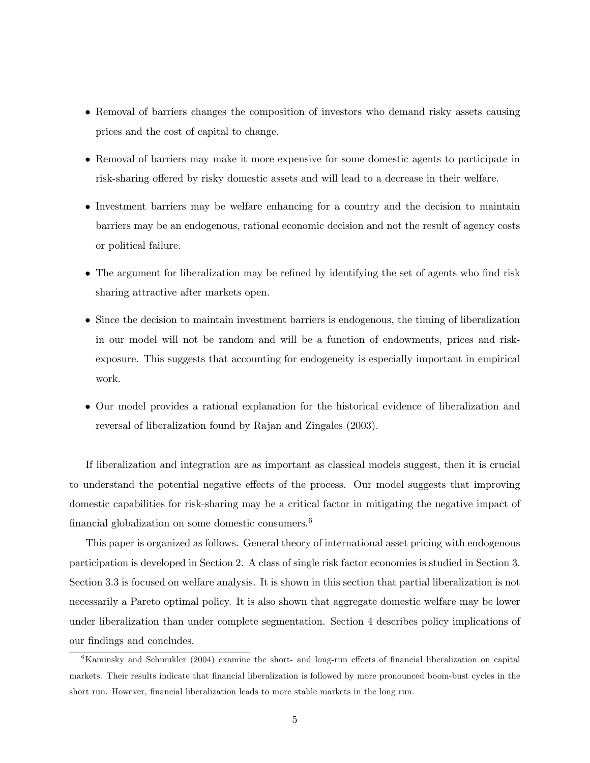- Removal of barriers changes the composition of investors who demand risky assets causing prices and the cost of capital to change.

- Removal of barriers may make it more expensive for some domestic agents to participate in risk-sharing offered by risky domestic assets and will lead to a decrease in their welfare.

- Investment barriers may be welfare enhancing for a country and the decision to maintain barriers may be an endogenous, rational economic decision and not the result of agency costs or political failure.

- The argument for liberalization may be refined by identifying the set of agents who find risk sharing attractive after markets open.

- Since the decision to maintain investment barriers is endogenous, the timing of liberalization in our model will not be random and will be a function of endowments, prices and risk-exposure. This suggests that accounting for endogeneity is especially important in empirical work.

- Our model provides a rational explanation for the historical evidence of liberalization and reversal of liberalization found by Rajan and Zingales (2003).

If liberalization and integration are as important as classical models suggest, then it is crucial to understand the potential negative effects of the process. Our model suggests that improving domestic capabilities for risk-sharing may be a critical factor in mitigating the negative impact of financial globalization on some domestic consumers.[6]

This paper is organized as follows. General theory of international asset pricing with endogenous participation is developed in Section 2. A class of single risk factor economies is studied in Section 3. Section 3.3 is focused on welfare analysis. It is shown in this section that partial liberalization is not necessarily a Pareto optimal policy. It is also shown that aggregate domestic welfare may be lower under liberalization than under complete segmentation. Section 4 describes policy implications of our findings and concludes.

[6] Kaminsky and Schmukler (2004) examine the short- and long-run effects of financial liberalization on capital markets. Their results indicate that financial liberalization is followed by more pronounced boom-bust cycles in the short run. However, financial liberalization leads to more stable markets in the long run.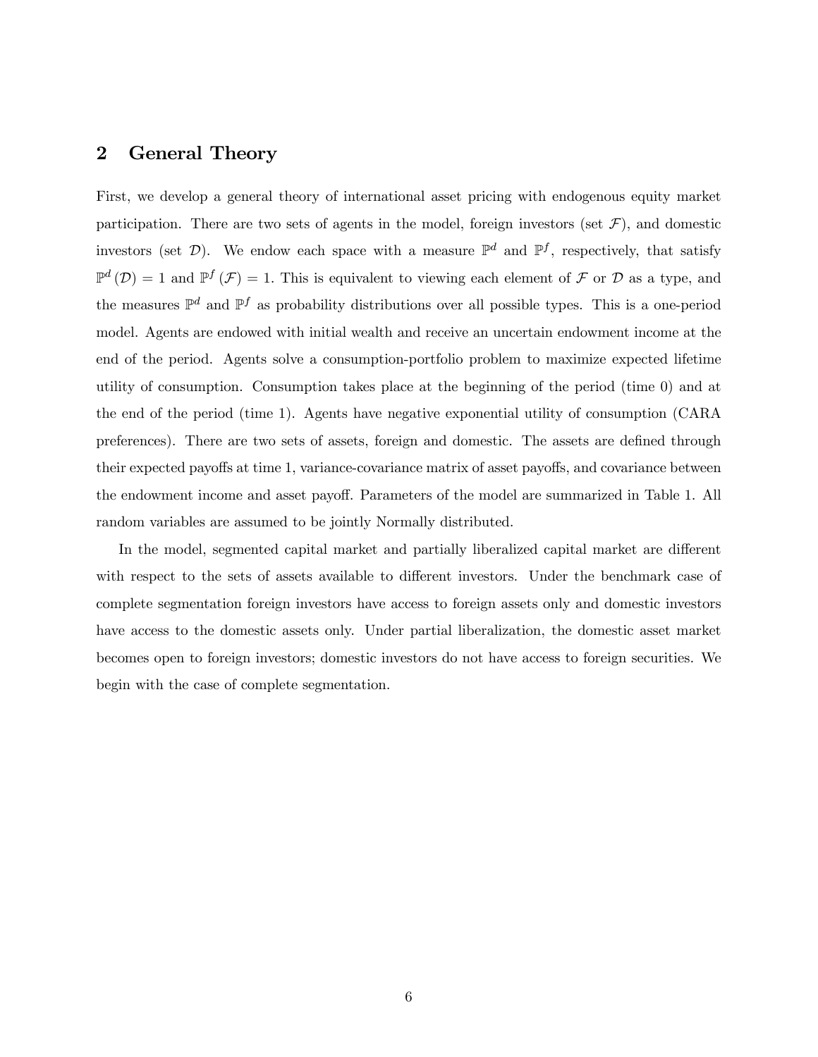## 2 General Theory

First, we develop a general theory of international asset pricing with endogenous equity market participation. There are two sets of agents in the model, foreign investors (set $\mathcal{F}$), and domestic investors (set $\mathcal{D}$). We endow each space with a measure $\mathbb{P}^d$ and $\mathbb{P}^f$, respectively, that satisfy $\mathbb{P}^d(\mathcal{D}) = 1$ and $\mathbb{P}^f(\mathcal{F}) = 1$. This is equivalent to viewing each element of $\mathcal{F}$ or $\mathcal{D}$ as a type, and the measures $\mathbb{P}^d$ and $\mathbb{P}^f$ as probability distributions over all possible types. This is a one-period model. Agents are endowed with initial wealth and receive an uncertain endowment income at the end of the period. Agents solve a consumption-portfolio problem to maximize expected lifetime utility of consumption. Consumption takes place at the beginning of the period (time 0) and at the end of the period (time 1). Agents have negative exponential utility of consumption (CARA preferences). There are two sets of assets, foreign and domestic. The assets are defined through their expected payoffs at time 1, variance-covariance matrix of asset payoffs, and covariance between the endowment income and asset payoff. Parameters of the model are summarized in Table 1. All random variables are assumed to be jointly Normally distributed.

In the model, segmented capital market and partially liberalized capital market are different with respect to the sets of assets available to different investors. Under the benchmark case of complete segmentation foreign investors have access to foreign assets only and domestic investors have access to the domestic assets only. Under partial liberalization, the domestic asset market becomes open to foreign investors; domestic investors do not have access to foreign securities. We begin with the case of complete segmentation.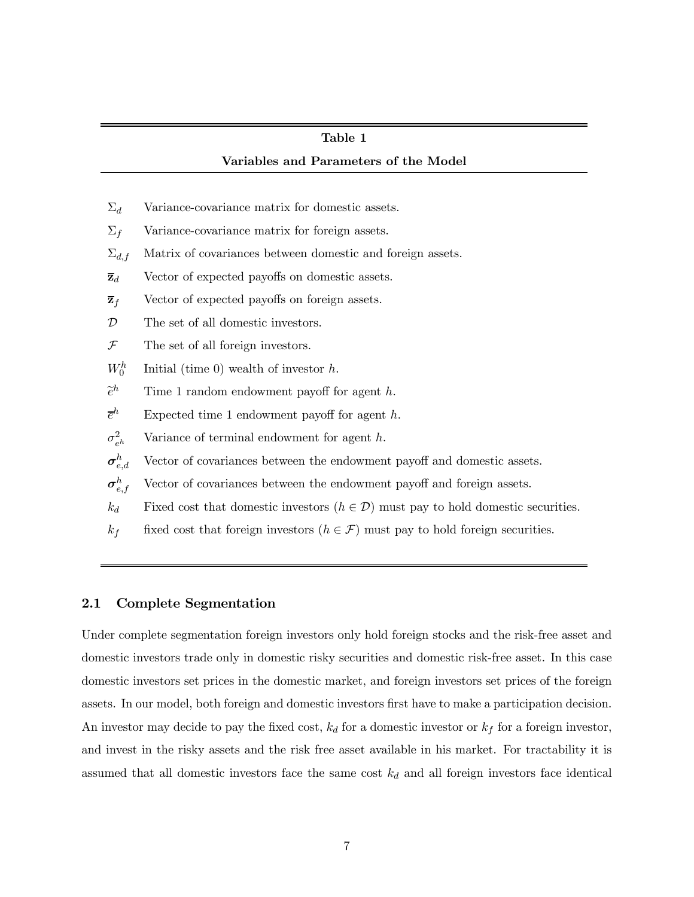**Table 1**

**Variables and Parameters of the Model**

| | |
|---|---|
| $\Sigma_d$ | Variance-covariance matrix for domestic assets. |
| $\Sigma_f$ | Variance-covariance matrix for foreign assets. |
| $\Sigma_{d,f}$ | Matrix of covariances between domestic and foreign assets. |
| $\overline{\mathbf{z}}_d$ | Vector of expected payoffs on domestic assets. |
| $\overline{\mathbf{z}}_f$ | Vector of expected payoffs on foreign assets. |
| $\mathcal{D}$ | The set of all domestic investors. |
| $\mathcal{F}$ | The set of all foreign investors. |
| $W_0^h$ | Initial (time 0) wealth of investor $h$. |
| $\widetilde{e}^h$ | Time 1 random endowment payoff for agent $h$. |
| $\overline{e}^h$ | Expected time 1 endowment payoff for agent $h$. |
| $\sigma^2_{e^h}$ | Variance of terminal endowment for agent $h$. |
| $\boldsymbol{\sigma}^h_{e,d}$ | Vector of covariances between the endowment payoff and domestic assets. |
| $\boldsymbol{\sigma}^h_{e,f}$ | Vector of covariances between the endowment payoff and foreign assets. |
| $k_d$ | Fixed cost that domestic investors ($h \in \mathcal{D}$) must pay to hold domestic securities. |
| $k_f$ | fixed cost that foreign investors ($h \in \mathcal{F}$) must pay to hold foreign securities. |

## 2.1 Complete Segmentation

Under complete segmentation foreign investors only hold foreign stocks and the risk-free asset and domestic investors trade only in domestic risky securities and domestic risk-free asset. In this case domestic investors set prices in the domestic market, and foreign investors set prices of the foreign assets. In our model, both foreign and domestic investors first have to make a participation decision. An investor may decide to pay the fixed cost, $k_d$ for a domestic investor or $k_f$ for a foreign investor, and invest in the risky assets and the risk free asset available in his market. For tractability it is assumed that all domestic investors face the same cost $k_d$ and all foreign investors face identical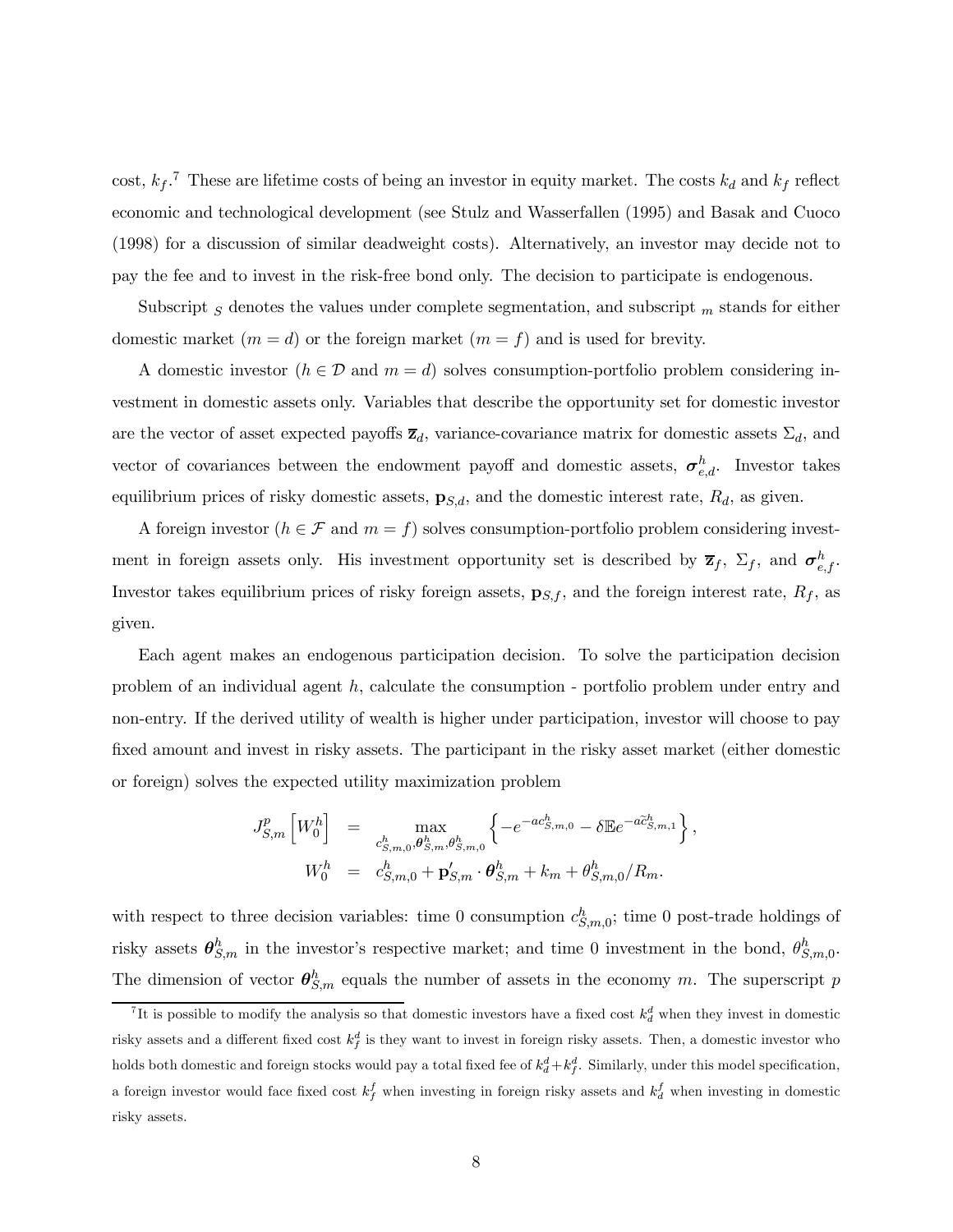cost, $k_f$.[7] These are lifetime costs of being an investor in equity market. The costs $k_d$ and $k_f$ reflect economic and technological development (see Stulz and Wasserfallen (1995) and Basak and Cuoco (1998) for a discussion of similar deadweight costs). Alternatively, an investor may decide not to pay the fee and to invest in the risk-free bond only. The decision to participate is endogenous.

Subscript $_S$ denotes the values under complete segmentation, and subscript $_m$ stands for either domestic market ($m = d$) or the foreign market ($m = f$) and is used for brevity.

A domestic investor ($h \in \mathcal{D}$ and $m = d$) solves consumption-portfolio problem considering investment in domestic assets only. Variables that describe the opportunity set for domestic investor are the vector of asset expected payoffs $\overline{\mathbf{z}}_d$, variance-covariance matrix for domestic assets $\Sigma_d$, and vector of covariances between the endowment payoff and domestic assets, $\boldsymbol{\sigma}_{e,d}^h$. Investor takes equilibrium prices of risky domestic assets, $\mathbf{p}_{S,d}$, and the domestic interest rate, $R_d$, as given.

A foreign investor ($h \in \mathcal{F}$ and $m = f$) solves consumption-portfolio problem considering investment in foreign assets only. His investment opportunity set is described by $\overline{\mathbf{z}}_f$, $\Sigma_f$, and $\boldsymbol{\sigma}_{e,f}^h$. Investor takes equilibrium prices of risky foreign assets, $\mathbf{p}_{S,f}$, and the foreign interest rate, $R_f$, as given.

Each agent makes an endogenous participation decision. To solve the participation decision problem of an individual agent $h$, calculate the consumption - portfolio problem under entry and non-entry. If the derived utility of wealth is higher under participation, investor will choose to pay fixed amount and invest in risky assets. The participant in the risky asset market (either domestic or foreign) solves the expected utility maximization problem

$$
\begin{aligned}
J_{S,m}^p\left[W_0^h\right] &= \max_{c_{S,m,0}^h, \boldsymbol{\theta}_{S,m}^h, \theta_{S,m,0}^h} \left\{-e^{-ac_{S,m,0}^h} - \delta \mathbb{E} e^{-a\tilde{c}_{S,m,1}^h}\right\}, \\
W_0^h &= c_{S,m,0}^h + \mathbf{p}_{S,m}' \cdot \boldsymbol{\theta}_{S,m}^h + k_m + \theta_{S,m,0}^h / R_m.
\end{aligned}
$$

with respect to three decision variables: time 0 consumption $c_{S,m,0}^h$; time 0 post-trade holdings of risky assets $\boldsymbol{\theta}_{S,m}^h$ in the investor's respective market; and time 0 investment in the bond, $\theta_{S,m,0}^h$. The dimension of vector $\boldsymbol{\theta}_{S,m}^h$ equals the number of assets in the economy $m$. The superscript $p$

---

[7] It is possible to modify the analysis so that domestic investors have a fixed cost $k_d^d$ when they invest in domestic risky assets and a different fixed cost $k_f^d$ is they want to invest in foreign risky assets. Then, a domestic investor who holds both domestic and foreign stocks would pay a total fixed fee of $k_d^d + k_f^d$. Similarly, under this model specification, a foreign investor would face fixed cost $k_f^f$ when investing in foreign risky assets and $k_d^f$ when investing in domestic risky assets.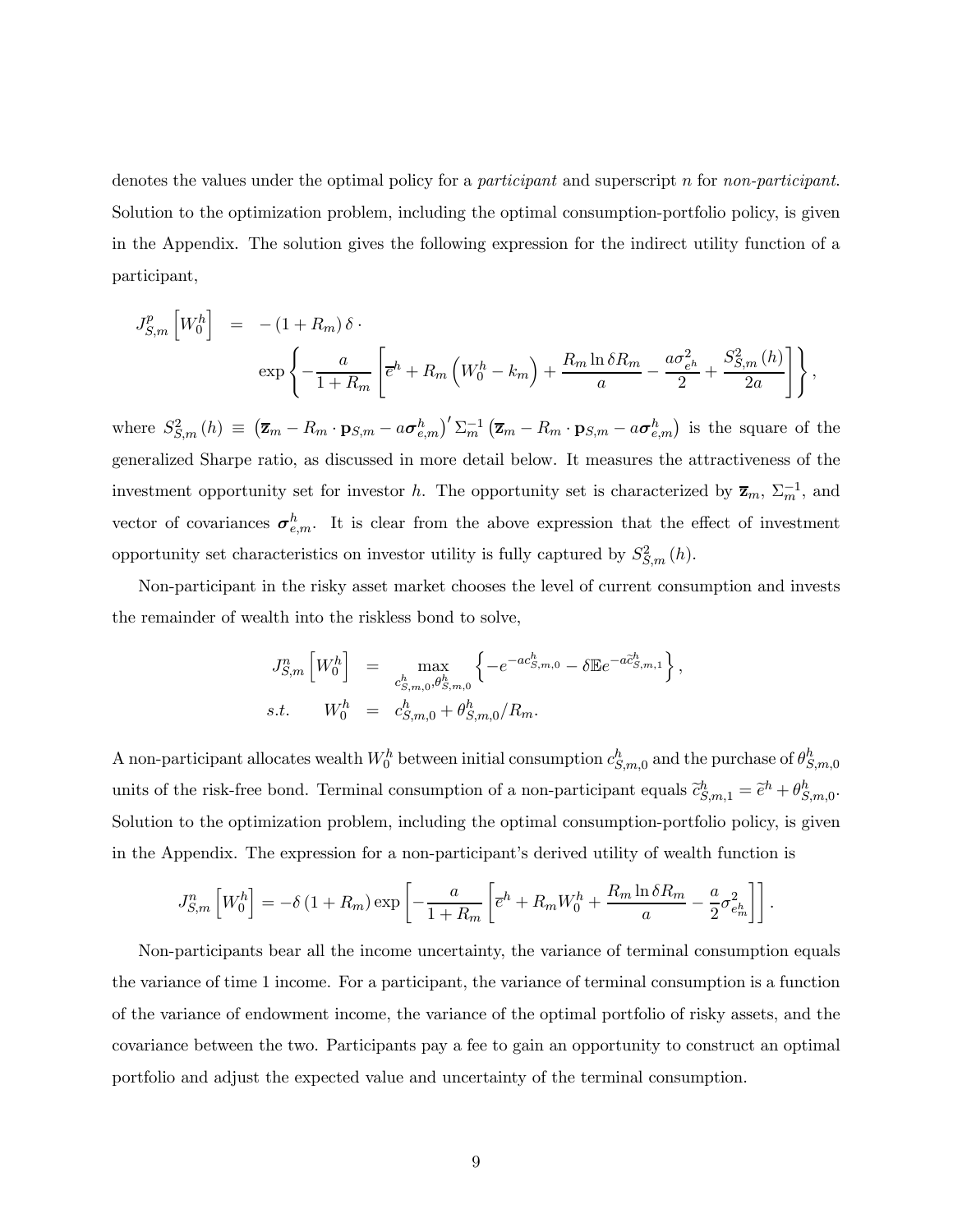denotes the values under the optimal policy for a *participant* and superscript $n$ for *non-participant*. Solution to the optimization problem, including the optimal consumption-portfolio policy, is given in the Appendix. The solution gives the following expression for the indirect utility function of a participant,

$$
\begin{aligned}
J_{S,m}^{p}\left[W_0^h\right] &= -\left(1+R_m\right)\delta \cdot \\
&\quad \exp\left\{-\frac{a}{1+R_m}\left[\overline{e}^h + R_m\left(W_0^h - k_m\right) + \frac{R_m \ln \delta R_m}{a} - \frac{a\sigma_{e^h}^2}{2} + \frac{S_{S,m}^2\left(h\right)}{2a}\right]\right\},
\end{aligned}
$$

where $S_{S,m}^2\left(h\right) \equiv \left(\overline{\mathbf{z}}_m - R_m \cdot \mathbf{p}_{S,m} - a\boldsymbol{\sigma}_{e,m}^h\right)' \Sigma_m^{-1} \left(\overline{\mathbf{z}}_m - R_m \cdot \mathbf{p}_{S,m} - a\boldsymbol{\sigma}_{e,m}^h\right)$ is the square of the generalized Sharpe ratio, as discussed in more detail below. It measures the attractiveness of the investment opportunity set for investor $h$. The opportunity set is characterized by $\overline{\mathbf{z}}_m$, $\Sigma_m^{-1}$, and vector of covariances $\boldsymbol{\sigma}_{e,m}^h$. It is clear from the above expression that the effect of investment opportunity set characteristics on investor utility is fully captured by $S_{S,m}^2\left(h\right)$.

Non-participant in the risky asset market chooses the level of current consumption and invests the remainder of wealth into the riskless bond to solve,

$$
\begin{aligned}
J_{S,m}^{n}\left[W_0^h\right] &= \max_{c_{S,m,0}^h, \theta_{S,m,0}^h} \left\{-e^{-ac_{S,m,0}^h} - \delta \mathbb{E} e^{-a\widetilde{c}_{S,m,1}^h}\right\}, \\
s.t. \qquad W_0^h &= c_{S,m,0}^h + \theta_{S,m,0}^h / R_m.
\end{aligned}
$$

A non-participant allocates wealth $W_0^h$ between initial consumption $c_{S,m,0}^h$ and the purchase of $\theta_{S,m,0}^h$ units of the risk-free bond. Terminal consumption of a non-participant equals $\widetilde{c}_{S,m,1}^h = \widetilde{e}^h + \theta_{S,m,0}^h$. Solution to the optimization problem, including the optimal consumption-portfolio policy, is given in the Appendix. The expression for a non-participant's derived utility of wealth function is

$$
J_{S,m}^{n}\left[W_0^h\right] = -\delta\left(1+R_m\right)\exp\left[-\frac{a}{1+R_m}\left[\overline{e}^h + R_m W_0^h + \frac{R_m \ln \delta R_m}{a} - \frac{a}{2}\sigma_{e_m^h}^2\right]\right].
$$

Non-participants bear all the income uncertainty, the variance of terminal consumption equals the variance of time 1 income. For a participant, the variance of terminal consumption is a function of the variance of endowment income, the variance of the optimal portfolio of risky assets, and the covariance between the two. Participants pay a fee to gain an opportunity to construct an optimal portfolio and adjust the expected value and uncertainty of the terminal consumption.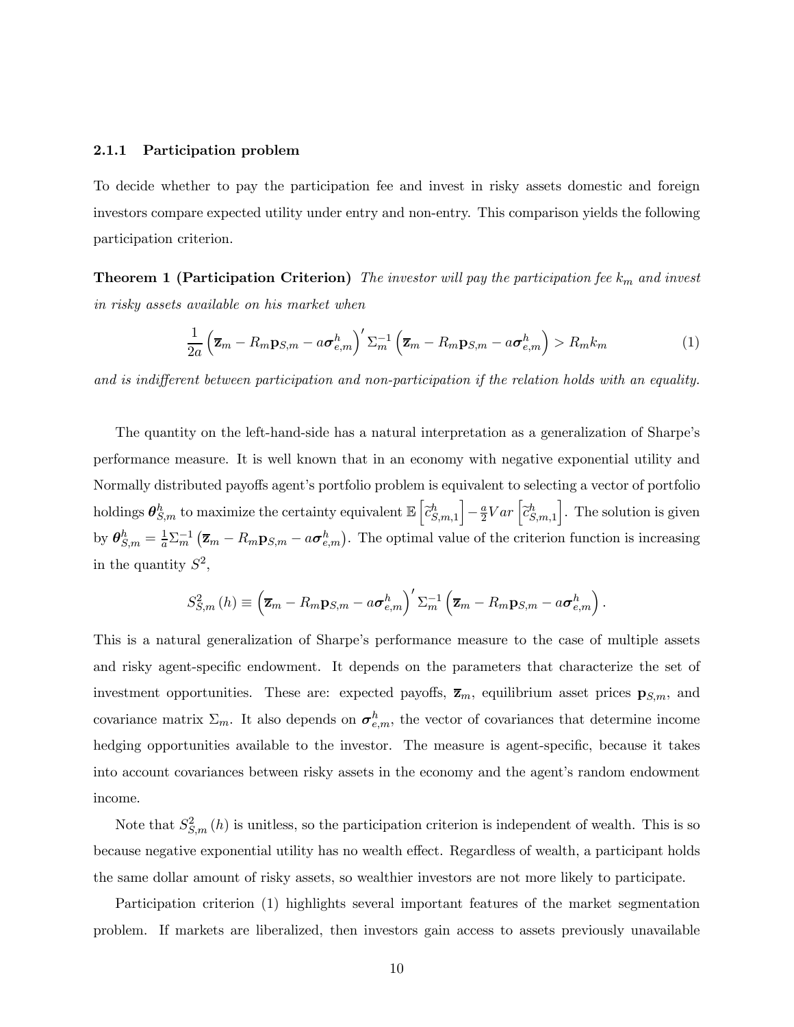#### 2.1.1 Participation problem

To decide whether to pay the participation fee and invest in risky assets domestic and foreign investors compare expected utility under entry and non-entry. This comparison yields the following participation criterion.

**Theorem 1 (Participation Criterion)** *The investor will pay the participation fee $k_m$ and invest in risky assets available on his market when*

$$\frac{1}{2a}\left(\overline{\mathbf{z}}_m - R_m \mathbf{p}_{S,m} - a\boldsymbol{\sigma}_{e,m}^h\right)' \Sigma_m^{-1} \left(\overline{\mathbf{z}}_m - R_m \mathbf{p}_{S,m} - a\boldsymbol{\sigma}_{e,m}^h\right) > R_m k_m \tag{1}$$

*and is indifferent between participation and non-participation if the relation holds with an equality.*

The quantity on the left-hand-side has a natural interpretation as a generalization of Sharpe's performance measure. It is well known that in an economy with negative exponential utility and Normally distributed payoffs agent's portfolio problem is equivalent to selecting a vector of portfolio holdings $\boldsymbol{\theta}_{S,m}^h$ to maximize the certainty equivalent $\mathbb{E}\left[\widetilde{c}_{S,m,1}^h\right] - \frac{a}{2}Var\left[\widetilde{c}_{S,m,1}^h\right]$. The solution is given by $\boldsymbol{\theta}_{S,m}^h = \frac{1}{a}\Sigma_m^{-1}\left(\overline{\mathbf{z}}_m - R_m \mathbf{p}_{S,m} - a\boldsymbol{\sigma}_{e,m}^h\right)$. The optimal value of the criterion function is increasing in the quantity $S^2$,

$$S_{S,m}^2(h) \equiv \left(\overline{\mathbf{z}}_m - R_m \mathbf{p}_{S,m} - a\boldsymbol{\sigma}_{e,m}^h\right)' \Sigma_m^{-1} \left(\overline{\mathbf{z}}_m - R_m \mathbf{p}_{S,m} - a\boldsymbol{\sigma}_{e,m}^h\right).$$

This is a natural generalization of Sharpe's performance measure to the case of multiple assets and risky agent-specific endowment. It depends on the parameters that characterize the set of investment opportunities. These are: expected payoffs, $\overline{\mathbf{z}}_m$, equilibrium asset prices $\mathbf{p}_{S,m}$, and covariance matrix $\Sigma_m$. It also depends on $\boldsymbol{\sigma}_{e,m}^h$, the vector of covariances that determine income hedging opportunities available to the investor. The measure is agent-specific, because it takes into account covariances between risky assets in the economy and the agent's random endowment income.

Note that $S_{S,m}^2(h)$ is unitless, so the participation criterion is independent of wealth. This is so because negative exponential utility has no wealth effect. Regardless of wealth, a participant holds the same dollar amount of risky assets, so wealthier investors are not more likely to participate.

Participation criterion (1) highlights several important features of the market segmentation problem. If markets are liberalized, then investors gain access to assets previously unavailable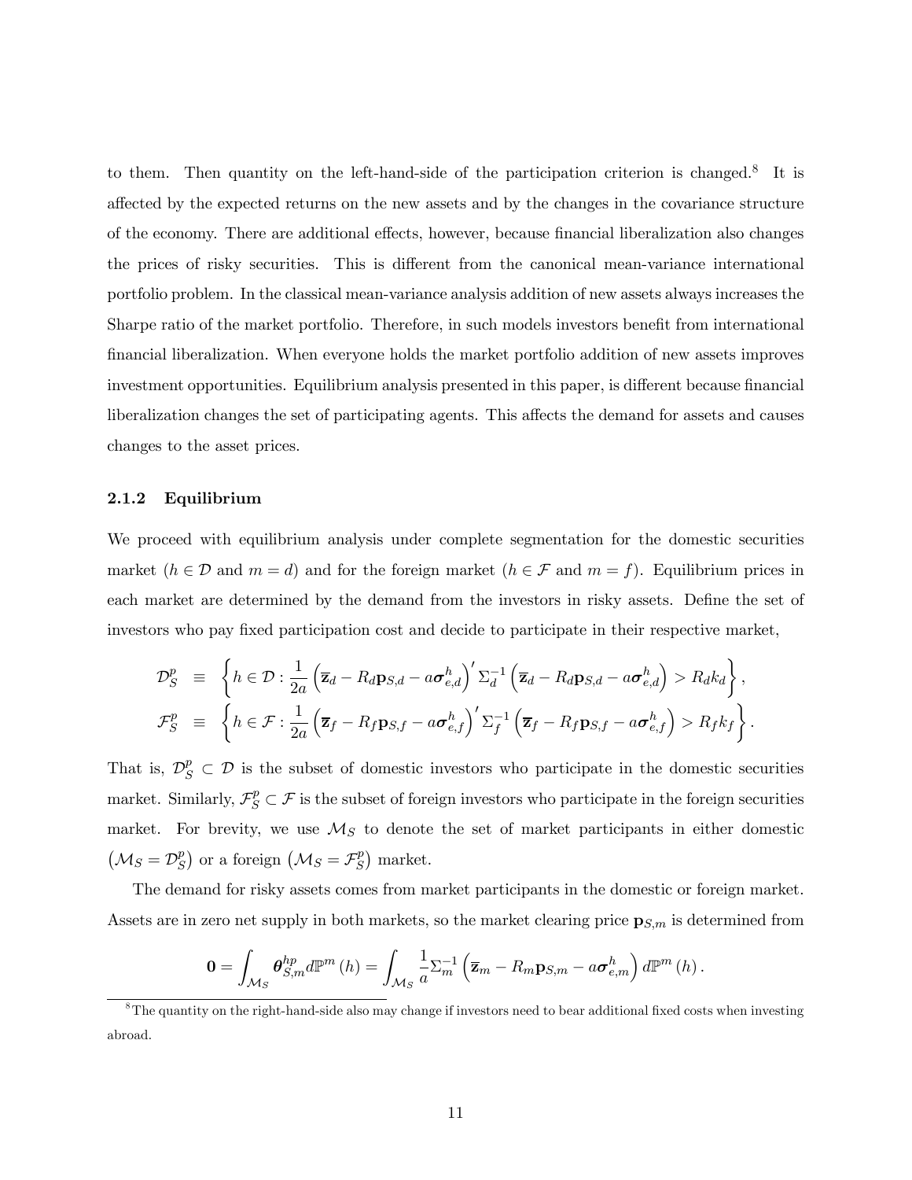to them. Then quantity on the left-hand-side of the participation criterion is changed.[8] It is affected by the expected returns on the new assets and by the changes in the covariance structure of the economy. There are additional effects, however, because financial liberalization also changes the prices of risky securities. This is different from the canonical mean-variance international portfolio problem. In the classical mean-variance analysis addition of new assets always increases the Sharpe ratio of the market portfolio. Therefore, in such models investors benefit from international financial liberalization. When everyone holds the market portfolio addition of new assets improves investment opportunities. Equilibrium analysis presented in this paper, is different because financial liberalization changes the set of participating agents. This affects the demand for assets and causes changes to the asset prices.

### 2.1.2 Equilibrium

We proceed with equilibrium analysis under complete segmentation for the domestic securities market ($h \in \mathcal{D}$ and $m = d$) and for the foreign market ($h \in \mathcal{F}$ and $m = f$). Equilibrium prices in each market are determined by the demand from the investors in risky assets. Define the set of investors who pay fixed participation cost and decide to participate in their respective market,

$$
\begin{aligned}
\mathcal{D}_S^p &\equiv \left\{ h \in \mathcal{D} : \frac{1}{2a} \left( \overline{\mathbf{z}}_d - R_d \mathbf{p}_{S,d} - a \boldsymbol{\sigma}_{e,d}^h \right)' \Sigma_d^{-1} \left( \overline{\mathbf{z}}_d - R_d \mathbf{p}_{S,d} - a \boldsymbol{\sigma}_{e,d}^h \right) > R_d k_d \right\}, \\
\mathcal{F}_S^p &\equiv \left\{ h \in \mathcal{F} : \frac{1}{2a} \left( \overline{\mathbf{z}}_f - R_f \mathbf{p}_{S,f} - a \boldsymbol{\sigma}_{e,f}^h \right)' \Sigma_f^{-1} \left( \overline{\mathbf{z}}_f - R_f \mathbf{p}_{S,f} - a \boldsymbol{\sigma}_{e,f}^h \right) > R_f k_f \right\}.
\end{aligned}
$$

That is, $\mathcal{D}_S^p \subset \mathcal{D}$ is the subset of domestic investors who participate in the domestic securities market. Similarly, $\mathcal{F}_S^p \subset \mathcal{F}$ is the subset of foreign investors who participate in the foreign securities market. For brevity, we use $\mathcal{M}_S$ to denote the set of market participants in either domestic $\left(\mathcal{M}_S = \mathcal{D}_S^p\right)$ or a foreign $\left(\mathcal{M}_S = \mathcal{F}_S^p\right)$ market.

The demand for risky assets comes from market participants in the domestic or foreign market. Assets are in zero net supply in both markets, so the market clearing price $\mathbf{p}_{S,m}$ is determined from

$$
\mathbf{0} = \int_{\mathcal{M}_S} \boldsymbol{\theta}_{S,m}^{hp} d\mathbb{P}^m(h) = \int_{\mathcal{M}_S} \frac{1}{a} \Sigma_m^{-1} \left( \overline{\mathbf{z}}_m - R_m \mathbf{p}_{S,m} - a \boldsymbol{\sigma}_{e,m}^h \right) d\mathbb{P}^m(h).
$$

[8] The quantity on the right-hand-side also may change if investors need to bear additional fixed costs when investing abroad.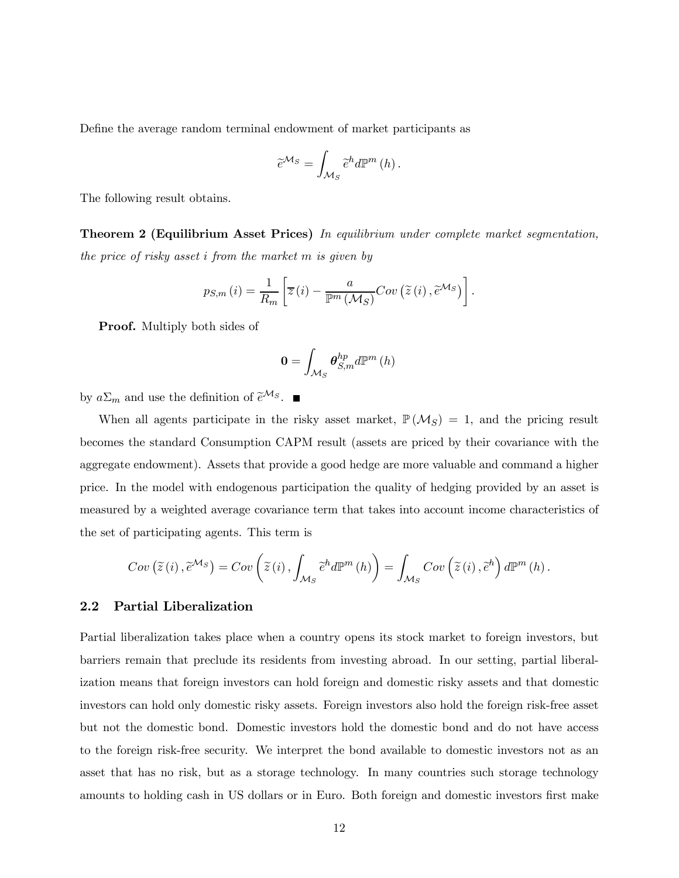Define the average random terminal endowment of market participants as

$$\widetilde{e}^{\mathcal{M}_S} = \int_{\mathcal{M}_S} \widetilde{e}^h d\mathbb{P}^m(h).$$

The following result obtains.

**Theorem 2 (Equilibrium Asset Prices)** *In equilibrium under complete market segmentation, the price of risky asset i from the market m is given by*

$$p_{S,m}(i) = \frac{1}{R_m}\left[\overline{z}(i) - \frac{a}{\mathbb{P}^m(\mathcal{M}_S)} Cov\left(\widetilde{z}(i), \widetilde{e}^{\mathcal{M}_S}\right)\right].$$

**Proof.** Multiply both sides of

$$\mathbf{0} = \int_{\mathcal{M}_S} \boldsymbol{\theta}^{hp}_{S,m} d\mathbb{P}^m(h)$$

by $a\Sigma_m$ and use the definition of $\widetilde{e}^{\mathcal{M}_S}$. ■

When all agents participate in the risky asset market, $\mathbb{P}(\mathcal{M}_S) = 1$, and the pricing result becomes the standard Consumption CAPM result (assets are priced by their covariance with the aggregate endowment). Assets that provide a good hedge are more valuable and command a higher price. In the model with endogenous participation the quality of hedging provided by an asset is measured by a weighted average covariance term that takes into account income characteristics of the set of participating agents. This term is

$$Cov\left(\widetilde{z}(i), \widetilde{e}^{\mathcal{M}_S}\right) = Cov\left(\widetilde{z}(i), \int_{\mathcal{M}_S} \widetilde{e}^h d\mathbb{P}^m(h)\right) = \int_{\mathcal{M}_S} Cov\left(\widetilde{z}(i), \widetilde{e}^h\right) d\mathbb{P}^m(h).$$

## 2.2 Partial Liberalization

Partial liberalization takes place when a country opens its stock market to foreign investors, but barriers remain that preclude its residents from investing abroad. In our setting, partial liberalization means that foreign investors can hold foreign and domestic risky assets and that domestic investors can hold only domestic risky assets. Foreign investors also hold the foreign risk-free asset but not the domestic bond. Domestic investors hold the domestic bond and do not have access to the foreign risk-free security. We interpret the bond available to domestic investors not as an asset that has no risk, but as a storage technology. In many countries such storage technology amounts to holding cash in US dollars or in Euro. Both foreign and domestic investors first make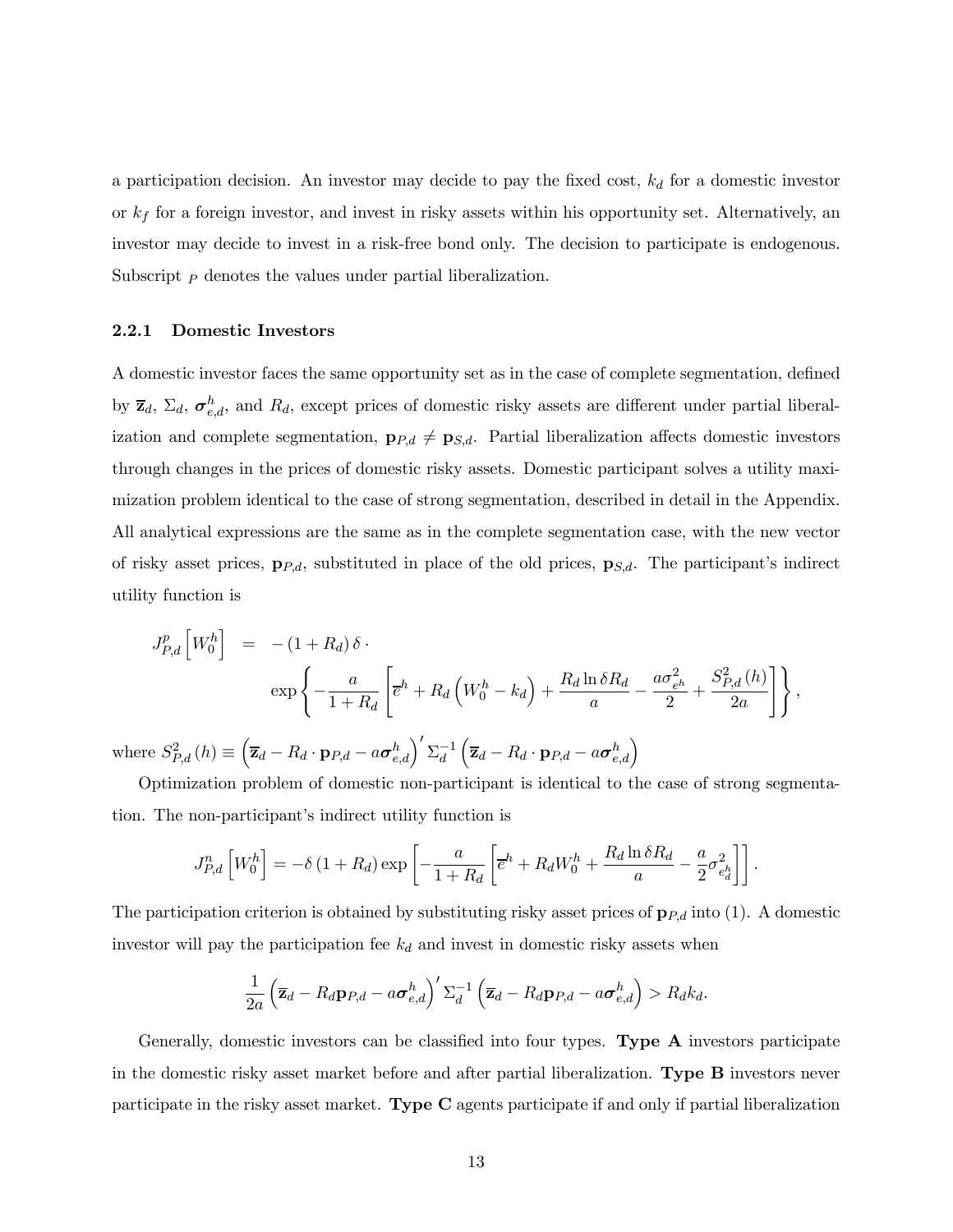a participation decision. An investor may decide to pay the fixed cost, $k_d$ for a domestic investor or $k_f$ for a foreign investor, and invest in risky assets within his opportunity set. Alternatively, an investor may decide to invest in a risk-free bond only. The decision to participate is endogenous. Subscript $_P$ denotes the values under partial liberalization.

### 2.2.1 Domestic Investors

A domestic investor faces the same opportunity set as in the case of complete segmentation, defined by $\overline{\mathbf{z}}_d$, $\Sigma_d$, $\boldsymbol{\sigma}^h_{e,d}$, and $R_d$, except prices of domestic risky assets are different under partial liberalization and complete segmentation, $\mathbf{p}_{P,d} \neq \mathbf{p}_{S,d}$. Partial liberalization affects domestic investors through changes in the prices of domestic risky assets. Domestic participant solves a utility maximization problem identical to the case of strong segmentation, described in detail in the Appendix. All analytical expressions are the same as in the complete segmentation case, with the new vector of risky asset prices, $\mathbf{p}_{P,d}$, substituted in place of the old prices, $\mathbf{p}_{S,d}$. The participant's indirect utility function is

$$
\begin{aligned}
J^p_{P,d}\left[W^h_0\right] &= -\left(1+R_d\right)\delta \cdot \\
&\quad \exp\left\{-\frac{a}{1+R_d}\left[\overline{e}^h + R_d\left(W^h_0 - k_d\right) + \frac{R_d \ln \delta R_d}{a} - \frac{a\sigma^2_{e^h}}{2} + \frac{S^2_{P,d}\left(h\right)}{2a}\right]\right\},
\end{aligned}
$$

where $S^2_{P,d}\left(h\right) \equiv \left(\overline{\mathbf{z}}_d - R_d \cdot \mathbf{p}_{P,d} - a\boldsymbol{\sigma}^h_{e,d}\right)' \Sigma_d^{-1}\left(\overline{\mathbf{z}}_d - R_d \cdot \mathbf{p}_{P,d} - a\boldsymbol{\sigma}^h_{e,d}\right)$

Optimization problem of domestic non-participant is identical to the case of strong segmentation. The non-participant's indirect utility function is

$$
J^n_{P,d}\left[W^h_0\right] = -\delta\left(1+R_d\right)\exp\left[-\frac{a}{1+R_d}\left[\overline{e}^h + R_d W^h_0 + \frac{R_d \ln \delta R_d}{a} - \frac{a}{2}\sigma^2_{e^h_d}\right]\right].
$$

The participation criterion is obtained by substituting risky asset prices of $\mathbf{p}_{P,d}$ into (1). A domestic investor will pay the participation fee $k_d$ and invest in domestic risky assets when

$$
\frac{1}{2a}\left(\overline{\mathbf{z}}_d - R_d \mathbf{p}_{P,d} - a\boldsymbol{\sigma}^h_{e,d}\right)' \Sigma_d^{-1}\left(\overline{\mathbf{z}}_d - R_d \mathbf{p}_{P,d} - a\boldsymbol{\sigma}^h_{e,d}\right) > R_d k_d.
$$

Generally, domestic investors can be classified into four types. **Type A** investors participate in the domestic risky asset market before and after partial liberalization. **Type B** investors never participate in the risky asset market. **Type C** agents participate if and only if partial liberalization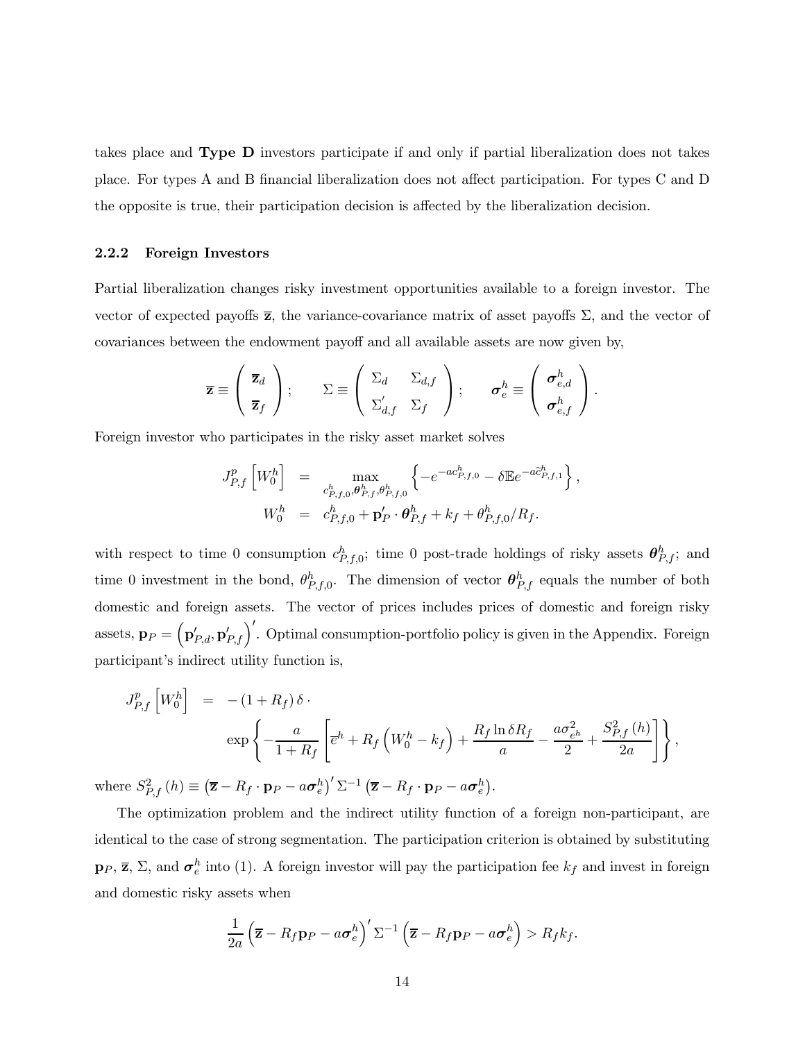takes place and **Type D** investors participate if and only if partial liberalization does not takes place. For types A and B financial liberalization does not affect participation. For types C and D the opposite is true, their participation decision is affected by the liberalization decision.

### 2.2.2 Foreign Investors

Partial liberalization changes risky investment opportunities available to a foreign investor. The vector of expected payoffs $\overline{\mathbf{z}}$, the variance-covariance matrix of asset payoffs $\Sigma$, and the vector of covariances between the endowment payoff and all available assets are now given by,

$$\overline{\mathbf{z}} \equiv \begin{pmatrix} \overline{\mathbf{z}}_d \\ \overline{\mathbf{z}}_f \end{pmatrix}; \qquad \Sigma \equiv \begin{pmatrix} \Sigma_d & \Sigma_{d,f} \\ \Sigma_{d,f}^{'} & \Sigma_f \end{pmatrix}; \qquad \boldsymbol{\sigma}_e^h \equiv \begin{pmatrix} \boldsymbol{\sigma}_{e,d}^h \\ \boldsymbol{\sigma}_{e,f}^h \end{pmatrix}.$$

Foreign investor who participates in the risky asset market solves

$$\begin{aligned} J_{P,f}^p \left[ W_0^h \right] &= \max_{c_{P,f,0}^h, \boldsymbol{\theta}_{P,f}^h, \theta_{P,f,0}^h} \left\{ -e^{-ac_{P,f,0}^h} - \delta \mathbb{E} e^{-a\tilde{c}_{P,f,1}^h} \right\}, \\ W_0^h &= c_{P,f,0}^h + \mathbf{p}_P' \cdot \boldsymbol{\theta}_{P,f}^h + k_f + \theta_{P,f,0}^h / R_f. \end{aligned}$$

with respect to time 0 consumption $c_{P,f,0}^h$; time 0 post-trade holdings of risky assets $\boldsymbol{\theta}_{P,f}^h$; and time 0 investment in the bond, $\theta_{P,f,0}^h$. The dimension of vector $\boldsymbol{\theta}_{P,f}^h$ equals the number of both domestic and foreign assets. The vector of prices includes prices of domestic and foreign risky assets, $\mathbf{p}_P = \left( \mathbf{p}_{P,d}', \mathbf{p}_{P,f}' \right)'$. Optimal consumption-portfolio policy is given in the Appendix. Foreign participant's indirect utility function is,

$$\begin{aligned} J_{P,f}^p \left[ W_0^h \right] &= -\left(1 + R_f\right) \delta \cdot \\ &\quad \exp \left\{ -\frac{a}{1 + R_f} \left[ \overline{e}^h + R_f \left( W_0^h - k_f \right) + \frac{R_f \ln \delta R_f}{a} - \frac{a\sigma_{e^h}^2}{2} + \frac{S_{P,f}^2 (h)}{2a} \right] \right\}, \end{aligned}$$

where $S_{P,f}^2(h) \equiv \left( \overline{\mathbf{z}} - R_f \cdot \mathbf{p}_P - a\boldsymbol{\sigma}_e^h \right)' \Sigma^{-1} \left( \overline{\mathbf{z}} - R_f \cdot \mathbf{p}_P - a\boldsymbol{\sigma}_e^h \right)$.

The optimization problem and the indirect utility function of a foreign non-participant, are identical to the case of strong segmentation. The participation criterion is obtained by substituting $\mathbf{p}_P$, $\overline{\mathbf{z}}$, $\Sigma$, and $\boldsymbol{\sigma}_e^h$ into (1). A foreign investor will pay the participation fee $k_f$ and invest in foreign and domestic risky assets when

$$\frac{1}{2a} \left( \overline{\mathbf{z}} - R_f \mathbf{p}_P - a\boldsymbol{\sigma}_e^h \right)' \Sigma^{-1} \left( \overline{\mathbf{z}} - R_f \mathbf{p}_P - a\boldsymbol{\sigma}_e^h \right) > R_f k_f.$$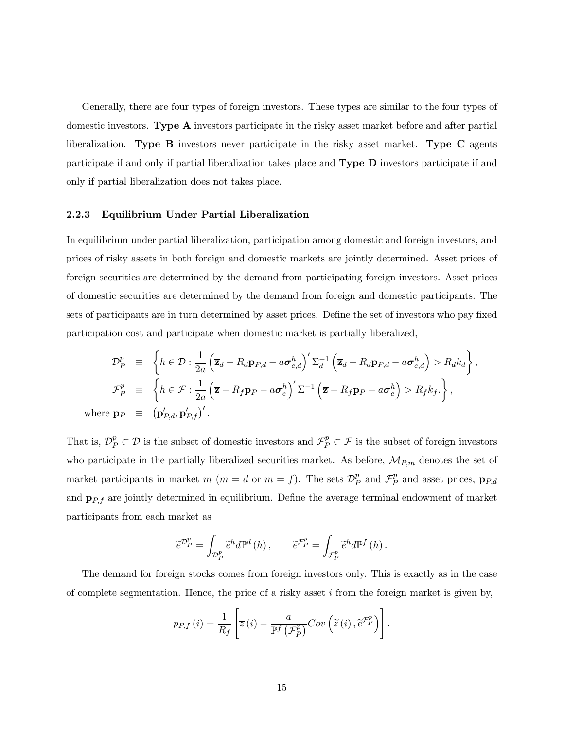Generally, there are four types of foreign investors. These types are similar to the four types of domestic investors. **Type A** investors participate in the risky asset market before and after partial liberalization. **Type B** investors never participate in the risky asset market. **Type C** agents participate if and only if partial liberalization takes place and **Type D** investors participate if and only if partial liberalization does not takes place.

### 2.2.3 Equilibrium Under Partial Liberalization

In equilibrium under partial liberalization, participation among domestic and foreign investors, and prices of risky assets in both foreign and domestic markets are jointly determined. Asset prices of foreign securities are determined by the demand from participating foreign investors. Asset prices of domestic securities are determined by the demand from foreign and domestic participants. The sets of participants are in turn determined by asset prices. Define the set of investors who pay fixed participation cost and participate when domestic market is partially liberalized,

$$
\begin{aligned}
\mathcal{D}_P^p &\equiv \left\{ h \in \mathcal{D} : \frac{1}{2a}\left(\overline{\mathbf{z}}_d - R_d \mathbf{p}_{P,d} - a\boldsymbol{\sigma}_{e,d}^h\right)' \Sigma_d^{-1} \left(\overline{\mathbf{z}}_d - R_d \mathbf{p}_{P,d} - a\boldsymbol{\sigma}_{e,d}^h\right) > R_d k_d \right\}, \\
\mathcal{F}_P^p &\equiv \left\{ h \in \mathcal{F} : \frac{1}{2a}\left(\overline{\mathbf{z}} - R_f \mathbf{p}_P - a\boldsymbol{\sigma}_e^h\right)' \Sigma^{-1} \left(\overline{\mathbf{z}} - R_f \mathbf{p}_P - a\boldsymbol{\sigma}_e^h\right) > R_f k_f . \right\}, \\
\text{where } \mathbf{p}_P &\equiv \left(\mathbf{p}_{P,d}', \mathbf{p}_{P,f}'\right)'.
\end{aligned}
$$

That is, $\mathcal{D}_P^p \subset \mathcal{D}$ is the subset of domestic investors and $\mathcal{F}_P^p \subset \mathcal{F}$ is the subset of foreign investors who participate in the partially liberalized securities market. As before, $\mathcal{M}_{P,m}$ denotes the set of market participants in market $m$ ($m = d$ or $m = f$). The sets $\mathcal{D}_P^p$ and $\mathcal{F}_P^p$ and asset prices, $\mathbf{p}_{P,d}$ and $\mathbf{p}_{P,f}$ are jointly determined in equilibrium. Define the average terminal endowment of market participants from each market as

$$
\widetilde{e}^{\mathcal{D}_P^p} = \int_{\mathcal{D}_P^p} \widetilde{e}^h d\mathbb{P}^d(h), \qquad \widetilde{e}^{\mathcal{F}_P^p} = \int_{\mathcal{F}_P^p} \widetilde{e}^h d\mathbb{P}^f(h).
$$

The demand for foreign stocks comes from foreign investors only. This is exactly as in the case of complete segmentation. Hence, the price of a risky asset $i$ from the foreign market is given by,

$$
p_{P,f}(i) = \frac{1}{R_f}\left[\overline{z}(i) - \frac{a}{\mathbb{P}^f\left(\mathcal{F}_P^p\right)} Cov\left(\widetilde{z}(i), \widetilde{e}^{\mathcal{F}_P^p}\right)\right].
$$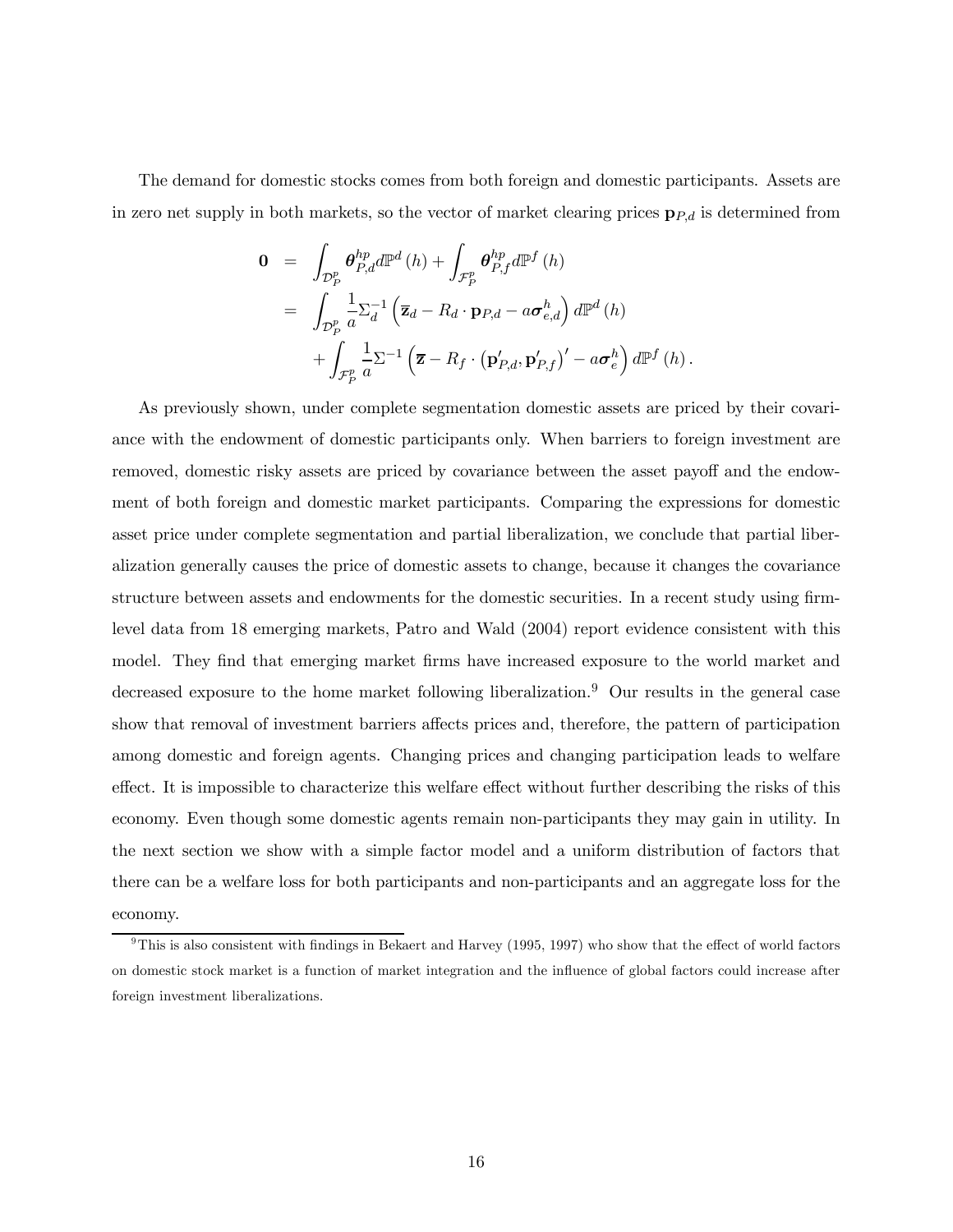The demand for domestic stocks comes from both foreign and domestic participants. Assets are in zero net supply in both markets, so the vector of market clearing prices $\mathbf{p}_{P,d}$ is determined from

$$
\begin{aligned}
\mathbf{0} &= \int_{\mathcal{D}_P^p} \boldsymbol{\theta}_{P,d}^{hp} d\mathbb{P}^d(h) + \int_{\mathcal{F}_P^p} \boldsymbol{\theta}_{P,f}^{hp} d\mathbb{P}^f(h) \\
&= \int_{\mathcal{D}_P^p} \frac{1}{a} \Sigma_d^{-1} \left( \overline{\mathbf{z}}_d - R_d \cdot \mathbf{p}_{P,d} - a \boldsymbol{\sigma}_{e,d}^h \right) d\mathbb{P}^d(h) \\
&\quad + \int_{\mathcal{F}_P^p} \frac{1}{a} \Sigma^{-1} \left( \overline{\mathbf{z}} - R_f \cdot \left( \mathbf{p}_{P,d}', \mathbf{p}_{P,f}' \right)' - a \boldsymbol{\sigma}_e^h \right) d\mathbb{P}^f(h).
\end{aligned}
$$

As previously shown, under complete segmentation domestic assets are priced by their covariance with the endowment of domestic participants only. When barriers to foreign investment are removed, domestic risky assets are priced by covariance between the asset payoff and the endowment of both foreign and domestic market participants. Comparing the expressions for domestic asset price under complete segmentation and partial liberalization, we conclude that partial liberalization generally causes the price of domestic assets to change, because it changes the covariance structure between assets and endowments for the domestic securities. In a recent study using firm-level data from 18 emerging markets, Patro and Wald (2004) report evidence consistent with this model. They find that emerging market firms have increased exposure to the world market and decreased exposure to the home market following liberalization.[9] Our results in the general case show that removal of investment barriers affects prices and, therefore, the pattern of participation among domestic and foreign agents. Changing prices and changing participation leads to welfare effect. It is impossible to characterize this welfare effect without further describing the risks of this economy. Even though some domestic agents remain non-participants they may gain in utility. In the next section we show with a simple factor model and a uniform distribution of factors that there can be a welfare loss for both participants and non-participants and an aggregate loss for the economy.

[9] This is also consistent with findings in Bekaert and Harvey (1995, 1997) who show that the effect of world factors on domestic stock market is a function of market integration and the influence of global factors could increase after foreign investment liberalizations.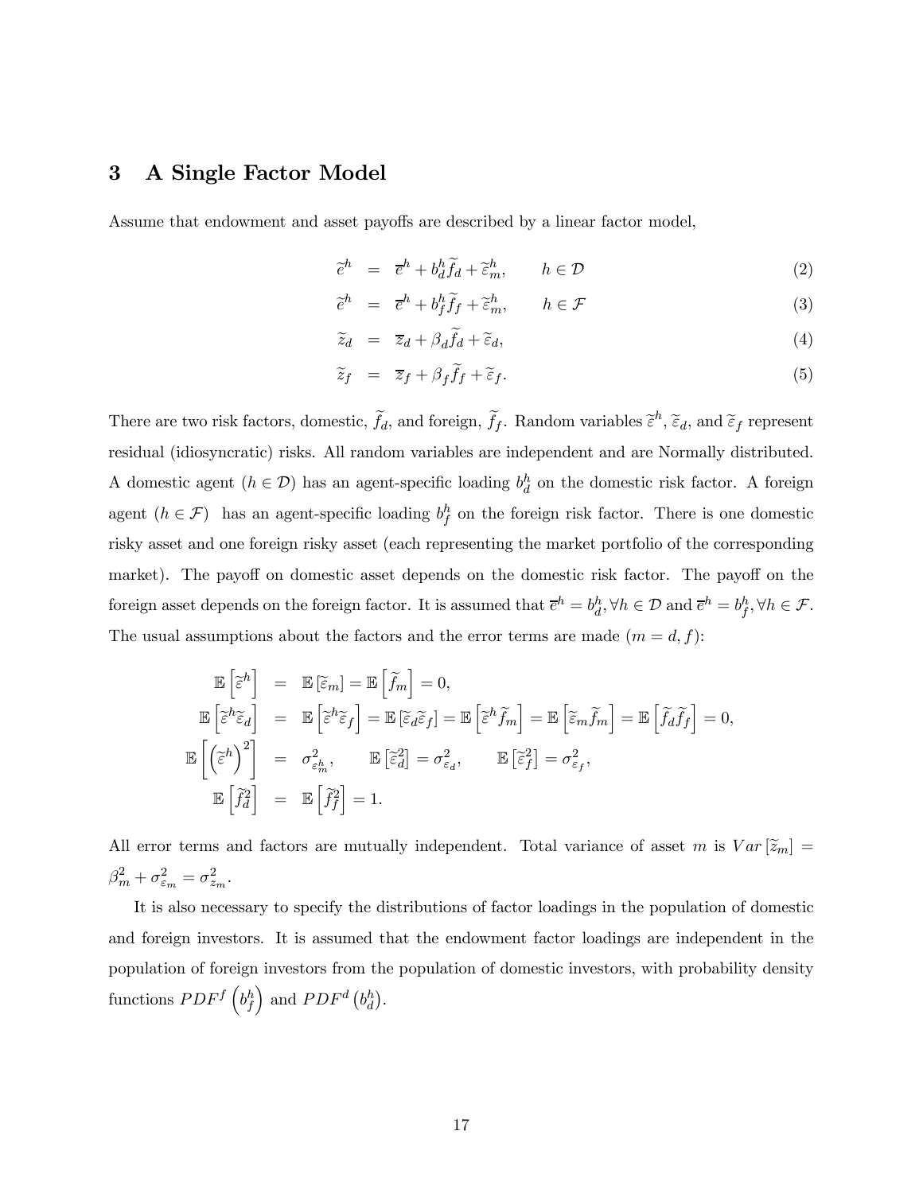## 3 A Single Factor Model

Assume that endowment and asset payoffs are described by a linear factor model,

$$\widetilde{e}^h = \overline{e}^h + b_d^h \widetilde{f}_d + \widetilde{\varepsilon}_m^h, \qquad h \in \mathcal{D} \tag{2}$$

$$\widetilde{e}^h = \overline{e}^h + b_f^h \widetilde{f}_f + \widetilde{\varepsilon}_m^h, \qquad h \in \mathcal{F} \tag{3}$$

$$\widetilde{z}_d = \overline{z}_d + \beta_d \widetilde{f}_d + \widetilde{\varepsilon}_d, \tag{4}$$

$$\widetilde{z}_f = \overline{z}_f + \beta_f \widetilde{f}_f + \widetilde{\varepsilon}_f. \tag{5}$$

There are two risk factors, domestic, $\widetilde{f}_d$, and foreign, $\widetilde{f}_f$. Random variables $\widetilde{\varepsilon}^h$, $\widetilde{\varepsilon}_d$, and $\widetilde{\varepsilon}_f$ represent residual (idiosyncratic) risks. All random variables are independent and are Normally distributed. A domestic agent ($h \in \mathcal{D}$) has an agent-specific loading $b_d^h$ on the domestic risk factor. A foreign agent ($h \in \mathcal{F}$) has an agent-specific loading $b_f^h$ on the foreign risk factor. There is one domestic risky asset and one foreign risky asset (each representing the market portfolio of the corresponding market). The payoff on domestic asset depends on the domestic risk factor. The payoff on the foreign asset depends on the foreign factor. It is assumed that $\overline{e}^h = b_d^h, \forall h \in \mathcal{D}$ and $\overline{e}^h = b_f^h, \forall h \in \mathcal{F}$. The usual assumptions about the factors and the error terms are made ($m = d, f$):

$$\begin{aligned}
\mathbb{E}\left[\widetilde{\varepsilon}^h\right] &= \mathbb{E}\left[\widetilde{\varepsilon}_m\right] = \mathbb{E}\left[\widetilde{f}_m\right] = 0, \\
\mathbb{E}\left[\widetilde{\varepsilon}^h \widetilde{\varepsilon}_d\right] &= \mathbb{E}\left[\widetilde{\varepsilon}^h \widetilde{\varepsilon}_f\right] = \mathbb{E}\left[\widetilde{\varepsilon}_d \widetilde{\varepsilon}_f\right] = \mathbb{E}\left[\widetilde{\varepsilon}^h \widetilde{f}_m\right] = \mathbb{E}\left[\widetilde{\varepsilon}_m \widetilde{f}_m\right] = \mathbb{E}\left[\widetilde{f}_d \widetilde{f}_f\right] = 0, \\
\mathbb{E}\left[\left(\widetilde{\varepsilon}^h\right)^2\right] &= \sigma^2_{\varepsilon_m^h}, \qquad \mathbb{E}\left[\widetilde{\varepsilon}_d^2\right] = \sigma^2_{\varepsilon_d}, \qquad \mathbb{E}\left[\widetilde{\varepsilon}_f^2\right] = \sigma^2_{\varepsilon_f}, \\
\mathbb{E}\left[\widetilde{f}_d^2\right] &= \mathbb{E}\left[\widetilde{f}_f^2\right] = 1.
\end{aligned}$$

All error terms and factors are mutually independent. Total variance of asset $m$ is $Var\left[\widetilde{z}_m\right] = \beta_m^2 + \sigma^2_{\varepsilon_m} = \sigma^2_{z_m}$.

It is also necessary to specify the distributions of factor loadings in the population of domestic and foreign investors. It is assumed that the endowment factor loadings are independent in the population of foreign investors from the population of domestic investors, with probability density functions $PDF^f\left(b_f^h\right)$ and $PDF^d\left(b_d^h\right)$.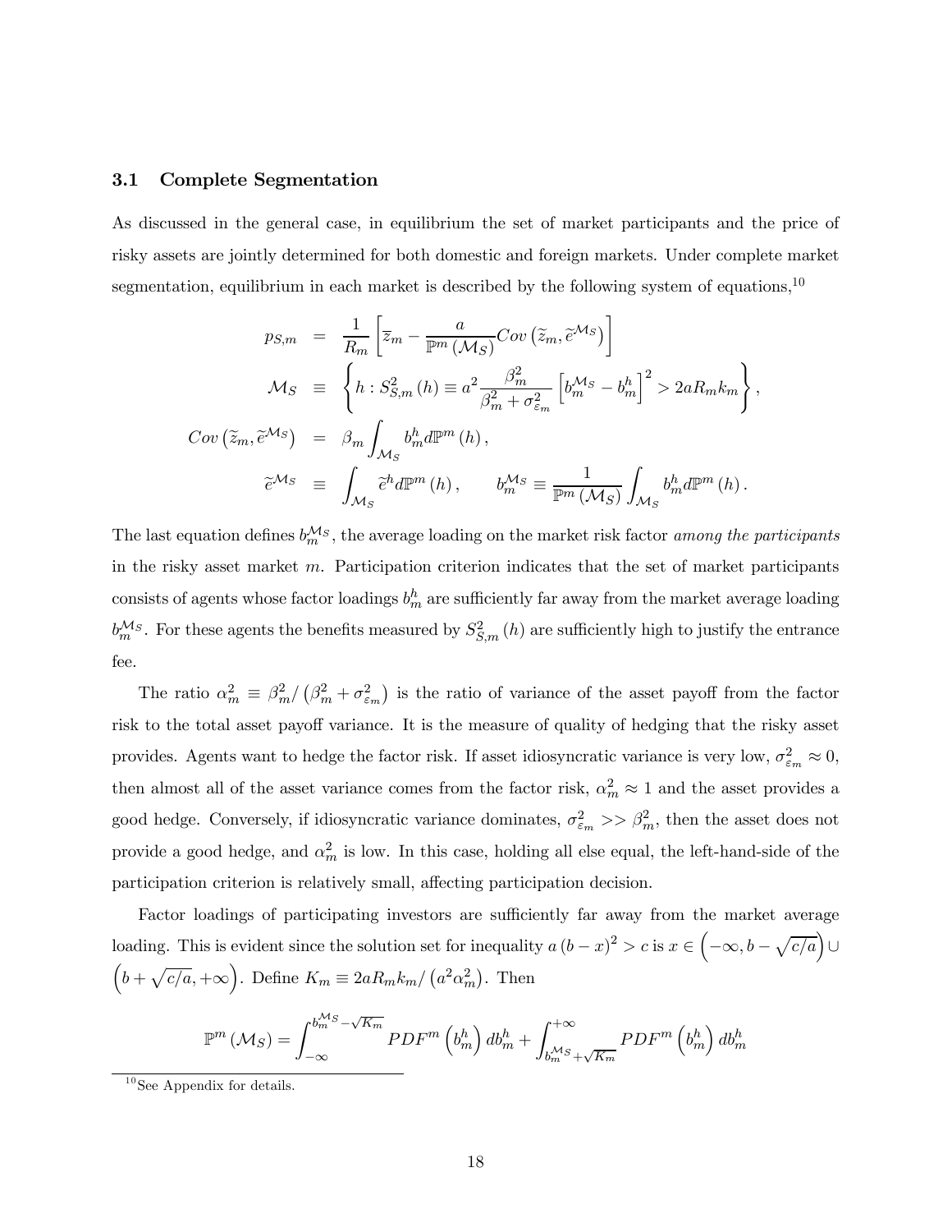### 3.1 Complete Segmentation

As discussed in the general case, in equilibrium the set of market participants and the price of risky assets are jointly determined for both domestic and foreign markets. Under complete market segmentation, equilibrium in each market is described by the following system of equations,[10]

$$
\begin{aligned}
p_{S,m} &= \frac{1}{R_m}\left[\overline{z}_m - \frac{a}{\mathbb{P}^m(\mathcal{M}_S)} Cov\left(\widetilde{z}_m, \widetilde{e}^{\mathcal{M}_S}\right)\right] \\
\mathcal{M}_S &\equiv \left\{h : S^2_{S,m}(h) \equiv a^2 \frac{\beta_m^2}{\beta_m^2 + \sigma^2_{\varepsilon_m}}\left[b_m^{\mathcal{M}_S} - b_m^h\right]^2 > 2aR_m k_m\right\}, \\
Cov\left(\widetilde{z}_m, \widetilde{e}^{\mathcal{M}_S}\right) &= \beta_m \int_{\mathcal{M}_S} b_m^h d\mathbb{P}^m(h), \\
\widetilde{e}^{\mathcal{M}_S} &\equiv \int_{\mathcal{M}_S} \widetilde{e}^h d\mathbb{P}^m(h), \qquad b_m^{\mathcal{M}_S} \equiv \frac{1}{\mathbb{P}^m(\mathcal{M}_S)} \int_{\mathcal{M}_S} b_m^h d\mathbb{P}^m(h).
\end{aligned}
$$

The last equation defines $b_m^{\mathcal{M}_S}$, the average loading on the market risk factor *among the participants* in the risky asset market $m$. Participation criterion indicates that the set of market participants consists of agents whose factor loadings $b_m^h$ are sufficiently far away from the market average loading $b_m^{\mathcal{M}_S}$. For these agents the benefits measured by $S^2_{S,m}(h)$ are sufficiently high to justify the entrance fee.

The ratio $\alpha_m^2 \equiv \beta_m^2 / \left(\beta_m^2 + \sigma^2_{\varepsilon_m}\right)$ is the ratio of variance of the asset payoff from the factor risk to the total asset payoff variance. It is the measure of quality of hedging that the risky asset provides. Agents want to hedge the factor risk. If asset idiosyncratic variance is very low, $\sigma^2_{\varepsilon_m} \approx 0$, then almost all of the asset variance comes from the factor risk, $\alpha_m^2 \approx 1$ and the asset provides a good hedge. Conversely, if idiosyncratic variance dominates, $\sigma^2_{\varepsilon_m} >> \beta_m^2$, then the asset does not provide a good hedge, and $\alpha_m^2$ is low. In this case, holding all else equal, the left-hand-side of the participation criterion is relatively small, affecting participation decision.

Factor loadings of participating investors are sufficiently far away from the market average loading. This is evident since the solution set for inequality $a(b-x)^2 > c$ is $x \in \left(-\infty, b - \sqrt{c/a}\right) \cup \left(b + \sqrt{c/a}, +\infty\right)$. Define $K_m \equiv 2aR_m k_m / \left(a^2 \alpha_m^2\right)$. Then

$$
\mathbb{P}^m(\mathcal{M}_S) = \int_{-\infty}^{b_m^{\mathcal{M}_S} - \sqrt{K_m}} PDF^m\left(b_m^h\right) db_m^h + \int_{b_m^{\mathcal{M}_S} + \sqrt{K_m}}^{+\infty} PDF^m\left(b_m^h\right) db_m^h
$$

[10] See Appendix for details.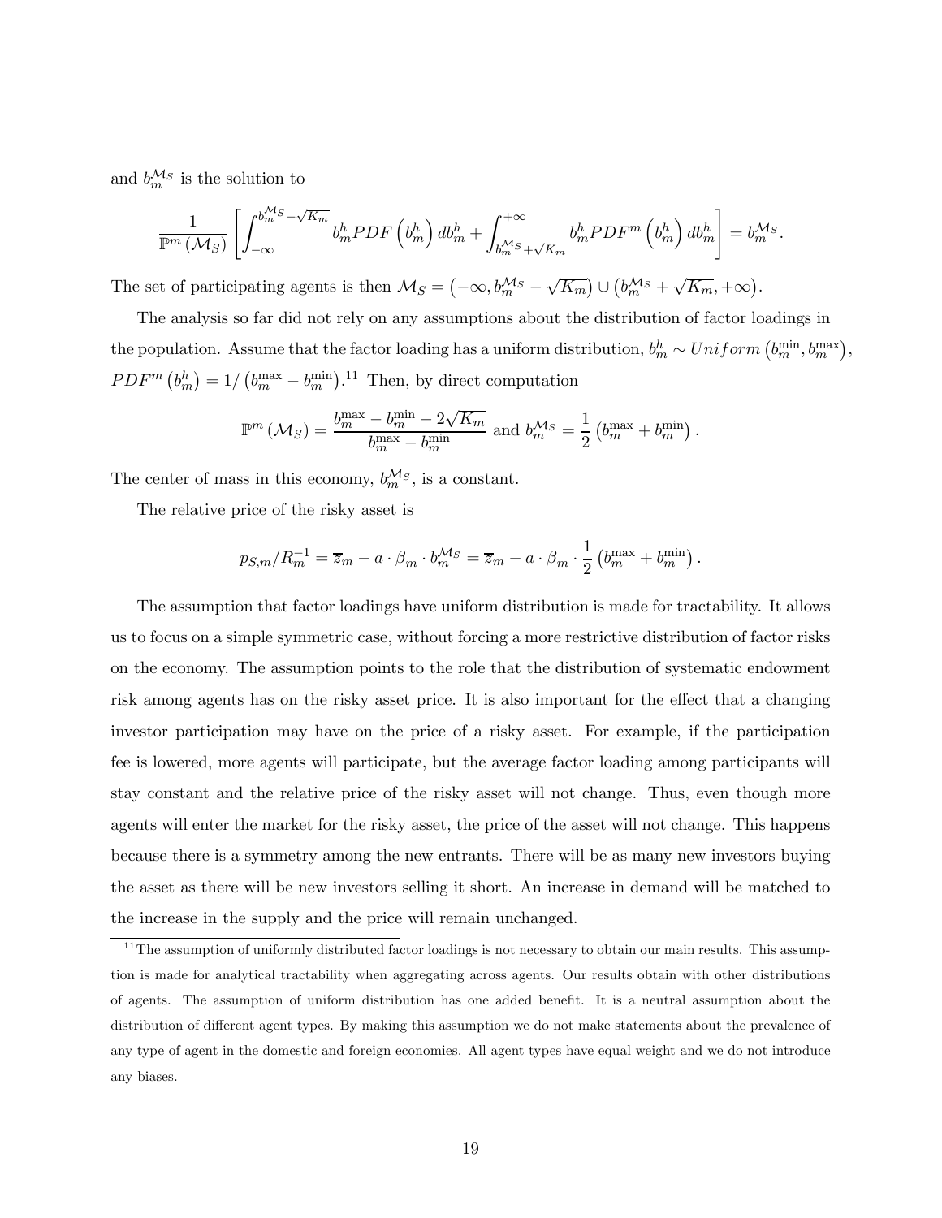and $b_m^{\mathcal{M}_S}$ is the solution to

$$\frac{1}{\mathbb{P}^m(\mathcal{M}_S)}\left[\int_{-\infty}^{b_m^{\mathcal{M}_S}-\sqrt{K_m}} b_m^h PDF\left(b_m^h\right)db_m^h + \int_{b_m^{\mathcal{M}_S}+\sqrt{K_m}}^{+\infty} b_m^h PDF^m\left(b_m^h\right)db_m^h\right] = b_m^{\mathcal{M}_S}.$$

The set of participating agents is then $\mathcal{M}_S = \left(-\infty, b_m^{\mathcal{M}_S} - \sqrt{K_m}\right) \cup \left(b_m^{\mathcal{M}_S} + \sqrt{K_m}, +\infty\right)$.

The analysis so far did not rely on any assumptions about the distribution of factor loadings in the population. Assume that the factor loading has a uniform distribution, $b_m^h \sim Uniform\left(b_m^{\min}, b_m^{\max}\right)$, $PDF^m\left(b_m^h\right) = 1/\left(b_m^{\max} - b_m^{\min}\right)$.[11] Then, by direct computation

$$\mathbb{P}^m(\mathcal{M}_S) = \frac{b_m^{\max} - b_m^{\min} - 2\sqrt{K_m}}{b_m^{\max} - b_m^{\min}} \text{ and } b_m^{\mathcal{M}_S} = \frac{1}{2}\left(b_m^{\max} + b_m^{\min}\right).$$

The center of mass in this economy, $b_m^{\mathcal{M}_S}$, is a constant.

The relative price of the risky asset is

$$p_{S,m}/R_m^{-1} = \overline{z}_m - a \cdot \beta_m \cdot b_m^{\mathcal{M}_S} = \overline{z}_m - a \cdot \beta_m \cdot \frac{1}{2}\left(b_m^{\max} + b_m^{\min}\right).$$

The assumption that factor loadings have uniform distribution is made for tractability. It allows us to focus on a simple symmetric case, without forcing a more restrictive distribution of factor risks on the economy. The assumption points to the role that the distribution of systematic endowment risk among agents has on the risky asset price. It is also important for the effect that a changing investor participation may have on the price of a risky asset. For example, if the participation fee is lowered, more agents will participate, but the average factor loading among participants will stay constant and the relative price of the risky asset will not change. Thus, even though more agents will enter the market for the risky asset, the price of the asset will not change. This happens because there is a symmetry among the new entrants. There will be as many new investors buying the asset as there will be new investors selling it short. An increase in demand will be matched to the increase in the supply and the price will remain unchanged.

[11] The assumption of uniformly distributed factor loadings is not necessary to obtain our main results. This assumption is made for analytical tractability when aggregating across agents. Our results obtain with other distributions of agents. The assumption of uniform distribution has one added benefit. It is a neutral assumption about the distribution of different agent types. By making this assumption we do not make statements about the prevalence of any type of agent in the domestic and foreign economies. All agent types have equal weight and we do not introduce any biases.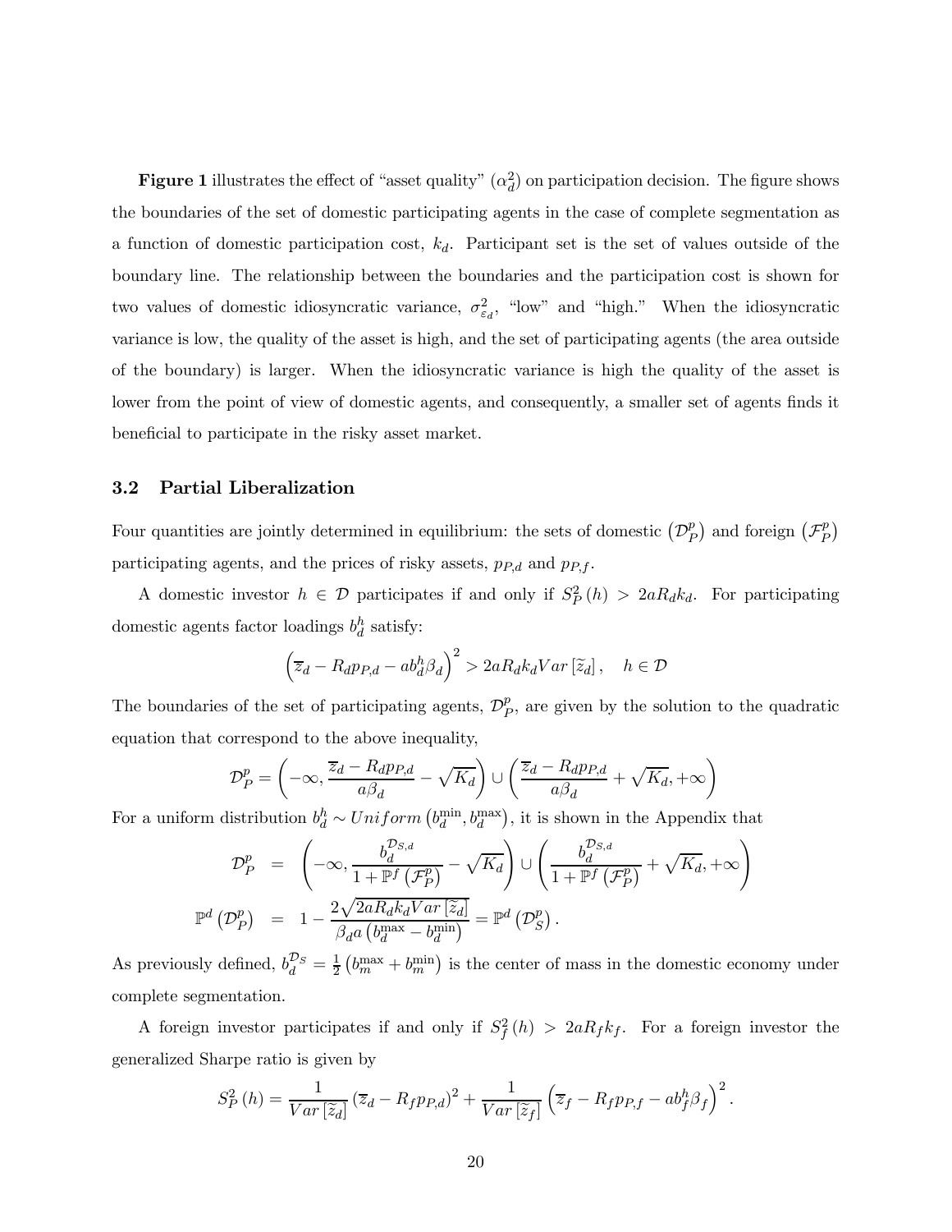**Figure 1** illustrates the effect of "asset quality" ($\alpha_d^2$) on participation decision. The figure shows the boundaries of the set of domestic participating agents in the case of complete segmentation as a function of domestic participation cost, $k_d$. Participant set is the set of values outside of the boundary line. The relationship between the boundaries and the participation cost is shown for two values of domestic idiosyncratic variance, $\sigma_{\varepsilon_d}^2$, "low" and "high." When the idiosyncratic variance is low, the quality of the asset is high, and the set of participating agents (the area outside of the boundary) is larger. When the idiosyncratic variance is high the quality of the asset is lower from the point of view of domestic agents, and consequently, a smaller set of agents finds it beneficial to participate in the risky asset market.

### 3.2 Partial Liberalization

Four quantities are jointly determined in equilibrium: the sets of domestic $\left(\mathcal{D}_P^p\right)$ and foreign $\left(\mathcal{F}_P^p\right)$ participating agents, and the prices of risky assets, $p_{P,d}$ and $p_{P,f}$.

A domestic investor $h \in \mathcal{D}$ participates if and only if $S_P^2(h) > 2aR_d k_d$. For participating domestic agents factor loadings $b_d^h$ satisfy:

$$\left(\overline{z}_d - R_d p_{P,d} - a b_d^h \beta_d\right)^2 > 2aR_d k_d Var\left[\widetilde{z}_d\right], \quad h \in \mathcal{D}$$

The boundaries of the set of participating agents, $\mathcal{D}_P^p$, are given by the solution to the quadratic equation that correspond to the above inequality,

$$\mathcal{D}_P^p = \left(-\infty, \frac{\overline{z}_d - R_d p_{P,d}}{a\beta_d} - \sqrt{K_d}\right) \cup \left(\frac{\overline{z}_d - R_d p_{P,d}}{a\beta_d} + \sqrt{K_d}, +\infty\right)$$

For a uniform distribution $b_d^h \sim Uniform\left(b_d^{\min}, b_d^{\max}\right)$, it is shown in the Appendix that

$$\begin{aligned}
\mathcal{D}_P^p &= \left(-\infty, \frac{b_d^{\mathcal{D}_{S,d}}}{1 + \mathbb{P}^f\left(\mathcal{F}_P^p\right)} - \sqrt{K_d}\right) \cup \left(\frac{b_d^{\mathcal{D}_{S,d}}}{1 + \mathbb{P}^f\left(\mathcal{F}_P^p\right)} + \sqrt{K_d}, +\infty\right) \\
\mathbb{P}^d\left(\mathcal{D}_P^p\right) &= 1 - \frac{2\sqrt{2aR_d k_d Var\left[\widetilde{z}_d\right]}}{\beta_d a\left(b_d^{\max} - b_d^{\min}\right)} = \mathbb{P}^d\left(\mathcal{D}_S^p\right).
\end{aligned}$$

As previously defined, $b_d^{\mathcal{D}_S} = \frac{1}{2}\left(b_m^{\max} + b_m^{\min}\right)$ is the center of mass in the domestic economy under complete segmentation.

A foreign investor participates if and only if $S_f^2(h) > 2aR_f k_f$. For a foreign investor the generalized Sharpe ratio is given by

$$S_P^2(h) = \frac{1}{Var\left[\widetilde{z}_d\right]}\left(\overline{z}_d - R_f p_{P,d}\right)^2 + \frac{1}{Var\left[\widetilde{z}_f\right]}\left(\overline{z}_f - R_f p_{P,f} - a b_f^h \beta_f\right)^2.$$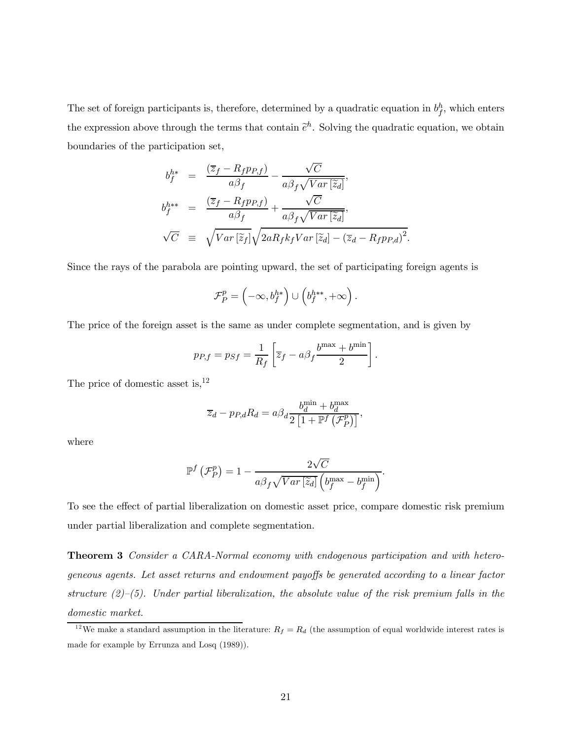The set of foreign participants is, therefore, determined by a quadratic equation in $b_f^h$, which enters the expression above through the terms that contain $\widetilde{e}^h$. Solving the quadratic equation, we obtain boundaries of the participation set,

$$
\begin{aligned}
b_f^{h*} &= \frac{(\overline{z}_f - R_f p_{P,f})}{a\beta_f} - \frac{\sqrt{C}}{a\beta_f \sqrt{Var[\widetilde{z}_d]}}, \\
b_f^{h**} &= \frac{(\overline{z}_f - R_f p_{P,f})}{a\beta_f} + \frac{\sqrt{C}}{a\beta_f \sqrt{Var[\widetilde{z}_d]}}, \\
\sqrt{C} &\equiv \sqrt{Var[\widetilde{z}_f]}\sqrt{2aR_f k_f Var[\widetilde{z}_d] - (\overline{z}_d - R_f p_{P,d})^2}.
\end{aligned}
$$

Since the rays of the parabola are pointing upward, the set of participating foreign agents is

$$
\mathcal{F}_P^p = \left(-\infty, b_f^{h*}\right) \cup \left(b_f^{h**}, +\infty\right).
$$

The price of the foreign asset is the same as under complete segmentation, and is given by

$$
p_{P,f} = p_{Sf} = \frac{1}{R_f}\left[\overline{z}_f - a\beta_f \frac{b^{\max} + b^{\min}}{2}\right].
$$

The price of domestic asset is,[12]

$$
\overline{z}_d - p_{P,d} R_d = a\beta_d \frac{b_d^{\min} + b_d^{\max}}{2\left[1 + \mathbb{P}^f\left(\mathcal{F}_P^p\right)\right]},
$$

where

$$
\mathbb{P}^f\left(\mathcal{F}_P^p\right) = 1 - \frac{2\sqrt{C}}{a\beta_f \sqrt{Var[\widetilde{z}_d]}\left(b_f^{\max} - b_f^{\min}\right)}.
$$

To see the effect of partial liberalization on domestic asset price, compare domestic risk premium under partial liberalization and complete segmentation.

**Theorem 3** *Consider a CARA-Normal economy with endogenous participation and with heterogeneous agents. Let asset returns and endowment payoffs be generated according to a linear factor structure (2)–(5). Under partial liberalization, the absolute value of the risk premium falls in the domestic market.*

[12] We make a standard assumption in the literature: $R_f = R_d$ (the assumption of equal worldwide interest rates is made for example by Errunza and Losq (1989)).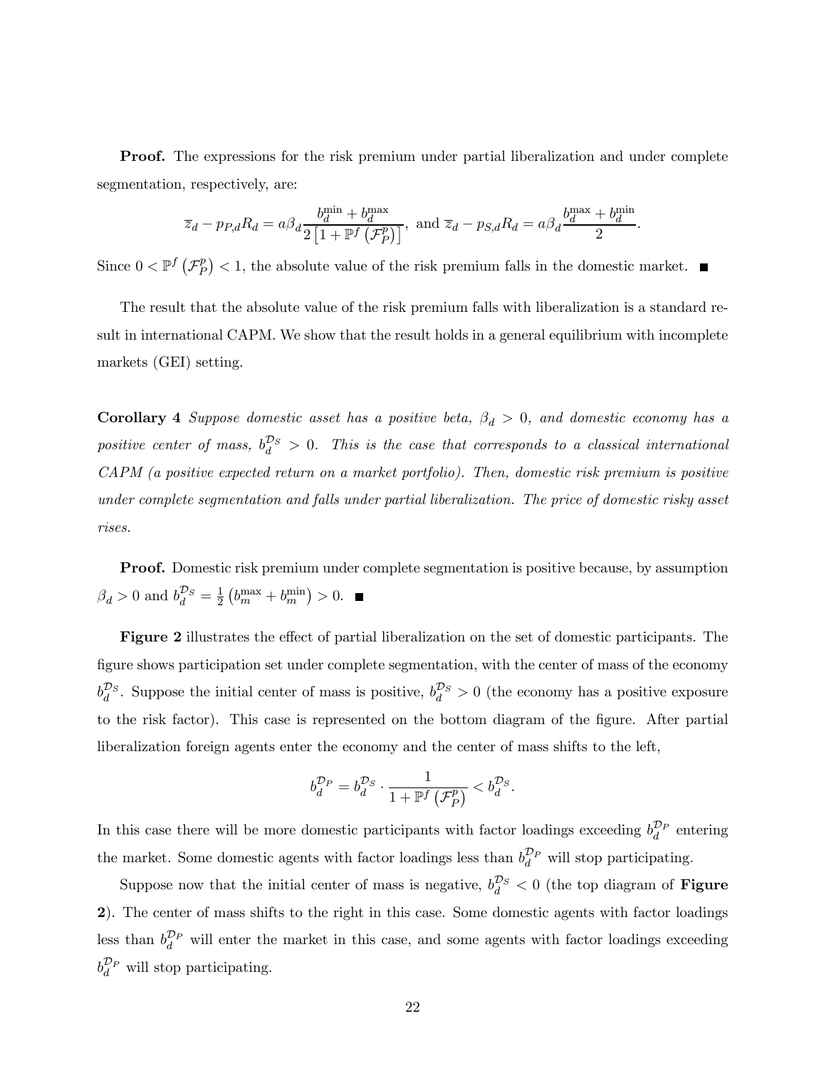**Proof.** The expressions for the risk premium under partial liberalization and under complete segmentation, respectively, are:

$$\overline{z}_d - p_{P,d} R_d = a\beta_d \frac{b_d^{\min} + b_d^{\max}}{2\left[1 + \mathbb{P}^f\left(\mathcal{F}_P^p\right)\right]}, \text{ and } \overline{z}_d - p_{S,d} R_d = a\beta_d \frac{b_d^{\max} + b_d^{\min}}{2}.$$

Since $0 < \mathbb{P}^f\left(\mathcal{F}_P^p\right) < 1$, the absolute value of the risk premium falls in the domestic market. ■

The result that the absolute value of the risk premium falls with liberalization is a standard result in international CAPM. We show that the result holds in a general equilibrium with incomplete markets (GEI) setting.

**Corollary 4** *Suppose domestic asset has a positive beta, $\beta_d > 0$, and domestic economy has a positive center of mass, $b_d^{\mathcal{D}_S} > 0$. This is the case that corresponds to a classical international CAPM (a positive expected return on a market portfolio). Then, domestic risk premium is positive under complete segmentation and falls under partial liberalization. The price of domestic risky asset rises.*

**Proof.** Domestic risk premium under complete segmentation is positive because, by assumption $\beta_d > 0$ and $b_d^{\mathcal{D}_S} = \frac{1}{2}\left(b_m^{\max} + b_m^{\min}\right) > 0$. ■

**Figure 2** illustrates the effect of partial liberalization on the set of domestic participants. The figure shows participation set under complete segmentation, with the center of mass of the economy $b_d^{\mathcal{D}_S}$. Suppose the initial center of mass is positive, $b_d^{\mathcal{D}_S} > 0$ (the economy has a positive exposure to the risk factor). This case is represented on the bottom diagram of the figure. After partial liberalization foreign agents enter the economy and the center of mass shifts to the left,

$$b_d^{\mathcal{D}_P} = b_d^{\mathcal{D}_S} \cdot \frac{1}{1 + \mathbb{P}^f\left(\mathcal{F}_P^p\right)} < b_d^{\mathcal{D}_S}.$$

In this case there will be more domestic participants with factor loadings exceeding $b_d^{\mathcal{D}_P}$ entering the market. Some domestic agents with factor loadings less than $b_d^{\mathcal{D}_P}$ will stop participating.

Suppose now that the initial center of mass is negative, $b_d^{\mathcal{D}_S} < 0$ (the top diagram of **Figure 2**). The center of mass shifts to the right in this case. Some domestic agents with factor loadings less than $b_d^{\mathcal{D}_P}$ will enter the market in this case, and some agents with factor loadings exceeding $b_d^{\mathcal{D}_P}$ will stop participating.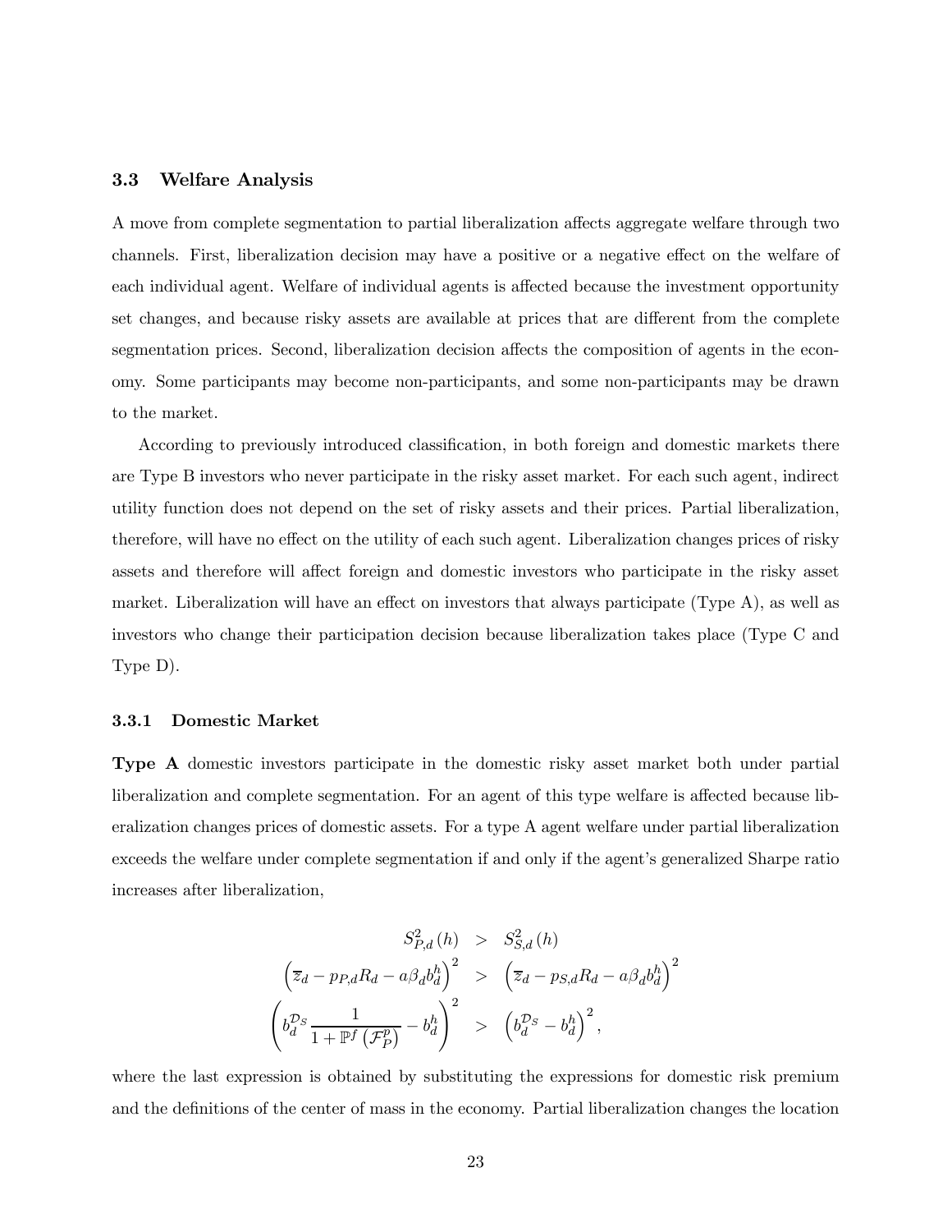### 3.3 Welfare Analysis

A move from complete segmentation to partial liberalization affects aggregate welfare through two channels. First, liberalization decision may have a positive or a negative effect on the welfare of each individual agent. Welfare of individual agents is affected because the investment opportunity set changes, and because risky assets are available at prices that are different from the complete segmentation prices. Second, liberalization decision affects the composition of agents in the economy. Some participants may become non-participants, and some non-participants may be drawn to the market.

According to previously introduced classification, in both foreign and domestic markets there are Type B investors who never participate in the risky asset market. For each such agent, indirect utility function does not depend on the set of risky assets and their prices. Partial liberalization, therefore, will have no effect on the utility of each such agent. Liberalization changes prices of risky assets and therefore will affect foreign and domestic investors who participate in the risky asset market. Liberalization will have an effect on investors that always participate (Type A), as well as investors who change their participation decision because liberalization takes place (Type C and Type D).

#### 3.3.1 Domestic Market

**Type A** domestic investors participate in the domestic risky asset market both under partial liberalization and complete segmentation. For an agent of this type welfare is affected because liberalization changes prices of domestic assets. For a type A agent welfare under partial liberalization exceeds the welfare under complete segmentation if and only if the agent's generalized Sharpe ratio increases after liberalization,

$$
\begin{aligned}
S_{P,d}^{2}(h) &> S_{S,d}^{2}(h) \\
\left(\overline{z}_d - p_{P,d}R_d - a\beta_d b_d^h\right)^2 &> \left(\overline{z}_d - p_{S,d}R_d - a\beta_d b_d^h\right)^2 \\
\left(b_d^{\mathcal{D}_S}\frac{1}{1+\mathbb{P}^f\left(\mathcal{F}_P^p\right)} - b_d^h\right)^2 &> \left(b_d^{\mathcal{D}_S} - b_d^h\right)^2,
\end{aligned}
$$

where the last expression is obtained by substituting the expressions for domestic risk premium and the definitions of the center of mass in the economy. Partial liberalization changes the location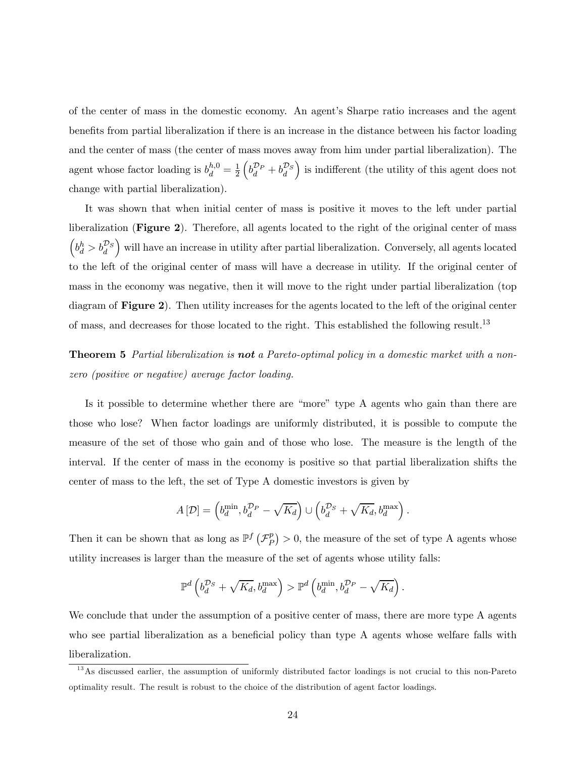of the center of mass in the domestic economy. An agent's Sharpe ratio increases and the agent benefits from partial liberalization if there is an increase in the distance between his factor loading and the center of mass (the center of mass moves away from him under partial liberalization). The agent whose factor loading is $b_d^{h,0} = \frac{1}{2}\left(b_d^{\mathcal{D}_P} + b_d^{\mathcal{D}_S}\right)$ is indifferent (the utility of this agent does not change with partial liberalization).

It was shown that when initial center of mass is positive it moves to the left under partial liberalization (**Figure 2**). Therefore, all agents located to the right of the original center of mass $\left(b_d^h > b_d^{\mathcal{D}_S}\right)$ will have an increase in utility after partial liberalization. Conversely, all agents located to the left of the original center of mass will have a decrease in utility. If the original center of mass in the economy was negative, then it will move to the right under partial liberalization (top diagram of **Figure 2**). Then utility increases for the agents located to the left of the original center of mass, and decreases for those located to the right. This established the following result.[13]

**Theorem 5** *Partial liberalization is* ***not*** *a Pareto-optimal policy in a domestic market with a non-zero (positive or negative) average factor loading.*

Is it possible to determine whether there are "more" type A agents who gain than there are those who lose? When factor loadings are uniformly distributed, it is possible to compute the measure of the set of those who gain and of those who lose. The measure is the length of the interval. If the center of mass in the economy is positive so that partial liberalization shifts the center of mass to the left, the set of Type A domestic investors is given by

$$A[\mathcal{D}] = \left(b_d^{\min}, b_d^{\mathcal{D}_P} - \sqrt{K_d}\right) \cup \left(b_d^{\mathcal{D}_S} + \sqrt{K_d}, b_d^{\max}\right).$$

Then it can be shown that as long as $\mathbb{P}^f\left(\mathcal{F}_P^p\right) > 0$, the measure of the set of type A agents whose utility increases is larger than the measure of the set of agents whose utility falls:

$$\mathbb{P}^d\left(b_d^{\mathcal{D}_S} + \sqrt{K_d}, b_d^{\max}\right) > \mathbb{P}^d\left(b_d^{\min}, b_d^{\mathcal{D}_P} - \sqrt{K_d}\right).$$

We conclude that under the assumption of a positive center of mass, there are more type A agents who see partial liberalization as a beneficial policy than type A agents whose welfare falls with liberalization.

[13] As discussed earlier, the assumption of uniformly distributed factor loadings is not crucial to this non-Pareto optimality result. The result is robust to the choice of the distribution of agent factor loadings.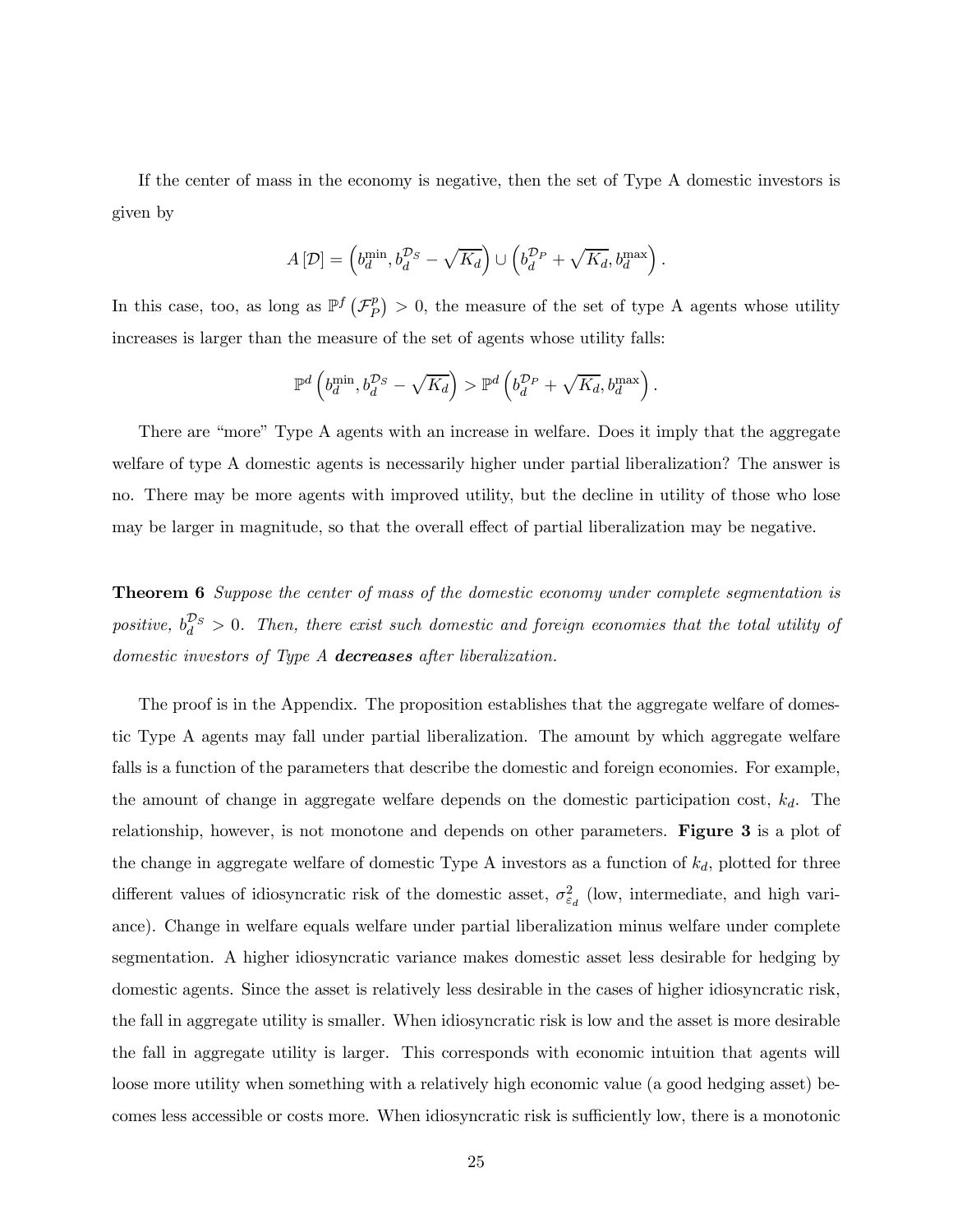If the center of mass in the economy is negative, then the set of Type A domestic investors is given by

$$A[\mathcal{D}] = \left(b_d^{\min}, b_d^{\mathcal{D}_S} - \sqrt{K_d}\right) \cup \left(b_d^{\mathcal{D}_P} + \sqrt{K_d}, b_d^{\max}\right).$$

In this case, too, as long as $\mathbb{P}^f\left(\mathcal{F}_P^p\right) > 0$, the measure of the set of type A agents whose utility increases is larger than the measure of the set of agents whose utility falls:

$$\mathbb{P}^d\left(b_d^{\min}, b_d^{\mathcal{D}_S} - \sqrt{K_d}\right) > \mathbb{P}^d\left(b_d^{\mathcal{D}_P} + \sqrt{K_d}, b_d^{\max}\right).$$

There are "more" Type A agents with an increase in welfare. Does it imply that the aggregate welfare of type A domestic agents is necessarily higher under partial liberalization? The answer is no. There may be more agents with improved utility, but the decline in utility of those who lose may be larger in magnitude, so that the overall effect of partial liberalization may be negative.

**Theorem 6** *Suppose the center of mass of the domestic economy under complete segmentation is positive, $b_d^{\mathcal{D}_S} > 0$. Then, there exist such domestic and foreign economies that the total utility of domestic investors of Type A* ***decreases*** *after liberalization.*

The proof is in the Appendix. The proposition establishes that the aggregate welfare of domestic Type A agents may fall under partial liberalization. The amount by which aggregate welfare falls is a function of the parameters that describe the domestic and foreign economies. For example, the amount of change in aggregate welfare depends on the domestic participation cost, $k_d$. The relationship, however, is not monotone and depends on other parameters. **Figure 3** is a plot of the change in aggregate welfare of domestic Type A investors as a function of $k_d$, plotted for three different values of idiosyncratic risk of the domestic asset, $\sigma_{\varepsilon_d}^2$ (low, intermediate, and high variance). Change in welfare equals welfare under partial liberalization minus welfare under complete segmentation. A higher idiosyncratic variance makes domestic asset less desirable for hedging by domestic agents. Since the asset is relatively less desirable in the cases of higher idiosyncratic risk, the fall in aggregate utility is smaller. When idiosyncratic risk is low and the asset is more desirable the fall in aggregate utility is larger. This corresponds with economic intuition that agents will loose more utility when something with a relatively high economic value (a good hedging asset) becomes less accessible or costs more. When idiosyncratic risk is sufficiently low, there is a monotonic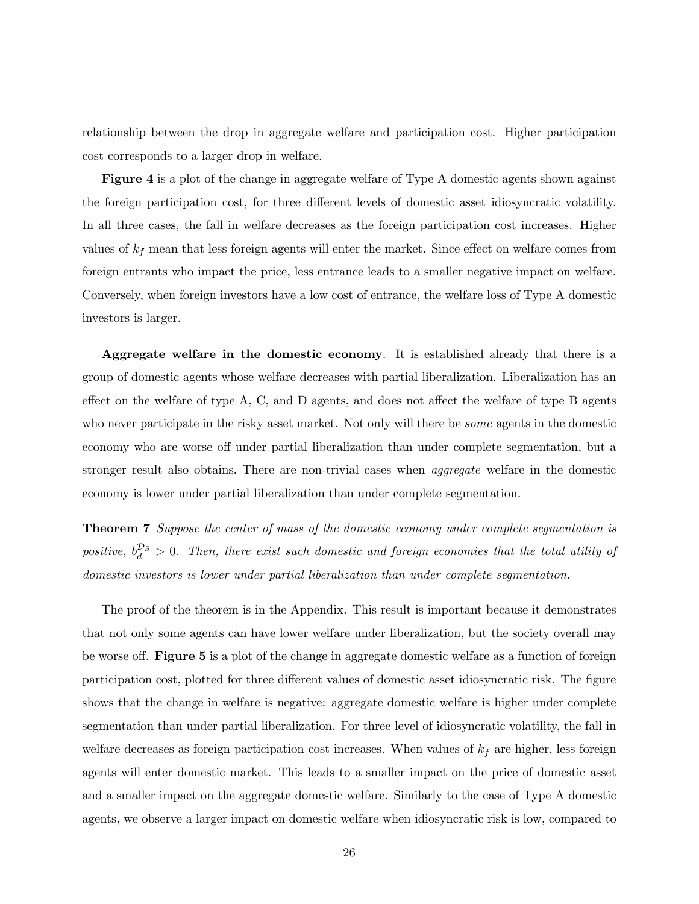relationship between the drop in aggregate welfare and participation cost. Higher participation cost corresponds to a larger drop in welfare.

**Figure 4** is a plot of the change in aggregate welfare of Type A domestic agents shown against the foreign participation cost, for three different levels of domestic asset idiosyncratic volatility. In all three cases, the fall in welfare decreases as the foreign participation cost increases. Higher values of $k_f$ mean that less foreign agents will enter the market. Since effect on welfare comes from foreign entrants who impact the price, less entrance leads to a smaller negative impact on welfare. Conversely, when foreign investors have a low cost of entrance, the welfare loss of Type A domestic investors is larger.

**Aggregate welfare in the domestic economy**. It is established already that there is a group of domestic agents whose welfare decreases with partial liberalization. Liberalization has an effect on the welfare of type A, C, and D agents, and does not affect the welfare of type B agents who never participate in the risky asset market. Not only will there be *some* agents in the domestic economy who are worse off under partial liberalization than under complete segmentation, but a stronger result also obtains. There are non-trivial cases when *aggregate* welfare in the domestic economy is lower under partial liberalization than under complete segmentation.

**Theorem 7** *Suppose the center of mass of the domestic economy under complete segmentation is positive,* $b_d^{\mathcal{D}_S} > 0$*. Then, there exist such domestic and foreign economies that the total utility of domestic investors is lower under partial liberalization than under complete segmentation.*

The proof of the theorem is in the Appendix. This result is important because it demonstrates that not only some agents can have lower welfare under liberalization, but the society overall may be worse off. **Figure 5** is a plot of the change in aggregate domestic welfare as a function of foreign participation cost, plotted for three different values of domestic asset idiosyncratic risk. The figure shows that the change in welfare is negative: aggregate domestic welfare is higher under complete segmentation than under partial liberalization. For three level of idiosyncratic volatility, the fall in welfare decreases as foreign participation cost increases. When values of $k_f$ are higher, less foreign agents will enter domestic market. This leads to a smaller impact on the price of domestic asset and a smaller impact on the aggregate domestic welfare. Similarly to the case of Type A domestic agents, we observe a larger impact on domestic welfare when idiosyncratic risk is low, compared to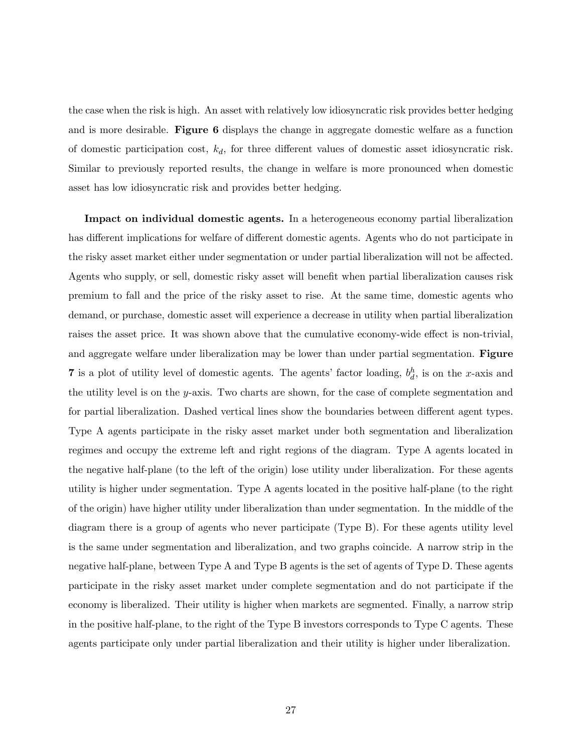the case when the risk is high. An asset with relatively low idiosyncratic risk provides better hedging and is more desirable. **Figure 6** displays the change in aggregate domestic welfare as a function of domestic participation cost, $k_d$, for three different values of domestic asset idiosyncratic risk. Similar to previously reported results, the change in welfare is more pronounced when domestic asset has low idiosyncratic risk and provides better hedging.

**Impact on individual domestic agents.** In a heterogeneous economy partial liberalization has different implications for welfare of different domestic agents. Agents who do not participate in the risky asset market either under segmentation or under partial liberalization will not be affected. Agents who supply, or sell, domestic risky asset will benefit when partial liberalization causes risk premium to fall and the price of the risky asset to rise. At the same time, domestic agents who demand, or purchase, domestic asset will experience a decrease in utility when partial liberalization raises the asset price. It was shown above that the cumulative economy-wide effect is non-trivial, and aggregate welfare under liberalization may be lower than under partial segmentation. **Figure 7** is a plot of utility level of domestic agents. The agents' factor loading, $b_d^h$, is on the $x$-axis and the utility level is on the $y$-axis. Two charts are shown, for the case of complete segmentation and for partial liberalization. Dashed vertical lines show the boundaries between different agent types. Type A agents participate in the risky asset market under both segmentation and liberalization regimes and occupy the extreme left and right regions of the diagram. Type A agents located in the negative half-plane (to the left of the origin) lose utility under liberalization. For these agents utility is higher under segmentation. Type A agents located in the positive half-plane (to the right of the origin) have higher utility under liberalization than under segmentation. In the middle of the diagram there is a group of agents who never participate (Type B). For these agents utility level is the same under segmentation and liberalization, and two graphs coincide. A narrow strip in the negative half-plane, between Type A and Type B agents is the set of agents of Type D. These agents participate in the risky asset market under complete segmentation and do not participate if the economy is liberalized. Their utility is higher when markets are segmented. Finally, a narrow strip in the positive half-plane, to the right of the Type B investors corresponds to Type C agents. These agents participate only under partial liberalization and their utility is higher under liberalization.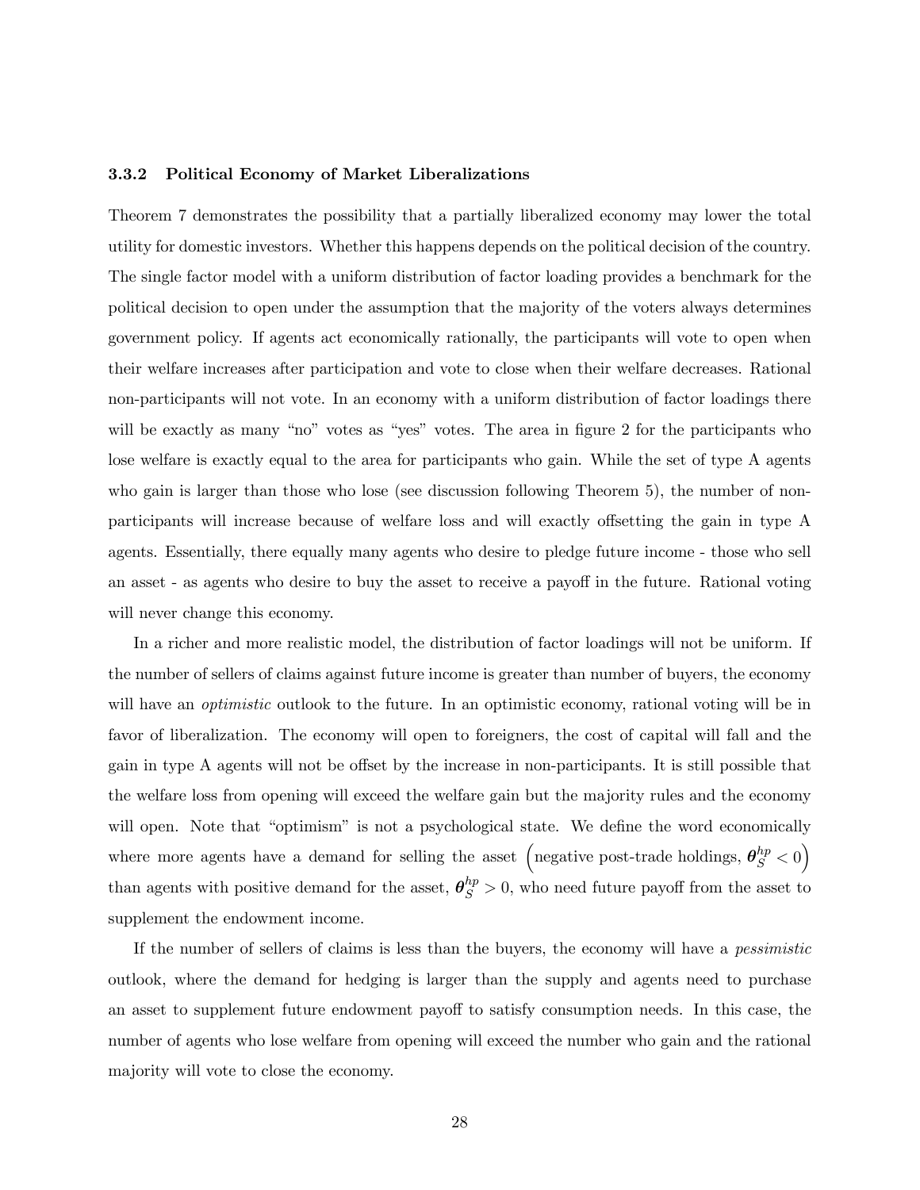### 3.3.2 Political Economy of Market Liberalizations

Theorem 7 demonstrates the possibility that a partially liberalized economy may lower the total utility for domestic investors. Whether this happens depends on the political decision of the country. The single factor model with a uniform distribution of factor loading provides a benchmark for the political decision to open under the assumption that the majority of the voters always determines government policy. If agents act economically rationally, the participants will vote to open when their welfare increases after participation and vote to close when their welfare decreases. Rational non-participants will not vote. In an economy with a uniform distribution of factor loadings there will be exactly as many "no" votes as "yes" votes. The area in figure 2 for the participants who lose welfare is exactly equal to the area for participants who gain. While the set of type A agents who gain is larger than those who lose (see discussion following Theorem 5), the number of non-participants will increase because of welfare loss and will exactly offsetting the gain in type A agents. Essentially, there equally many agents who desire to pledge future income - those who sell an asset - as agents who desire to buy the asset to receive a payoff in the future. Rational voting will never change this economy.

In a richer and more realistic model, the distribution of factor loadings will not be uniform. If the number of sellers of claims against future income is greater than number of buyers, the economy will have an *optimistic* outlook to the future. In an optimistic economy, rational voting will be in favor of liberalization. The economy will open to foreigners, the cost of capital will fall and the gain in type A agents will not be offset by the increase in non-participants. It is still possible that the welfare loss from opening will exceed the welfare gain but the majority rules and the economy will open. Note that "optimism" is not a psychological state. We define the word economically where more agents have a demand for selling the asset $\left(\text{negative post-trade holdings, } \boldsymbol{\theta}_S^{hp} < 0\right)$ than agents with positive demand for the asset, $\boldsymbol{\theta}_S^{hp} > 0$, who need future payoff from the asset to supplement the endowment income.

If the number of sellers of claims is less than the buyers, the economy will have a *pessimistic* outlook, where the demand for hedging is larger than the supply and agents need to purchase an asset to supplement future endowment payoff to satisfy consumption needs. In this case, the number of agents who lose welfare from opening will exceed the number who gain and the rational majority will vote to close the economy.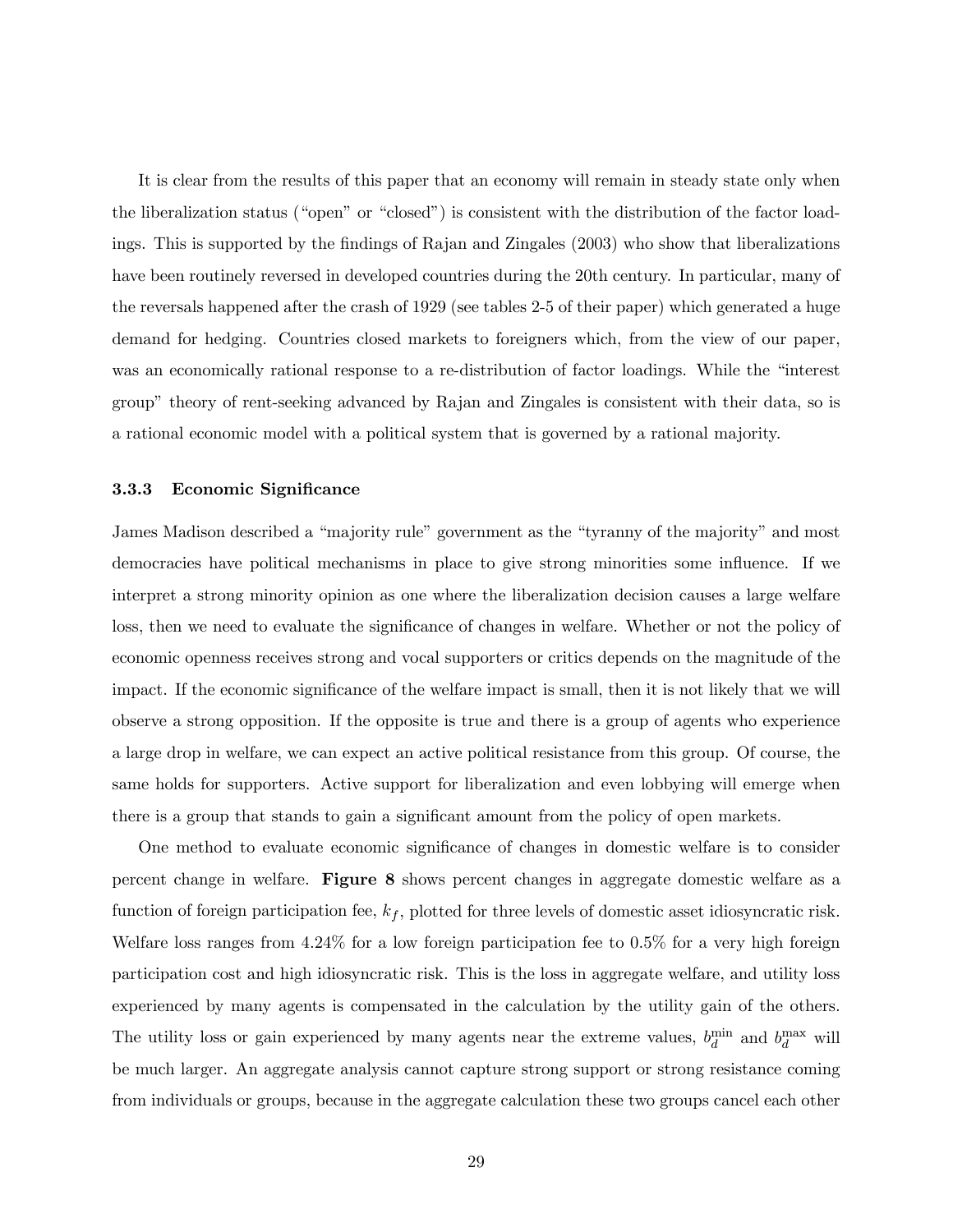It is clear from the results of this paper that an economy will remain in steady state only when the liberalization status ("open" or "closed") is consistent with the distribution of the factor loadings. This is supported by the findings of Rajan and Zingales (2003) who show that liberalizations have been routinely reversed in developed countries during the 20th century. In particular, many of the reversals happened after the crash of 1929 (see tables 2-5 of their paper) which generated a huge demand for hedging. Countries closed markets to foreigners which, from the view of our paper, was an economically rational response to a re-distribution of factor loadings. While the "interest group" theory of rent-seeking advanced by Rajan and Zingales is consistent with their data, so is a rational economic model with a political system that is governed by a rational majority.

### 3.3.3 Economic Significance

James Madison described a "majority rule" government as the "tyranny of the majority" and most democracies have political mechanisms in place to give strong minorities some influence. If we interpret a strong minority opinion as one where the liberalization decision causes a large welfare loss, then we need to evaluate the significance of changes in welfare. Whether or not the policy of economic openness receives strong and vocal supporters or critics depends on the magnitude of the impact. If the economic significance of the welfare impact is small, then it is not likely that we will observe a strong opposition. If the opposite is true and there is a group of agents who experience a large drop in welfare, we can expect an active political resistance from this group. Of course, the same holds for supporters. Active support for liberalization and even lobbying will emerge when there is a group that stands to gain a significant amount from the policy of open markets.

One method to evaluate economic significance of changes in domestic welfare is to consider percent change in welfare. **Figure 8** shows percent changes in aggregate domestic welfare as a function of foreign participation fee, $k_f$, plotted for three levels of domestic asset idiosyncratic risk. Welfare loss ranges from 4.24% for a low foreign participation fee to 0.5% for a very high foreign participation cost and high idiosyncratic risk. This is the loss in aggregate welfare, and utility loss experienced by many agents is compensated in the calculation by the utility gain of the others. The utility loss or gain experienced by many agents near the extreme values, $b_d^{\min}$ and $b_d^{\max}$ will be much larger. An aggregate analysis cannot capture strong support or strong resistance coming from individuals or groups, because in the aggregate calculation these two groups cancel each other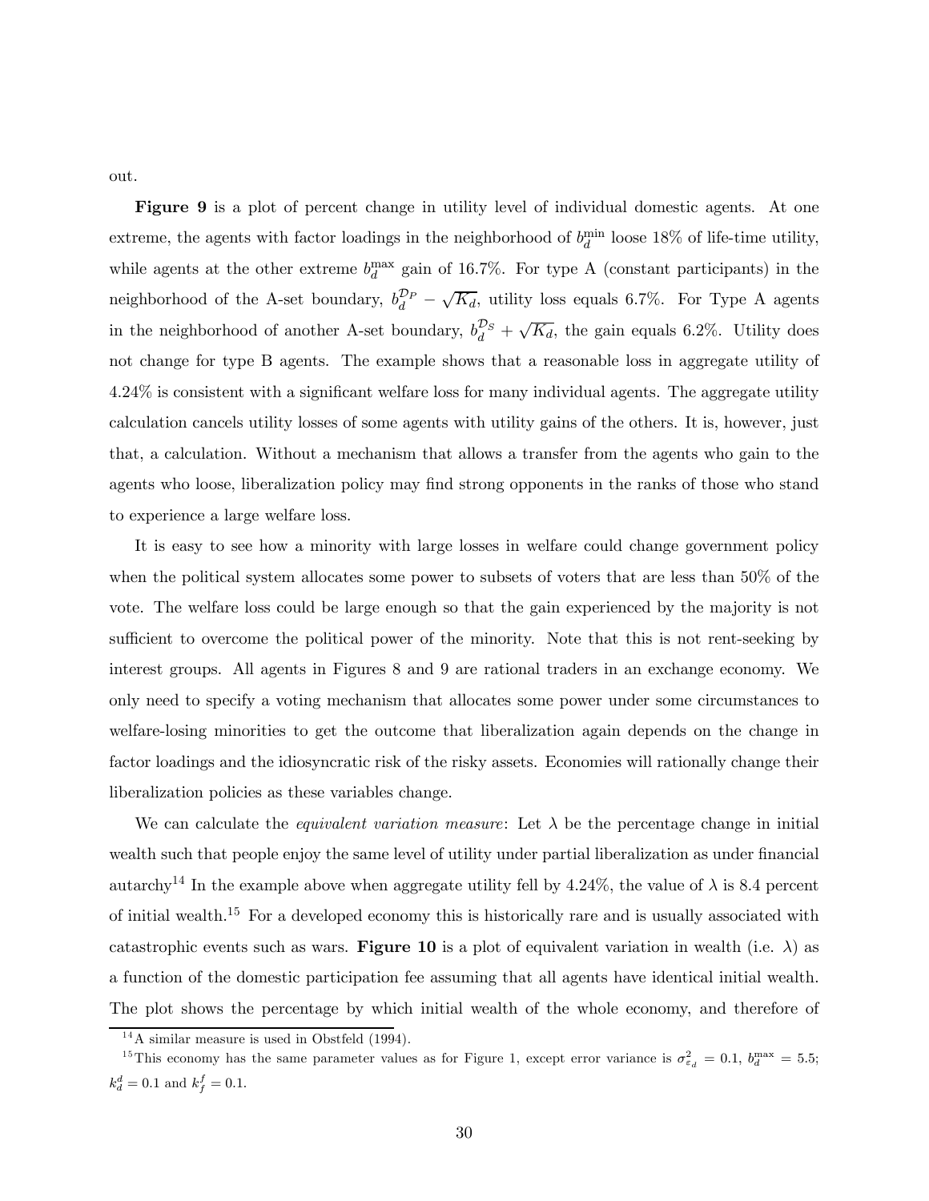out.

**Figure 9** is a plot of percent change in utility level of individual domestic agents. At one extreme, the agents with factor loadings in the neighborhood of $b_d^{\min}$ loose 18% of life-time utility, while agents at the other extreme $b_d^{\max}$ gain of 16.7%. For type A (constant participants) in the neighborhood of the A-set boundary, $b_d^{\mathcal{D}_P} - \sqrt{K_d}$, utility loss equals 6.7%. For Type A agents in the neighborhood of another A-set boundary, $b_d^{\mathcal{D}_S} + \sqrt{K_d}$, the gain equals 6.2%. Utility does not change for type B agents. The example shows that a reasonable loss in aggregate utility of 4.24% is consistent with a significant welfare loss for many individual agents. The aggregate utility calculation cancels utility losses of some agents with utility gains of the others. It is, however, just that, a calculation. Without a mechanism that allows a transfer from the agents who gain to the agents who loose, liberalization policy may find strong opponents in the ranks of those who stand to experience a large welfare loss.

It is easy to see how a minority with large losses in welfare could change government policy when the political system allocates some power to subsets of voters that are less than 50% of the vote. The welfare loss could be large enough so that the gain experienced by the majority is not sufficient to overcome the political power of the minority. Note that this is not rent-seeking by interest groups. All agents in Figures 8 and 9 are rational traders in an exchange economy. We only need to specify a voting mechanism that allocates some power under some circumstances to welfare-losing minorities to get the outcome that liberalization again depends on the change in factor loadings and the idiosyncratic risk of the risky assets. Economies will rationally change their liberalization policies as these variables change.

We can calculate the *equivalent variation measure*: Let $\lambda$ be the percentage change in initial wealth such that people enjoy the same level of utility under partial liberalization as under financial autarchy[14] In the example above when aggregate utility fell by 4.24%, the value of $\lambda$ is 8.4 percent of initial wealth.[15] For a developed economy this is historically rare and is usually associated with catastrophic events such as wars. **Figure 10** is a plot of equivalent variation in wealth (i.e. $\lambda$) as a function of the domestic participation fee assuming that all agents have identical initial wealth. The plot shows the percentage by which initial wealth of the whole economy, and therefore of

[14] A similar measure is used in Obstfeld (1994).

[15] This economy has the same parameter values as for Figure 1, except error variance is $\sigma_{\varepsilon_d}^2 = 0.1$, $b_d^{\max} = 5.5$; $k_d^d = 0.1$ and $k_f^f = 0.1$.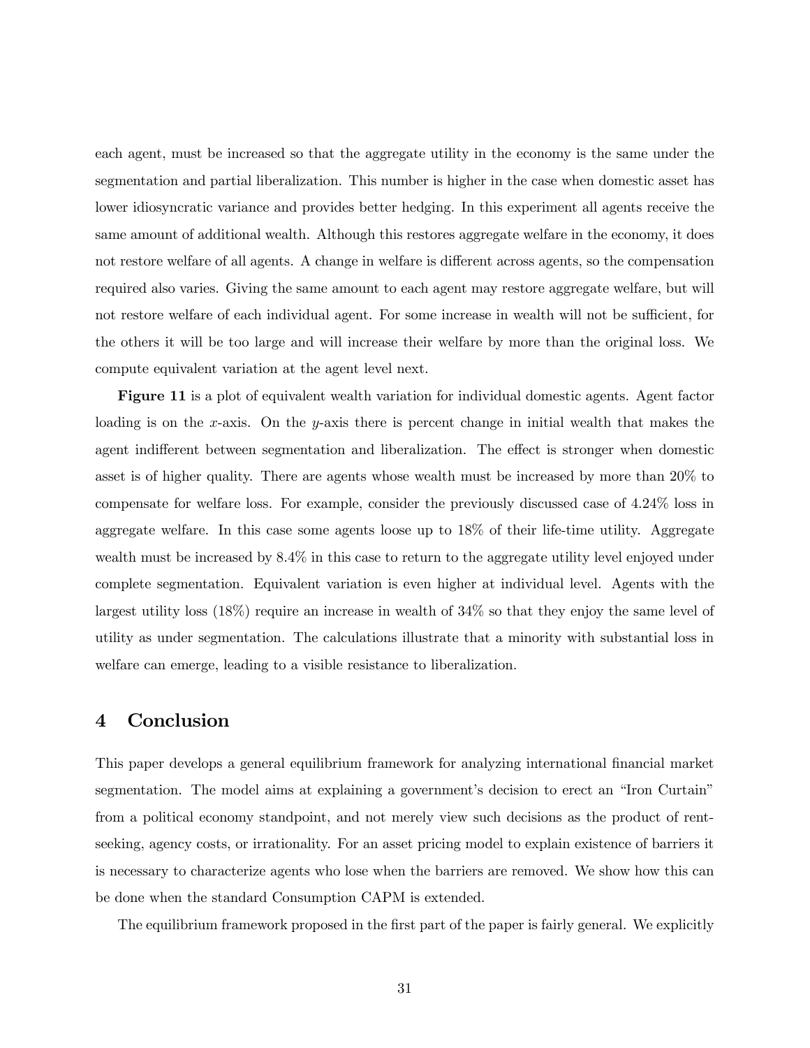each agent, must be increased so that the aggregate utility in the economy is the same under the segmentation and partial liberalization. This number is higher in the case when domestic asset has lower idiosyncratic variance and provides better hedging. In this experiment all agents receive the same amount of additional wealth. Although this restores aggregate welfare in the economy, it does not restore welfare of all agents. A change in welfare is different across agents, so the compensation required also varies. Giving the same amount to each agent may restore aggregate welfare, but will not restore welfare of each individual agent. For some increase in wealth will not be sufficient, for the others it will be too large and will increase their welfare by more than the original loss. We compute equivalent variation at the agent level next.

**Figure 11** is a plot of equivalent wealth variation for individual domestic agents. Agent factor loading is on the $x$-axis. On the $y$-axis there is percent change in initial wealth that makes the agent indifferent between segmentation and liberalization. The effect is stronger when domestic asset is of higher quality. There are agents whose wealth must be increased by more than 20% to compensate for welfare loss. For example, consider the previously discussed case of 4.24% loss in aggregate welfare. In this case some agents loose up to 18% of their life-time utility. Aggregate wealth must be increased by 8.4% in this case to return to the aggregate utility level enjoyed under complete segmentation. Equivalent variation is even higher at individual level. Agents with the largest utility loss (18%) require an increase in wealth of 34% so that they enjoy the same level of utility as under segmentation. The calculations illustrate that a minority with substantial loss in welfare can emerge, leading to a visible resistance to liberalization.

## 4 Conclusion

This paper develops a general equilibrium framework for analyzing international financial market segmentation. The model aims at explaining a government's decision to erect an "Iron Curtain" from a political economy standpoint, and not merely view such decisions as the product of rent-seeking, agency costs, or irrationality. For an asset pricing model to explain existence of barriers it is necessary to characterize agents who lose when the barriers are removed. We show how this can be done when the standard Consumption CAPM is extended.

The equilibrium framework proposed in the first part of the paper is fairly general. We explicitly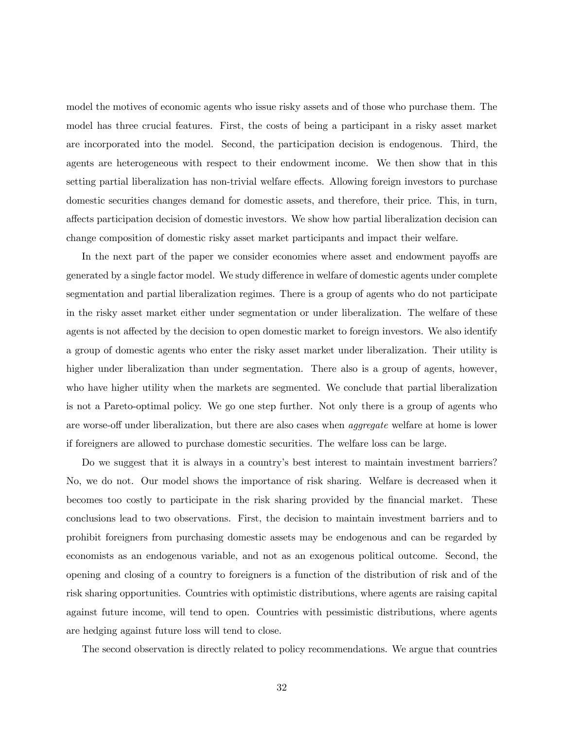model the motives of economic agents who issue risky assets and of those who purchase them. The model has three crucial features. First, the costs of being a participant in a risky asset market are incorporated into the model. Second, the participation decision is endogenous. Third, the agents are heterogeneous with respect to their endowment income. We then show that in this setting partial liberalization has non-trivial welfare effects. Allowing foreign investors to purchase domestic securities changes demand for domestic assets, and therefore, their price. This, in turn, affects participation decision of domestic investors. We show how partial liberalization decision can change composition of domestic risky asset market participants and impact their welfare.

In the next part of the paper we consider economies where asset and endowment payoffs are generated by a single factor model. We study difference in welfare of domestic agents under complete segmentation and partial liberalization regimes. There is a group of agents who do not participate in the risky asset market either under segmentation or under liberalization. The welfare of these agents is not affected by the decision to open domestic market to foreign investors. We also identify a group of domestic agents who enter the risky asset market under liberalization. Their utility is higher under liberalization than under segmentation. There also is a group of agents, however, who have higher utility when the markets are segmented. We conclude that partial liberalization is not a Pareto-optimal policy. We go one step further. Not only there is a group of agents who are worse-off under liberalization, but there are also cases when *aggregate* welfare at home is lower if foreigners are allowed to purchase domestic securities. The welfare loss can be large.

Do we suggest that it is always in a country's best interest to maintain investment barriers? No, we do not. Our model shows the importance of risk sharing. Welfare is decreased when it becomes too costly to participate in the risk sharing provided by the financial market. These conclusions lead to two observations. First, the decision to maintain investment barriers and to prohibit foreigners from purchasing domestic assets may be endogenous and can be regarded by economists as an endogenous variable, and not as an exogenous political outcome. Second, the opening and closing of a country to foreigners is a function of the distribution of risk and of the risk sharing opportunities. Countries with optimistic distributions, where agents are raising capital against future income, will tend to open. Countries with pessimistic distributions, where agents are hedging against future loss will tend to close.

The second observation is directly related to policy recommendations. We argue that countries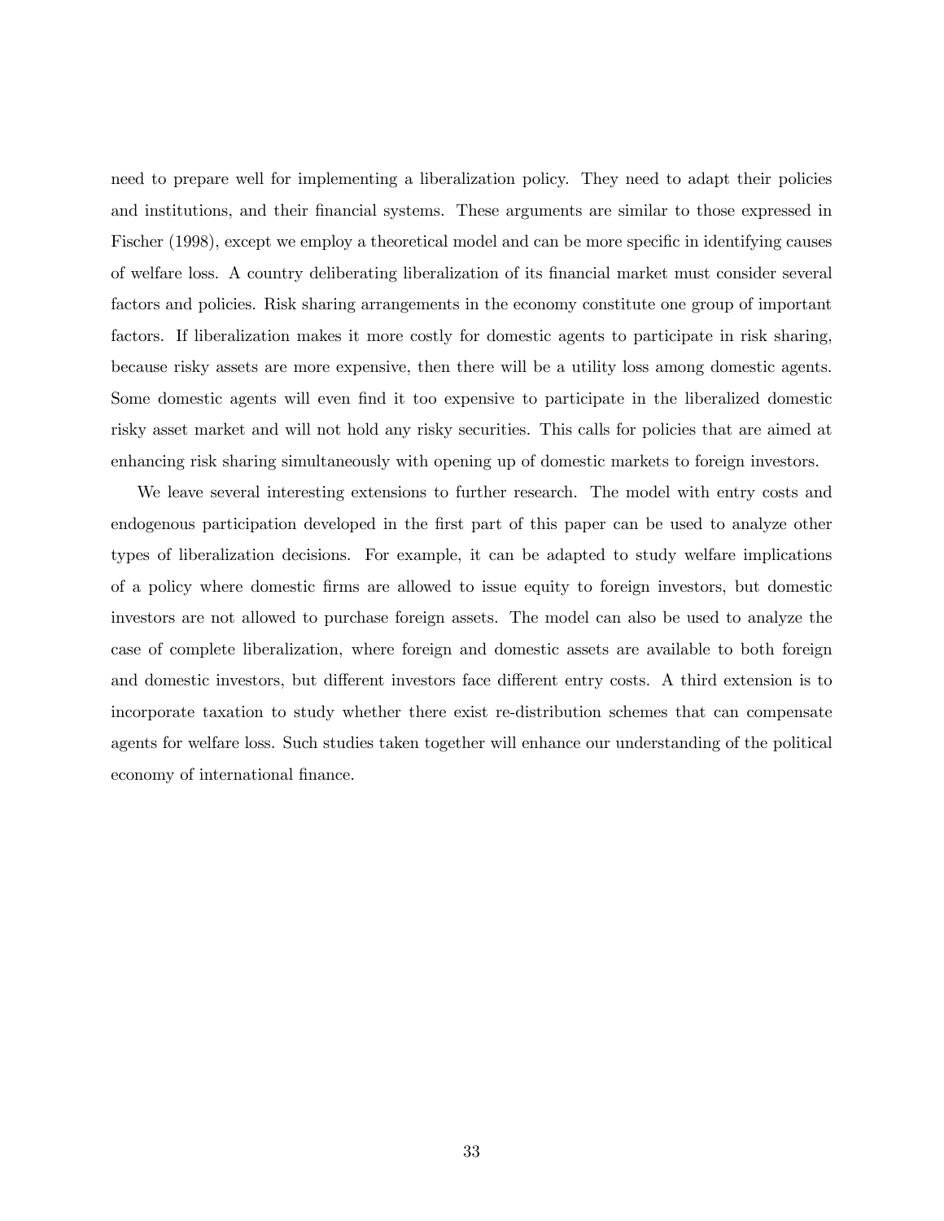need to prepare well for implementing a liberalization policy. They need to adapt their policies and institutions, and their financial systems. These arguments are similar to those expressed in Fischer (1998), except we employ a theoretical model and can be more specific in identifying causes of welfare loss. A country deliberating liberalization of its financial market must consider several factors and policies. Risk sharing arrangements in the economy constitute one group of important factors. If liberalization makes it more costly for domestic agents to participate in risk sharing, because risky assets are more expensive, then there will be a utility loss among domestic agents. Some domestic agents will even find it too expensive to participate in the liberalized domestic risky asset market and will not hold any risky securities. This calls for policies that are aimed at enhancing risk sharing simultaneously with opening up of domestic markets to foreign investors.

We leave several interesting extensions to further research. The model with entry costs and endogenous participation developed in the first part of this paper can be used to analyze other types of liberalization decisions. For example, it can be adapted to study welfare implications of a policy where domestic firms are allowed to issue equity to foreign investors, but domestic investors are not allowed to purchase foreign assets. The model can also be used to analyze the case of complete liberalization, where foreign and domestic assets are available to both foreign and domestic investors, but different investors face different entry costs. A third extension is to incorporate taxation to study whether there exist re-distribution schemes that can compensate agents for welfare loss. Such studies taken together will enhance our understanding of the political economy of international finance.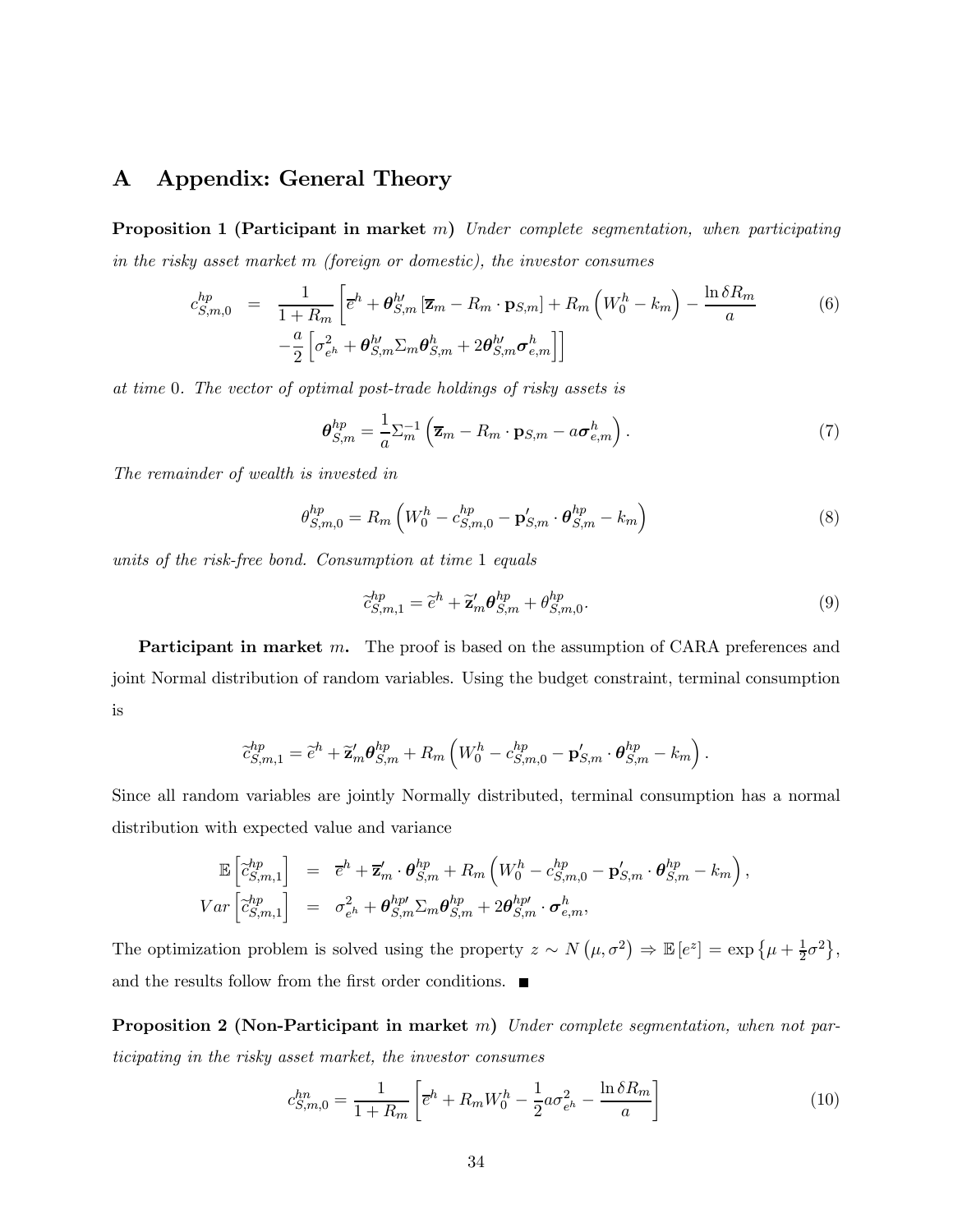# A Appendix: General Theory

**Proposition 1 (Participant in market $m$)** *Under complete segmentation, when participating in the risky asset market $m$ (foreign or domestic), the investor consumes*

$$
\begin{aligned}
c_{S,m,0}^{hp} &= \frac{1}{1+R_m}\left[\overline{e}^h + \boldsymbol{\theta}_{S,m}^{h\prime}\left[\overline{\mathbf{z}}_m - R_m \cdot \mathbf{p}_{S,m}\right] + R_m\left(W_0^h - k_m\right) - \frac{\ln \delta R_m}{a}\right. \\
&\quad \left. - \frac{a}{2}\left[\sigma_{e^h}^2 + \boldsymbol{\theta}_{S,m}^{h\prime}\Sigma_m \boldsymbol{\theta}_{S,m}^h + 2\boldsymbol{\theta}_{S,m}^{h\prime}\boldsymbol{\sigma}_{e,m}^h\right]\right]
\end{aligned} \tag{6}
$$

*at time* 0. *The vector of optimal post-trade holdings of risky assets is*

$$
\boldsymbol{\theta}_{S,m}^{hp} = \frac{1}{a}\Sigma_m^{-1}\left(\overline{\mathbf{z}}_m - R_m \cdot \mathbf{p}_{S,m} - a\boldsymbol{\sigma}_{e,m}^h\right). \tag{7}
$$

*The remainder of wealth is invested in*

$$
\theta_{S,m,0}^{hp} = R_m\left(W_0^h - c_{S,m,0}^{hp} - \mathbf{p}_{S,m}' \cdot \boldsymbol{\theta}_{S,m}^{hp} - k_m\right) \tag{8}
$$

*units of the risk-free bond. Consumption at time* 1 *equals*

$$
\widetilde{c}_{S,m,1}^{hp} = \widetilde{e}^h + \widetilde{\mathbf{z}}_m' \boldsymbol{\theta}_{S,m}^{hp} + \theta_{S,m,0}^{hp}. \tag{9}
$$

**Participant in market $m$.** The proof is based on the assumption of CARA preferences and joint Normal distribution of random variables. Using the budget constraint, terminal consumption is

$$
\widetilde{c}_{S,m,1}^{hp} = \widetilde{e}^h + \widetilde{\mathbf{z}}_m' \boldsymbol{\theta}_{S,m}^{hp} + R_m\left(W_0^h - c_{S,m,0}^{hp} - \mathbf{p}_{S,m}' \cdot \boldsymbol{\theta}_{S,m}^{hp} - k_m\right).
$$

Since all random variables are jointly Normally distributed, terminal consumption has a normal distribution with expected value and variance

$$
\begin{aligned}
\mathbb{E}\left[\widetilde{c}_{S,m,1}^{hp}\right] &= \overline{e}^h + \overline{\mathbf{z}}_m' \cdot \boldsymbol{\theta}_{S,m}^{hp} + R_m\left(W_0^h - c_{S,m,0}^{hp} - \mathbf{p}_{S,m}' \cdot \boldsymbol{\theta}_{S,m}^{hp} - k_m\right), \\
Var\left[\widetilde{c}_{S,m,1}^{hp}\right] &= \sigma_{e^h}^2 + \boldsymbol{\theta}_{S,m}^{hp\prime}\Sigma_m \boldsymbol{\theta}_{S,m}^{hp} + 2\boldsymbol{\theta}_{S,m}^{hp\prime} \cdot \boldsymbol{\sigma}_{e,m}^h,
\end{aligned}
$$

The optimization problem is solved using the property $z \sim N\left(\mu, \sigma^2\right) \Rightarrow \mathbb{E}\left[e^z\right] = \exp\left\{\mu + \frac{1}{2}\sigma^2\right\}$, and the results follow from the first order conditions. ■

**Proposition 2 (Non-Participant in market $m$)** *Under complete segmentation, when not participating in the risky asset market, the investor consumes*

$$
c_{S,m,0}^{hn} = \frac{1}{1+R_m}\left[\overline{e}^h + R_m W_0^h - \frac{1}{2}a\sigma_{e^h}^2 - \frac{\ln \delta R_m}{a}\right] \tag{10}
$$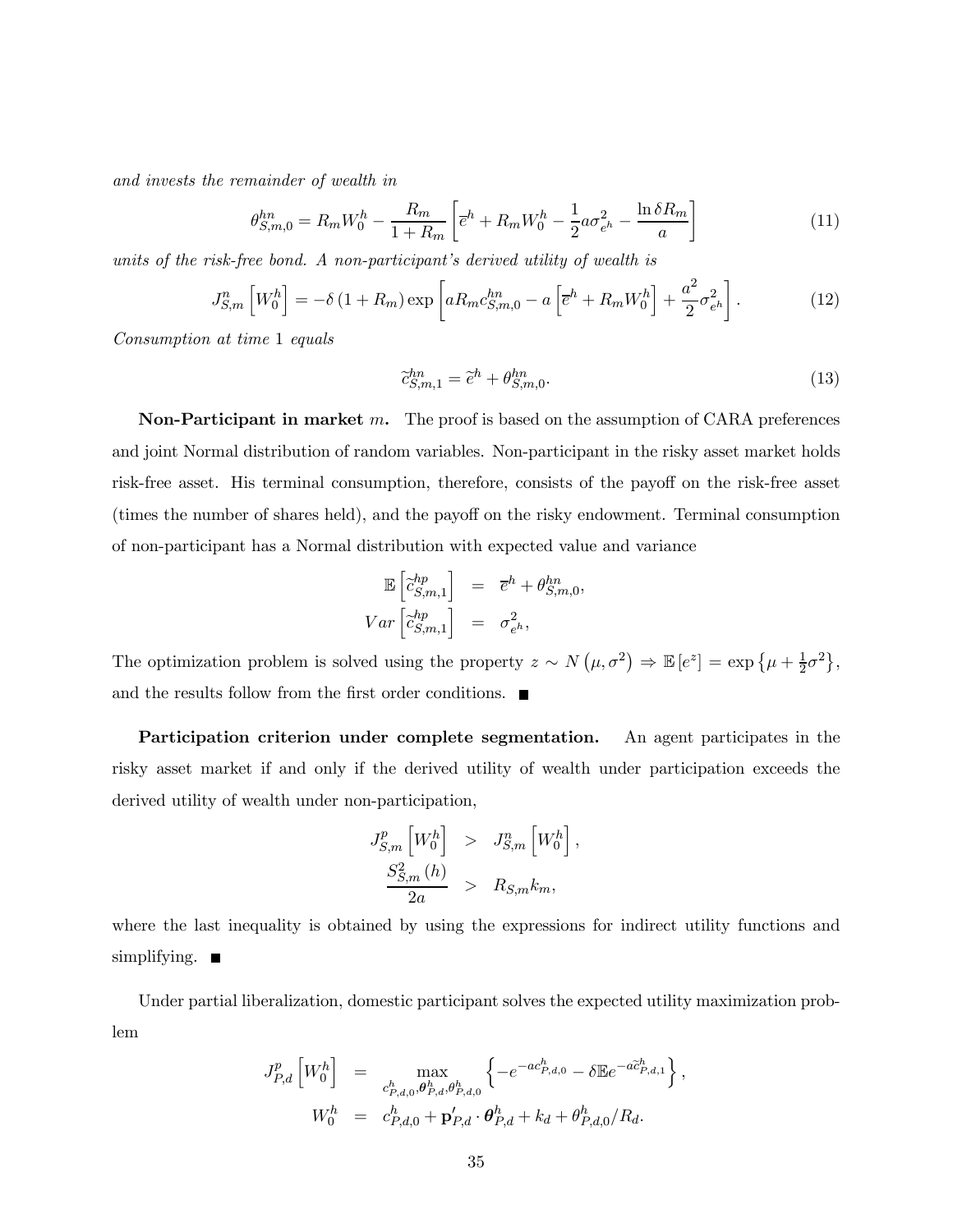*and invests the remainder of wealth in*

$$\theta_{S,m,0}^{hn} = R_m W_0^h - \frac{R_m}{1+R_m}\left[\overline{e}^h + R_m W_0^h - \frac{1}{2}a\sigma_{e^h}^2 - \frac{\ln \delta R_m}{a}\right] \tag{11}$$

*units of the risk-free bond. A non-participant's derived utility of wealth is*

$$J_{S,m}^n\left[W_0^h\right] = -\delta\left(1+R_m\right)\exp\left[aR_m c_{S,m,0}^{hn} - a\left[\overline{e}^h + R_m W_0^h\right] + \frac{a^2}{2}\sigma_{e^h}^2\right]. \tag{12}$$

*Consumption at time* 1 *equals*

$$\widetilde{c}_{S,m,1}^{hn} = \widetilde{e}^h + \theta_{S,m,0}^{hn}. \tag{13}$$

**Non-Participant in market $m$.** The proof is based on the assumption of CARA preferences and joint Normal distribution of random variables. Non-participant in the risky asset market holds risk-free asset. His terminal consumption, therefore, consists of the payoff on the risk-free asset (times the number of shares held), and the payoff on the risky endowment. Terminal consumption of non-participant has a Normal distribution with expected value and variance

$$\begin{aligned}
\mathbb{E}\left[\widetilde{c}_{S,m,1}^{hp}\right] &= \overline{e}^h + \theta_{S,m,0}^{hn}, \\
Var\left[\widetilde{c}_{S,m,1}^{hp}\right] &= \sigma_{e^h}^2,
\end{aligned}$$

The optimization problem is solved using the property $z \sim N\left(\mu, \sigma^2\right) \Rightarrow \mathbb{E}\left[e^z\right] = \exp\left\{\mu + \frac{1}{2}\sigma^2\right\}$, and the results follow from the first order conditions. ■

**Participation criterion under complete segmentation.** An agent participates in the risky asset market if and only if the derived utility of wealth under participation exceeds the derived utility of wealth under non-participation,

$$\begin{aligned}
J_{S,m}^p\left[W_0^h\right] &> J_{S,m}^n\left[W_0^h\right], \\
\frac{S_{S,m}^2\left(h\right)}{2a} &> R_{S,m}k_m,
\end{aligned}$$

where the last inequality is obtained by using the expressions for indirect utility functions and simplifying. ■

Under partial liberalization, domestic participant solves the expected utility maximization problem

$$\begin{aligned}
J_{P,d}^p\left[W_0^h\right] &= \max_{c_{P,d,0}^h, \boldsymbol{\theta}_{P,d}^h, \theta_{P,d,0}^h}\left\{-e^{-ac_{P,d,0}^h} - \delta\mathbb{E}e^{-a\widetilde{c}_{P,d,1}^h}\right\}, \\
W_0^h &= c_{P,d,0}^h + \mathbf{p}_{P,d}' \cdot \boldsymbol{\theta}_{P,d}^h + k_d + \theta_{P,d,0}^h / R_d.
\end{aligned}$$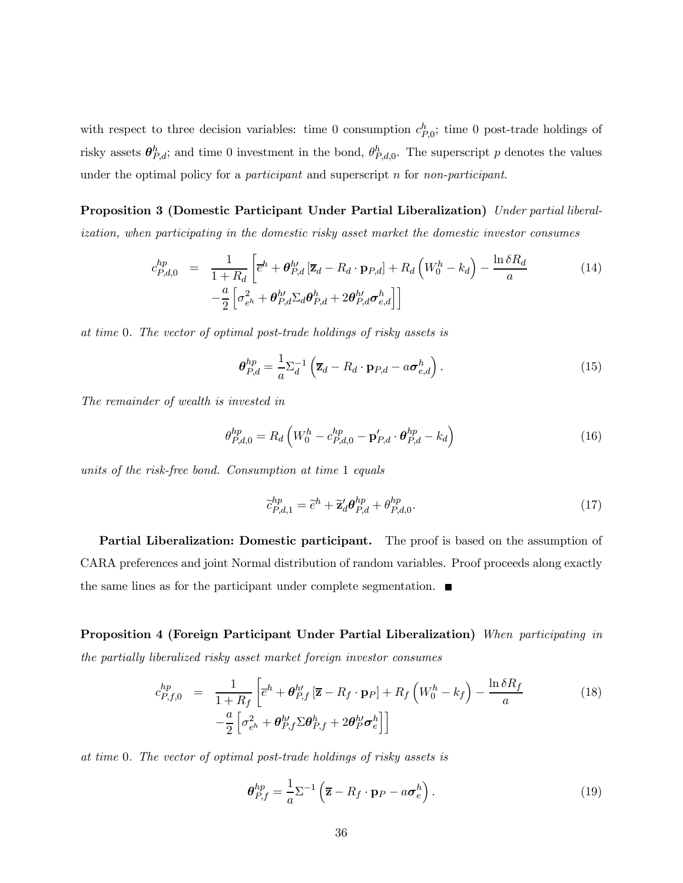with respect to three decision variables: time 0 consumption $c^h_{P,0}$; time 0 post-trade holdings of risky assets $\boldsymbol{\theta}^h_{P,d}$; and time 0 investment in the bond, $\theta^h_{P,d,0}$. The superscript $p$ denotes the values under the optimal policy for a *participant* and superscript $n$ for *non-participant*.

**Proposition 3 (Domestic Participant Under Partial Liberalization)** *Under partial liberalization, when participating in the domestic risky asset market the domestic investor consumes*

$$
\begin{aligned}
c^{hp}_{P,d,0} &= \frac{1}{1+R_d}\left[\overline{e}^h + \boldsymbol{\theta}^{h\prime}_{P,d}\left[\overline{\mathbf{z}}_d - R_d \cdot \mathbf{p}_{P,d}\right] + R_d\left(W^h_0 - k_d\right) - \frac{\ln \delta R_d}{a}\right. \\
&\quad \left. -\frac{a}{2}\left[\sigma^2_{e^h} + \boldsymbol{\theta}^{h\prime}_{P,d}\Sigma_d \boldsymbol{\theta}^h_{P,d} + 2\boldsymbol{\theta}^{h\prime}_{P,d}\boldsymbol{\sigma}^h_{e,d}\right]\right]
\end{aligned} \tag{14}
$$

*at time* 0. *The vector of optimal post-trade holdings of risky assets is*

$$
\boldsymbol{\theta}^{hp}_{P,d} = \frac{1}{a}\Sigma^{-1}_d\left(\overline{\mathbf{z}}_d - R_d \cdot \mathbf{p}_{P,d} - a\boldsymbol{\sigma}^h_{e,d}\right). \tag{15}
$$

*The remainder of wealth is invested in*

$$
\theta^{hp}_{P,d,0} = R_d\left(W^h_0 - c^{hp}_{P,d,0} - \mathbf{p}^{\prime}_{P,d} \cdot \boldsymbol{\theta}^{hp}_{P,d} - k_d\right) \tag{16}
$$

*units of the risk-free bond. Consumption at time* 1 *equals*

$$
\widetilde{c}^{hp}_{P,d,1} = \widetilde{e}^h + \widetilde{\mathbf{z}}^{\prime}_d \boldsymbol{\theta}^{hp}_{P,d} + \theta^{hp}_{P,d,0}. \tag{17}
$$

**Partial Liberalization: Domestic participant.** The proof is based on the assumption of CARA preferences and joint Normal distribution of random variables. Proof proceeds along exactly the same lines as for the participant under complete segmentation. ■

**Proposition 4 (Foreign Participant Under Partial Liberalization)** *When participating in the partially liberalized risky asset market foreign investor consumes*

$$
\begin{aligned}
c^{hp}_{P,f,0} &= \frac{1}{1+R_f}\left[\overline{e}^h + \boldsymbol{\theta}^{h\prime}_{P,f}\left[\overline{\mathbf{z}} - R_f \cdot \mathbf{p}_P\right] + R_f\left(W^h_0 - k_f\right) - \frac{\ln \delta R_f}{a}\right. \\
&\quad \left. -\frac{a}{2}\left[\sigma^2_{e^h} + \boldsymbol{\theta}^{h\prime}_{P,f}\Sigma \boldsymbol{\theta}^h_{P,f} + 2\boldsymbol{\theta}^{h\prime}_{P}\boldsymbol{\sigma}^h_{e}\right]\right]
\end{aligned} \tag{18}
$$

*at time* 0. *The vector of optimal post-trade holdings of risky assets is*

$$
\boldsymbol{\theta}^{hp}_{P,f} = \frac{1}{a}\Sigma^{-1}\left(\overline{\mathbf{z}} - R_f \cdot \mathbf{p}_P - a\boldsymbol{\sigma}^h_{e}\right). \tag{19}
$$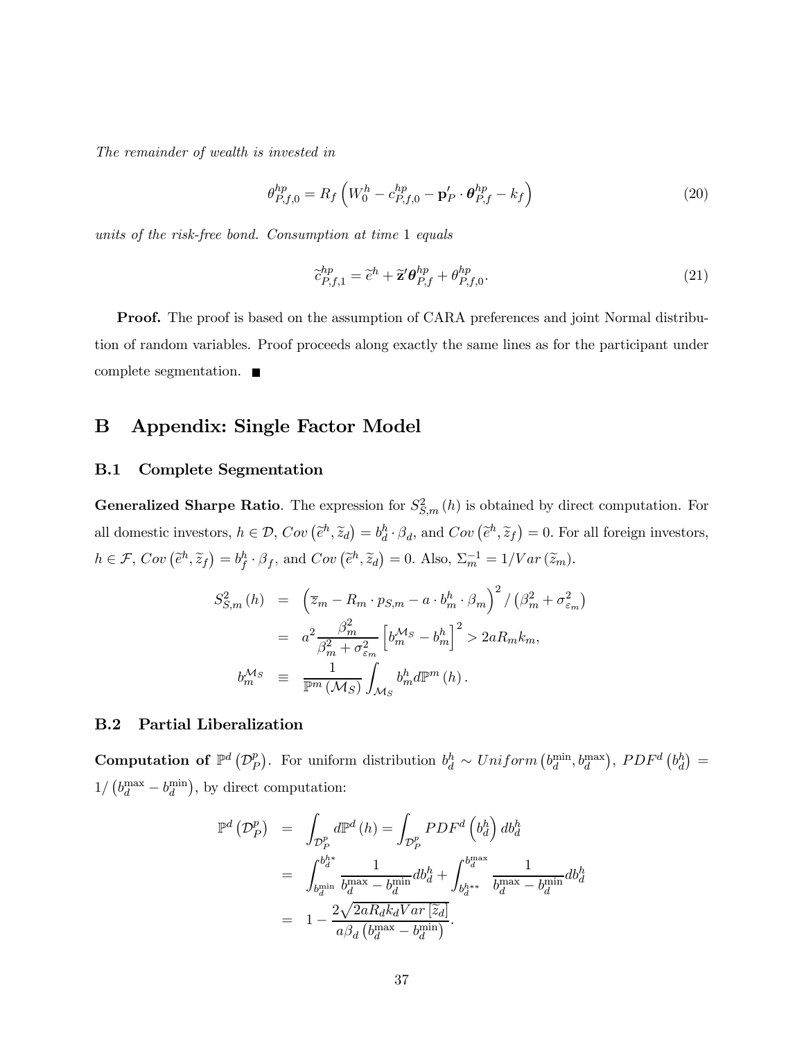*The remainder of wealth is invested in*

$$\theta^{hp}_{P,f,0} = R_f \left( W^h_0 - c^{hp}_{P,f,0} - \mathbf{p}'_P \cdot \boldsymbol{\theta}^{hp}_{P,f} - k_f \right) \tag{20}$$

*units of the risk-free bond. Consumption at time* 1 *equals*

$$\widetilde{c}^{hp}_{P,f,1} = \widetilde{e}^h + \widetilde{\mathbf{z}}' \boldsymbol{\theta}^{hp}_{P,f} + \theta^{hp}_{P,f,0}. \tag{21}$$

**Proof.** The proof is based on the assumption of CARA preferences and joint Normal distribution of random variables. Proof proceeds along exactly the same lines as for the participant under complete segmentation. ■

# B Appendix: Single Factor Model

## B.1 Complete Segmentation

**Generalized Sharpe Ratio**. The expression for $S^2_{S,m}(h)$ is obtained by direct computation. For all domestic investors, $h \in \mathcal{D}$, $Cov\left(\widetilde{e}^h, \widetilde{z}_d\right) = b^h_d \cdot \beta_d$, and $Cov\left(\widetilde{e}^h, \widetilde{z}_f\right) = 0$. For all foreign investors, $h \in \mathcal{F}$, $Cov\left(\widetilde{e}^h, \widetilde{z}_f\right) = b^h_f \cdot \beta_f$, and $Cov\left(\widetilde{e}^h, \widetilde{z}_d\right) = 0$. Also, $\Sigma^{-1}_m = 1/Var\left(\widetilde{z}_m\right)$.

$$\begin{aligned}
S^2_{S,m}(h) &= \left( \overline{z}_m - R_m \cdot p_{S,m} - a \cdot b^h_m \cdot \beta_m \right)^2 / \left( \beta^2_m + \sigma^2_{\varepsilon_m} \right) \\
&= a^2 \frac{\beta^2_m}{\beta^2_m + \sigma^2_{\varepsilon_m}} \left[ b^{\mathcal{M}_S}_m - b^h_m \right]^2 > 2aR_m k_m, \\
b^{\mathcal{M}_S}_m &\equiv \frac{1}{\mathbb{P}^m\left(\mathcal{M}_S\right)} \int_{\mathcal{M}_S} b^h_m d\mathbb{P}^m(h).
\end{aligned}$$

## B.2 Partial Liberalization

**Computation of** $\mathbb{P}^d\left(\mathcal{D}^p_P\right)$. For uniform distribution $b^h_d \sim Uniform\left(b^{\min}_d, b^{\max}_d\right)$, $PDF^d\left(b^h_d\right) = 1/\left(b^{\max}_d - b^{\min}_d\right)$, by direct computation:

$$\begin{aligned}
\mathbb{P}^d\left(\mathcal{D}^p_P\right) &= \int_{\mathcal{D}^p_P} d\mathbb{P}^d(h) = \int_{\mathcal{D}^p_P} PDF^d\left(b^h_d\right) db^h_d \\
&= \int_{b^{\min}_d}^{b^{h*}_d} \frac{1}{b^{\max}_d - b^{\min}_d} db^h_d + \int_{b^{h**}_d}^{b^{\max}_d} \frac{1}{b^{\max}_d - b^{\min}_d} db^h_d \\
&= 1 - \frac{2\sqrt{2aR_d k_d Var\left[\widetilde{z}_d\right]}}{a\beta_d\left(b^{\max}_d - b^{\min}_d\right)}.
\end{aligned}$$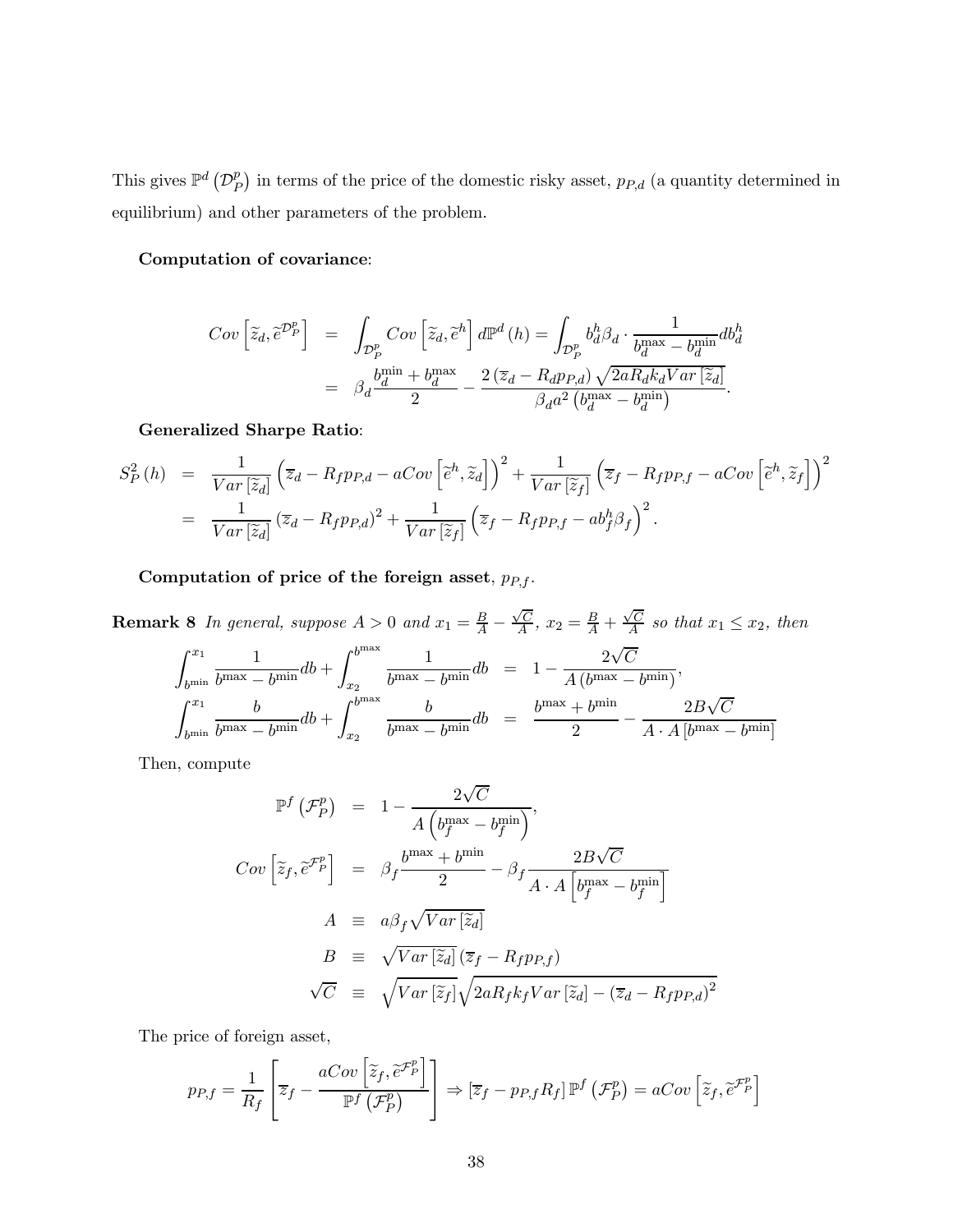This gives $\mathbb{P}^d\left(\mathcal{D}_P^p\right)$ in terms of the price of the domestic risky asset, $p_{P,d}$ (a quantity determined in equilibrium) and other parameters of the problem.

**Computation of covariance**:

$$
\begin{aligned}
Cov\left[\widetilde{z}_d, \widetilde{e}^{\mathcal{D}_P^p}\right] &= \int_{\mathcal{D}_P^p} Cov\left[\widetilde{z}_d, \widetilde{e}^h\right] d\mathbb{P}^d(h) = \int_{\mathcal{D}_P^p} b_d^h \beta_d \cdot \frac{1}{b_d^{\max} - b_d^{\min}} db_d^h \\
&= \beta_d \frac{b_d^{\min} + b_d^{\max}}{2} - \frac{2\left(\overline{z}_d - R_d p_{P,d}\right)\sqrt{2aR_d k_d Var\left[\widetilde{z}_d\right]}}{\beta_d a^2\left(b_d^{\max} - b_d^{\min}\right)}.
\end{aligned}
$$

**Generalized Sharpe Ratio**:

$$
\begin{aligned}
S_P^2(h) &= \frac{1}{Var\left[\widetilde{z}_d\right]}\left(\overline{z}_d - R_f p_{P,d} - aCov\left[\widetilde{e}^h, \widetilde{z}_d\right]\right)^2 + \frac{1}{Var\left[\widetilde{z}_f\right]}\left(\overline{z}_f - R_f p_{P,f} - aCov\left[\widetilde{e}^h, \widetilde{z}_f\right]\right)^2 \\
&= \frac{1}{Var\left[\widetilde{z}_d\right]}\left(\overline{z}_d - R_f p_{P,d}\right)^2 + \frac{1}{Var\left[\widetilde{z}_f\right]}\left(\overline{z}_f - R_f p_{P,f} - ab_f^h \beta_f\right)^2.
\end{aligned}
$$

**Computation of price of the foreign asset**, $p_{P,f}$.

**Remark 8** *In general, suppose $A > 0$ and $x_1 = \frac{B}{A} - \frac{\sqrt{C}}{A}$, $x_2 = \frac{B}{A} + \frac{\sqrt{C}}{A}$ so that $x_1 \leq x_2$, then*

$$
\begin{aligned}
\int_{b^{\min}}^{x_1} \frac{1}{b^{\max} - b^{\min}} db + \int_{x_2}^{b^{\max}} \frac{1}{b^{\max} - b^{\min}} db &= 1 - \frac{2\sqrt{C}}{A\left(b^{\max} - b^{\min}\right)}, \\
\int_{b^{\min}}^{x_1} \frac{b}{b^{\max} - b^{\min}} db + \int_{x_2}^{b^{\max}} \frac{b}{b^{\max} - b^{\min}} db &= \frac{b^{\max} + b^{\min}}{2} - \frac{2B\sqrt{C}}{A \cdot A\left[b^{\max} - b^{\min}\right]}
\end{aligned}
$$

Then, compute

$$
\begin{aligned}
\mathbb{P}^f\left(\mathcal{F}_P^p\right) &= 1 - \frac{2\sqrt{C}}{A\left(b_f^{\max} - b_f^{\min}\right)}, \\
Cov\left[\widetilde{z}_f, \widetilde{e}^{\mathcal{F}_P^p}\right] &= \beta_f \frac{b^{\max} + b^{\min}}{2} - \beta_f \frac{2B\sqrt{C}}{A \cdot A\left[b_f^{\max} - b_f^{\min}\right]} \\
A &\equiv a\beta_f \sqrt{Var\left[\widetilde{z}_d\right]} \\
B &\equiv \sqrt{Var\left[\widetilde{z}_d\right]}\left(\overline{z}_f - R_f p_{P,f}\right) \\
\sqrt{C} &\equiv \sqrt{Var\left[\widetilde{z}_f\right]}\sqrt{2aR_f k_f Var\left[\widetilde{z}_d\right] - \left(\overline{z}_d - R_f p_{P,d}\right)^2}
\end{aligned}
$$

The price of foreign asset,

$$
p_{P,f} = \frac{1}{R_f}\left[\overline{z}_f - \frac{aCov\left[\widetilde{z}_f, \widetilde{e}^{\mathcal{F}_P^p}\right]}{\mathbb{P}^f\left(\mathcal{F}_P^p\right)}\right] \Rightarrow \left[\overline{z}_f - p_{P,f} R_f\right]\mathbb{P}^f\left(\mathcal{F}_P^p\right) = aCov\left[\widetilde{z}_f, \widetilde{e}^{\mathcal{F}_P^p}\right]
$$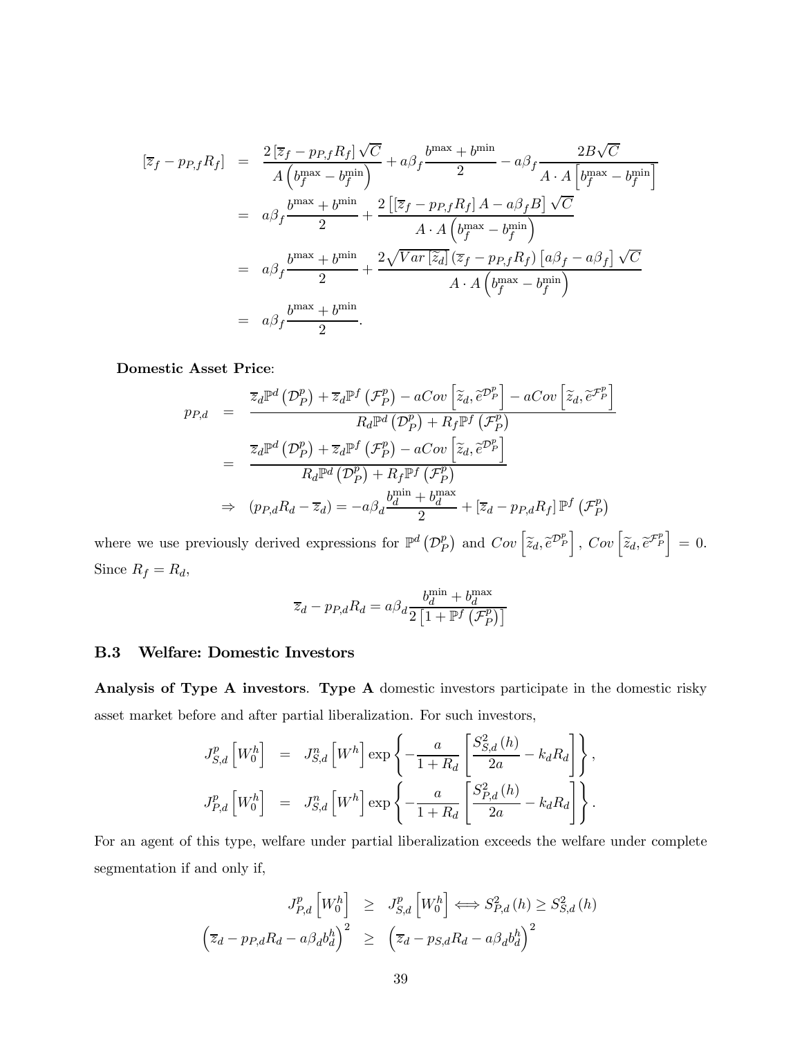$$
\begin{aligned}
\left[\overline{z}_f - p_{P,f}R_f\right] &= \frac{2\left[\overline{z}_f - p_{P,f}R_f\right]\sqrt{C}}{A\left(b_f^{\max} - b_f^{\min}\right)} + a\beta_f \frac{b^{\max} + b^{\min}}{2} - a\beta_f \frac{2B\sqrt{C}}{A \cdot A\left[b_f^{\max} - b_f^{\min}\right]} \\
&= a\beta_f \frac{b^{\max} + b^{\min}}{2} + \frac{2\left[\left[\overline{z}_f - p_{P,f}R_f\right]A - a\beta_f B\right]\sqrt{C}}{A \cdot A\left(b_f^{\max} - b_f^{\min}\right)} \\
&= a\beta_f \frac{b^{\max} + b^{\min}}{2} + \frac{2\sqrt{Var\left[\widetilde{z}_d\right]}\left(\overline{z}_f - p_{P,f}R_f\right)\left[a\beta_f - a\beta_f\right]\sqrt{C}}{A \cdot A\left(b_f^{\max} - b_f^{\min}\right)} \\
&= a\beta_f \frac{b^{\max} + b^{\min}}{2}.
\end{aligned}
$$

**Domestic Asset Price**:

$$
\begin{aligned}
p_{P,d} &= \frac{\overline{z}_d \mathbb{P}^d\left(\mathcal{D}_P^p\right) + \overline{z}_d \mathbb{P}^f\left(\mathcal{F}_P^p\right) - aCov\left[\widetilde{z}_d, \widetilde{e}^{\mathcal{D}_P^p}\right] - aCov\left[\widetilde{z}_d, \widetilde{e}^{\mathcal{F}_P^p}\right]}{R_d \mathbb{P}^d\left(\mathcal{D}_P^p\right) + R_f \mathbb{P}^f\left(\mathcal{F}_P^p\right)} \\
&= \frac{\overline{z}_d \mathbb{P}^d\left(\mathcal{D}_P^p\right) + \overline{z}_d \mathbb{P}^f\left(\mathcal{F}_P^p\right) - aCov\left[\widetilde{z}_d, \widetilde{e}^{\mathcal{D}_P^p}\right]}{R_d \mathbb{P}^d\left(\mathcal{D}_P^p\right) + R_f \mathbb{P}^f\left(\mathcal{F}_P^p\right)} \\
&\Rightarrow \quad \left(p_{P,d}R_d - \overline{z}_d\right) = -a\beta_d \frac{b_d^{\min} + b_d^{\max}}{2} + \left[\overline{z}_d - p_{P,d}R_f\right]\mathbb{P}^f\left(\mathcal{F}_P^p\right)
\end{aligned}
$$

where we use previously derived expressions for $\mathbb{P}^d\left(\mathcal{D}_P^p\right)$ and $Cov\left[\widetilde{z}_d, \widetilde{e}^{\mathcal{D}_P^p}\right]$, $Cov\left[\widetilde{z}_d, \widetilde{e}^{\mathcal{F}_P^p}\right] = 0$. Since $R_f = R_d$,

$$
\overline{z}_d - p_{P,d}R_d = a\beta_d \frac{b_d^{\min} + b_d^{\max}}{2\left[1 + \mathbb{P}^f\left(\mathcal{F}_P^p\right)\right]}
$$

## B.3 Welfare: Domestic Investors

**Analysis of Type A investors**. **Type A** domestic investors participate in the domestic risky asset market before and after partial liberalization. For such investors,

$$
\begin{aligned}
J_{S,d}^p\left[W_0^h\right] &= J_{S,d}^n\left[W^h\right]\exp\left\{-\frac{a}{1+R_d}\left[\frac{S_{S,d}^2(h)}{2a} - k_d R_d\right]\right\}, \\
J_{P,d}^p\left[W_0^h\right] &= J_{S,d}^n\left[W^h\right]\exp\left\{-\frac{a}{1+R_d}\left[\frac{S_{P,d}^2(h)}{2a} - k_d R_d\right]\right\}.
\end{aligned}
$$

For an agent of this type, welfare under partial liberalization exceeds the welfare under complete segmentation if and only if,

$$
\begin{aligned}
J_{P,d}^p\left[W_0^h\right] &\geq J_{S,d}^p\left[W_0^h\right] \Longleftrightarrow S_{P,d}^2(h) \geq S_{S,d}^2(h) \\
\left(\overline{z}_d - p_{P,d}R_d - a\beta_d b_d^h\right)^2 &\geq \left(\overline{z}_d - p_{S,d}R_d - a\beta_d b_d^h\right)^2
\end{aligned}
$$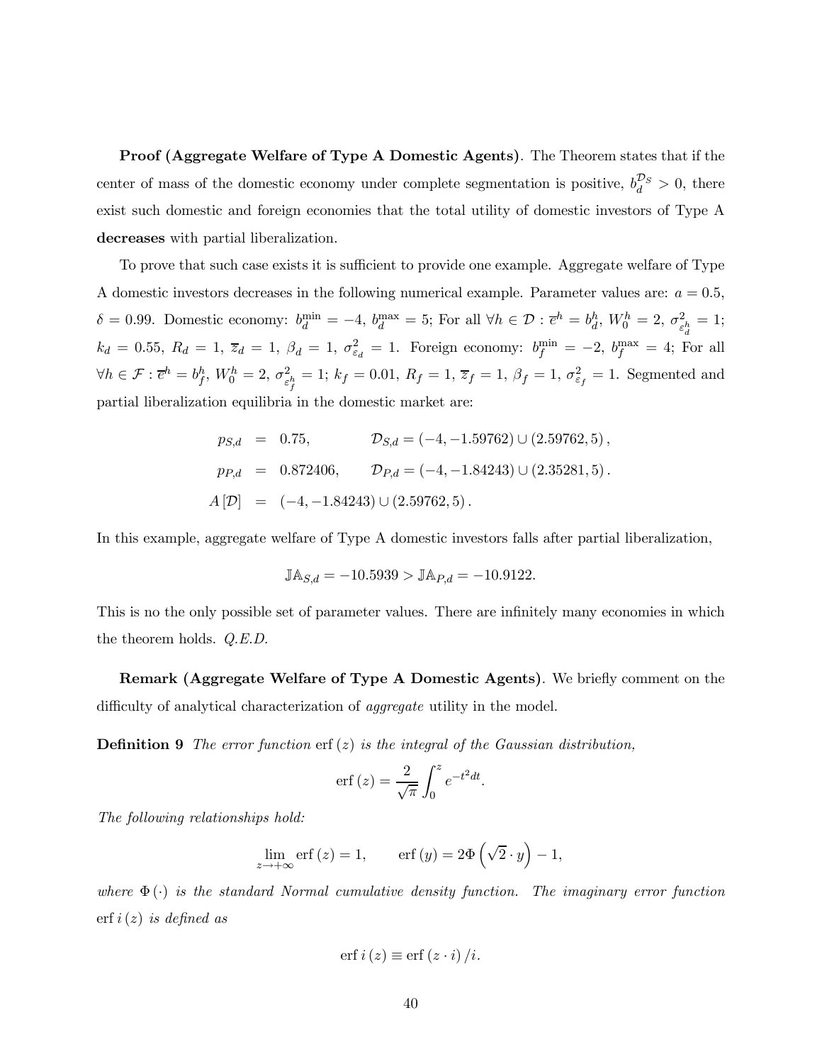**Proof (Aggregate Welfare of Type A Domestic Agents)**. The Theorem states that if the center of mass of the domestic economy under complete segmentation is positive, $b_d^{\mathcal{D}_S} > 0$, there exist such domestic and foreign economies that the total utility of domestic investors of Type A **decreases** with partial liberalization.

To prove that such case exists it is sufficient to provide one example. Aggregate welfare of Type A domestic investors decreases in the following numerical example. Parameter values are: $a = 0.5$, $\delta = 0.99$. Domestic economy: $b_d^{\min} = -4$, $b_d^{\max} = 5$; For all $\forall h \in \mathcal{D} : \overline{e}^h = b_d^h$, $W_0^h = 2$, $\sigma^2_{\varepsilon_d^h} = 1$; $k_d = 0.55$, $R_d = 1$, $\overline{z}_d = 1$, $\beta_d = 1$, $\sigma^2_{\varepsilon_d} = 1$. Foreign economy: $b_f^{\min} = -2$, $b_f^{\max} = 4$; For all $\forall h \in \mathcal{F} : \overline{e}^h = b_f^h$, $W_0^h = 2$, $\sigma^2_{\varepsilon_f^h} = 1$; $k_f = 0.01$, $R_f = 1$, $\overline{z}_f = 1$, $\beta_f = 1$, $\sigma^2_{\varepsilon_f} = 1$. Segmented and partial liberalization equilibria in the domestic market are:

$$
\begin{aligned}
p_{S,d} &= 0.75, \qquad \mathcal{D}_{S,d} = (-4, -1.59762) \cup (2.59762, 5)\,, \\
p_{P,d} &= 0.872406, \qquad \mathcal{D}_{P,d} = (-4, -1.84243) \cup (2.35281, 5)\,. \\
A[\mathcal{D}] &= (-4, -1.84243) \cup (2.59762, 5)\,.
\end{aligned}
$$

In this example, aggregate welfare of Type A domestic investors falls after partial liberalization,

$$
\mathbb{JA}_{S,d} = -10.5939 > \mathbb{JA}_{P,d} = -10.9122.
$$

This is no the only possible set of parameter values. There are infinitely many economies in which the theorem holds. *Q.E.D.*

**Remark (Aggregate Welfare of Type A Domestic Agents)**. We briefly comment on the difficulty of analytical characterization of *aggregate* utility in the model.

**Definition 9** *The error function* $\operatorname{erf}(z)$ *is the integral of the Gaussian distribution,*

$$
\operatorname{erf}(z) = \frac{2}{\sqrt{\pi}} \int_0^z e^{-t^2 dt}.
$$

*The following relationships hold:*

$$
\lim_{z \to +\infty} \operatorname{erf}(z) = 1, \qquad \operatorname{erf}(y) = 2\Phi\left(\sqrt{2} \cdot y\right) - 1,
$$

*where* $\Phi(\cdot)$ *is the standard Normal cumulative density function. The imaginary error function* $\operatorname{erf} i(z)$ *is defined as*

$$
\operatorname{erf} i(z) \equiv \operatorname{erf}(z \cdot i)/i.
$$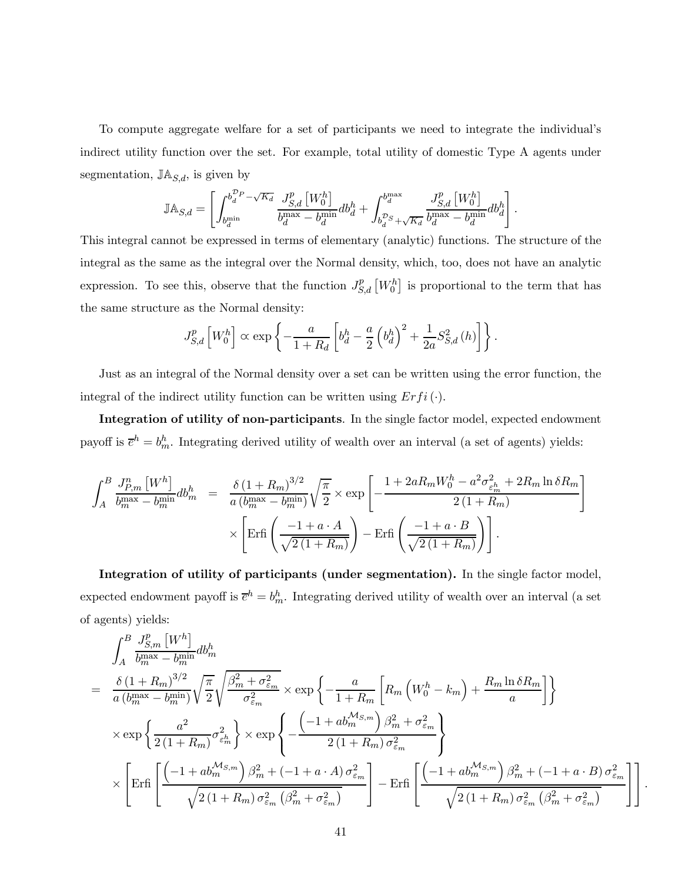To compute aggregate welfare for a set of participants we need to integrate the individual's indirect utility function over the set. For example, total utility of domestic Type A agents under segmentation, $\mathbb{JA}_{S,d}$, is given by

$$\mathbb{JA}_{S,d} = \left[ \int_{b_d^{\min}}^{b_d^{\mathcal{D}_P} - \sqrt{K_d}} \frac{J_{S,d}^p \left[ W_0^h \right]}{b_d^{\max} - b_d^{\min}} db_d^h + \int_{b_d^{\mathcal{D}_S} + \sqrt{K_d}}^{b_d^{\max}} \frac{J_{S,d}^p \left[ W_0^h \right]}{b_d^{\max} - b_d^{\min}} db_d^h \right].$$

This integral cannot be expressed in terms of elementary (analytic) functions. The structure of the integral as the same as the integral over the Normal density, which, too, does not have an analytic expression. To see this, observe that the function $J_{S,d}^p \left[ W_0^h \right]$ is proportional to the term that has the same structure as the Normal density:

$$J_{S,d}^p \left[ W_0^h \right] \propto \exp\left\{ -\frac{a}{1+R_d} \left[ b_d^h - \frac{a}{2} \left( b_d^h \right)^2 + \frac{1}{2a} S_{S,d}^2 (h) \right] \right\}.$$

Just as an integral of the Normal density over a set can be written using the error function, the integral of the indirect utility function can be written using $Erfi(\cdot)$.

**Integration of utility of non-participants**. In the single factor model, expected endowment payoff is $\overline{e}^h = b_m^h$. Integrating derived utility of wealth over an interval (a set of agents) yields:

$$\begin{aligned}
\int_A^B \frac{J_{P,m}^n \left[ W^h \right]}{b_m^{\max} - b_m^{\min}} db_m^h &= \frac{\delta \left(1+R_m\right)^{3/2}}{a \left( b_m^{\max} - b_m^{\min} \right)} \sqrt{\frac{\pi}{2}} \times \exp\left[ -\frac{1 + 2aR_m W_0^h - a^2 \sigma_{\varepsilon_m^h}^2 + 2R_m \ln \delta R_m}{2\left(1+R_m\right)} \right] \\
&\times \left[ \operatorname{Erfi}\left( \frac{-1 + a \cdot A}{\sqrt{2\left(1+R_m\right)}} \right) - \operatorname{Erfi}\left( \frac{-1 + a \cdot B}{\sqrt{2\left(1+R_m\right)}} \right) \right].
\end{aligned}$$

**Integration of utility of participants (under segmentation).** In the single factor model, expected endowment payoff is $\overline{e}^h = b_m^h$. Integrating derived utility of wealth over an interval (a set of agents) yields:

$$\begin{aligned}
&\int_A^B \frac{J_{S,m}^p \left[ W^h \right]}{b_m^{\max} - b_m^{\min}} db_m^h \\
= \; & \frac{\delta \left(1+R_m\right)^{3/2}}{a \left( b_m^{\max} - b_m^{\min} \right)} \sqrt{\frac{\pi}{2}} \sqrt{\frac{\beta_m^2 + \sigma_{\varepsilon_m}^2}{\sigma_{\varepsilon_m}^2}} \times \exp\left\{ -\frac{a}{1+R_m} \left[ R_m \left( W_0^h - k_m \right) + \frac{R_m \ln \delta R_m}{a} \right] \right\} \\
& \times \exp\left\{ \frac{a^2}{2\left(1+R_m\right)} \sigma_{\varepsilon_m^h}^2 \right\} \times \exp\left\{ -\frac{\left( -1 + a b_m^{\mathcal{M}_{S,m}} \right) \beta_m^2 + \sigma_{\varepsilon_m}^2}{2\left(1+R_m\right) \sigma_{\varepsilon_m}^2} \right\} \\
& \times \left[ \operatorname{Erfi}\left[ \frac{\left( -1 + a b_m^{\mathcal{M}_{S,m}} \right) \beta_m^2 + \left( -1 + a \cdot A \right) \sigma_{\varepsilon_m}^2}{\sqrt{2\left(1+R_m\right) \sigma_{\varepsilon_m}^2 \left( \beta_m^2 + \sigma_{\varepsilon_m}^2 \right)}} \right] - \operatorname{Erfi}\left[ \frac{\left( -1 + a b_m^{\mathcal{M}_{S,m}} \right) \beta_m^2 + \left( -1 + a \cdot B \right) \sigma_{\varepsilon_m}^2}{\sqrt{2\left(1+R_m\right) \sigma_{\varepsilon_m}^2 \left( \beta_m^2 + \sigma_{\varepsilon_m}^2 \right)}} \right] \right].
\end{aligned}$$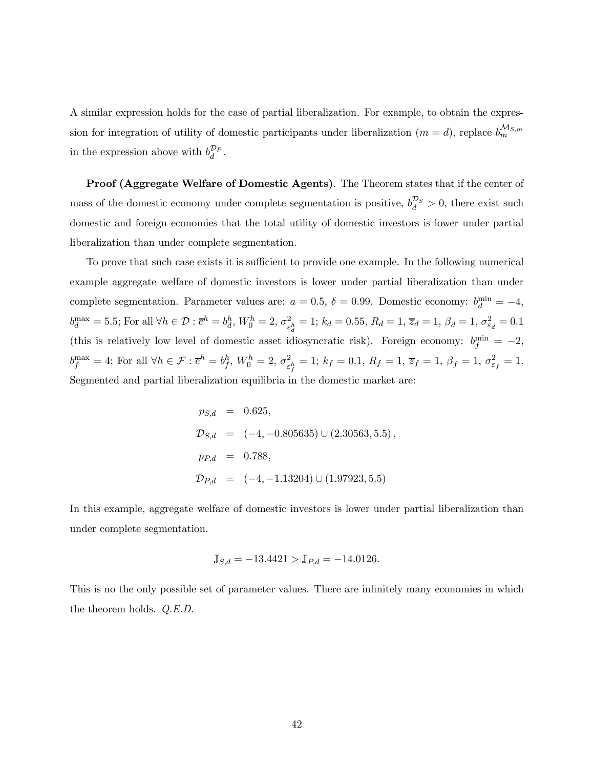A similar expression holds for the case of partial liberalization. For example, to obtain the expression for integration of utility of domestic participants under liberalization ($m = d$), replace $b_m^{\mathcal{M}_{S,m}}$ in the expression above with $b_d^{\mathcal{D}_P}$.

**Proof (Aggregate Welfare of Domestic Agents)**. The Theorem states that if the center of mass of the domestic economy under complete segmentation is positive, $b_d^{\mathcal{D}_S} > 0$, there exist such domestic and foreign economies that the total utility of domestic investors is lower under partial liberalization than under complete segmentation.

To prove that such case exists it is sufficient to provide one example. In the following numerical example aggregate welfare of domestic investors is lower under partial liberalization than under complete segmentation. Parameter values are: $a = 0.5$, $\delta = 0.99$. Domestic economy: $b_d^{\min} = -4$, $b_d^{\max} = 5.5$; For all $\forall h \in \mathcal{D} : \overline{e}^h = b_d^h$, $W_0^h = 2$, $\sigma^2_{\varepsilon_d^h} = 1$; $k_d = 0.55$, $R_d = 1$, $\overline{z}_d = 1$, $\beta_d = 1$, $\sigma^2_{\varepsilon_d} = 0.1$ (this is relatively low level of domestic asset idiosyncratic risk). Foreign economy: $b_f^{\min} = -2$, $b_f^{\max} = 4$; For all $\forall h \in \mathcal{F} : \overline{e}^h = b_f^h$, $W_0^h = 2$, $\sigma^2_{\varepsilon_f^h} = 1$; $k_f = 0.1$, $R_f = 1$, $\overline{z}_f = 1$, $\beta_f = 1$, $\sigma^2_{\varepsilon_f} = 1$. Segmented and partial liberalization equilibria in the domestic market are:

$$
\begin{aligned}
p_{S,d} &= 0.625, \\
\mathcal{D}_{S,d} &= (-4, -0.805635) \cup (2.30563, 5.5), \\
p_{P,d} &= 0.788, \\
\mathcal{D}_{P,d} &= (-4, -1.13204) \cup (1.97923, 5.5)
\end{aligned}
$$

In this example, aggregate welfare of domestic investors is lower under partial liberalization than under complete segmentation.

$$
\mathbb{J}_{S,d} = -13.4421 > \mathbb{J}_{P,d} = -14.0126.
$$

This is no the only possible set of parameter values. There are infinitely many economies in which the theorem holds. *Q.E.D.*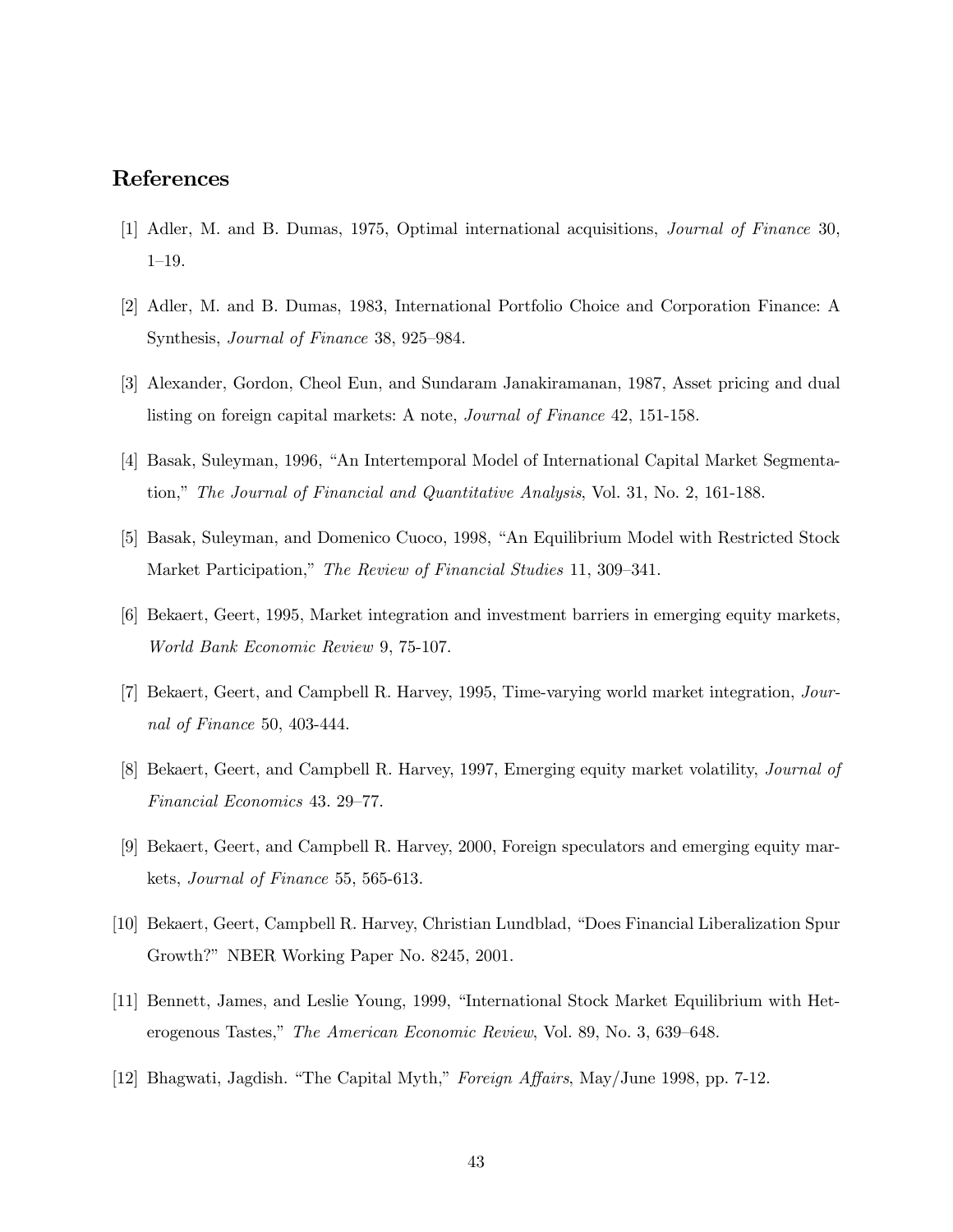## References

[1] Adler, M. and B. Dumas, 1975, Optimal international acquisitions, *Journal of Finance* 30, 1–19.

[2] Adler, M. and B. Dumas, 1983, International Portfolio Choice and Corporation Finance: A Synthesis, *Journal of Finance* 38, 925–984.

[3] Alexander, Gordon, Cheol Eun, and Sundaram Janakiramanan, 1987, Asset pricing and dual listing on foreign capital markets: A note, *Journal of Finance* 42, 151-158.

[4] Basak, Suleyman, 1996, "An Intertemporal Model of International Capital Market Segmentation," *The Journal of Financial and Quantitative Analysis*, Vol. 31, No. 2, 161-188.

[5] Basak, Suleyman, and Domenico Cuoco, 1998, "An Equilibrium Model with Restricted Stock Market Participation," *The Review of Financial Studies* 11, 309–341.

[6] Bekaert, Geert, 1995, Market integration and investment barriers in emerging equity markets, *World Bank Economic Review* 9, 75-107.

[7] Bekaert, Geert, and Campbell R. Harvey, 1995, Time-varying world market integration, *Journal of Finance* 50, 403-444.

[8] Bekaert, Geert, and Campbell R. Harvey, 1997, Emerging equity market volatility, *Journal of Financial Economics* 43. 29–77.

[9] Bekaert, Geert, and Campbell R. Harvey, 2000, Foreign speculators and emerging equity markets, *Journal of Finance* 55, 565-613.

[10] Bekaert, Geert, Campbell R. Harvey, Christian Lundblad, "Does Financial Liberalization Spur Growth?" NBER Working Paper No. 8245, 2001.

[11] Bennett, James, and Leslie Young, 1999, "International Stock Market Equilibrium with Heterogenous Tastes," *The American Economic Review*, Vol. 89, No. 3, 639–648.

[12] Bhagwati, Jagdish. "The Capital Myth," *Foreign Affairs*, May/June 1998, pp. 7-12.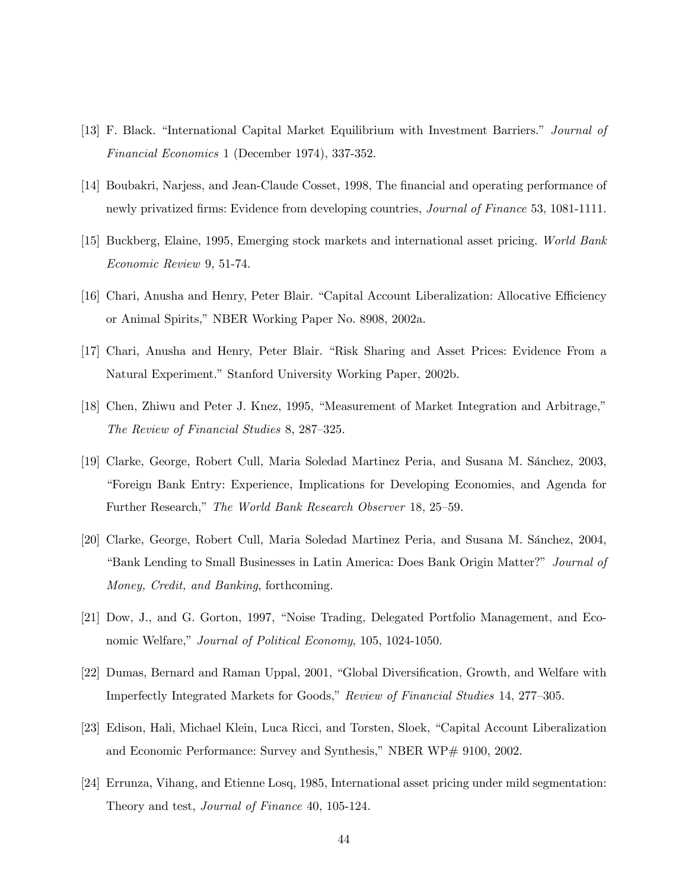[13] F. Black. "International Capital Market Equilibrium with Investment Barriers." *Journal of Financial Economics* 1 (December 1974), 337-352.

[14] Boubakri, Narjess, and Jean-Claude Cosset, 1998, The financial and operating performance of newly privatized firms: Evidence from developing countries, *Journal of Finance* 53, 1081-1111.

[15] Buckberg, Elaine, 1995, Emerging stock markets and international asset pricing. *World Bank Economic Review* 9, 51-74.

[16] Chari, Anusha and Henry, Peter Blair. "Capital Account Liberalization: Allocative Efficiency or Animal Spirits," NBER Working Paper No. 8908, 2002a.

[17] Chari, Anusha and Henry, Peter Blair. "Risk Sharing and Asset Prices: Evidence From a Natural Experiment." Stanford University Working Paper, 2002b.

[18] Chen, Zhiwu and Peter J. Knez, 1995, "Measurement of Market Integration and Arbitrage," *The Review of Financial Studies* 8, 287–325.

[19] Clarke, George, Robert Cull, Maria Soledad Martinez Peria, and Susana M. Sánchez, 2003, "Foreign Bank Entry: Experience, Implications for Developing Economies, and Agenda for Further Research," *The World Bank Research Observer* 18, 25–59.

[20] Clarke, George, Robert Cull, Maria Soledad Martinez Peria, and Susana M. Sánchez, 2004, "Bank Lending to Small Businesses in Latin America: Does Bank Origin Matter?" *Journal of Money, Credit, and Banking*, forthcoming.

[21] Dow, J., and G. Gorton, 1997, "Noise Trading, Delegated Portfolio Management, and Economic Welfare," *Journal of Political Economy*, 105, 1024-1050.

[22] Dumas, Bernard and Raman Uppal, 2001, "Global Diversification, Growth, and Welfare with Imperfectly Integrated Markets for Goods," *Review of Financial Studies* 14, 277–305.

[23] Edison, Hali, Michael Klein, Luca Ricci, and Torsten, Sloek, "Capital Account Liberalization and Economic Performance: Survey and Synthesis," NBER WP# 9100, 2002.

[24] Errunza, Vihang, and Etienne Losq, 1985, International asset pricing under mild segmentation: Theory and test, *Journal of Finance* 40, 105-124.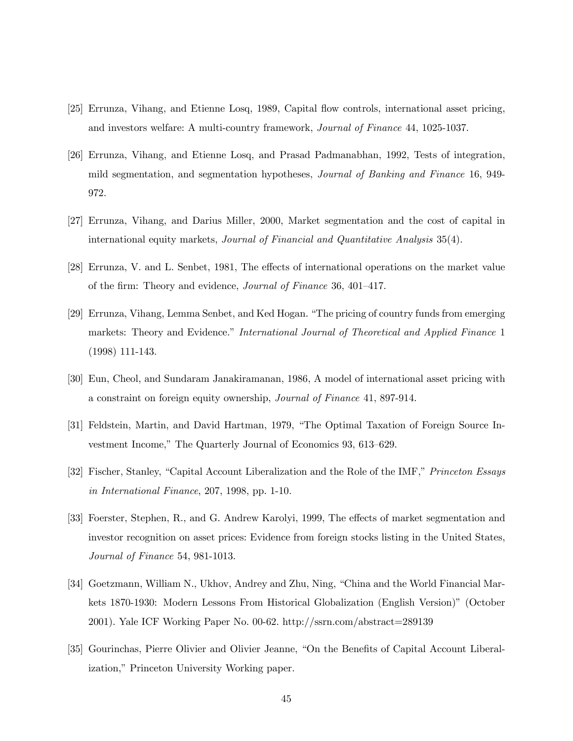[25] Errunza, Vihang, and Etienne Losq, 1989, Capital flow controls, international asset pricing, and investors welfare: A multi-country framework, *Journal of Finance* 44, 1025-1037.

[26] Errunza, Vihang, and Etienne Losq, and Prasad Padmanabhan, 1992, Tests of integration, mild segmentation, and segmentation hypotheses, *Journal of Banking and Finance* 16, 949-972.

[27] Errunza, Vihang, and Darius Miller, 2000, Market segmentation and the cost of capital in international equity markets, *Journal of Financial and Quantitative Analysis* 35(4).

[28] Errunza, V. and L. Senbet, 1981, The effects of international operations on the market value of the firm: Theory and evidence, *Journal of Finance* 36, 401–417.

[29] Errunza, Vihang, Lemma Senbet, and Ked Hogan. "The pricing of country funds from emerging markets: Theory and Evidence." *International Journal of Theoretical and Applied Finance* 1 (1998) 111-143.

[30] Eun, Cheol, and Sundaram Janakiramanan, 1986, A model of international asset pricing with a constraint on foreign equity ownership, *Journal of Finance* 41, 897-914.

[31] Feldstein, Martin, and David Hartman, 1979, "The Optimal Taxation of Foreign Source Investment Income," The Quarterly Journal of Economics 93, 613–629.

[32] Fischer, Stanley, "Capital Account Liberalization and the Role of the IMF," *Princeton Essays in International Finance*, 207, 1998, pp. 1-10.

[33] Foerster, Stephen, R., and G. Andrew Karolyi, 1999, The effects of market segmentation and investor recognition on asset prices: Evidence from foreign stocks listing in the United States, *Journal of Finance* 54, 981-1013.

[34] Goetzmann, William N., Ukhov, Andrey and Zhu, Ning, "China and the World Financial Markets 1870-1930: Modern Lessons From Historical Globalization (English Version)" (October 2001). Yale ICF Working Paper No. 00-62. http://ssrn.com/abstract=289139

[35] Gourinchas, Pierre Olivier and Olivier Jeanne, "On the Benefits of Capital Account Liberalization," Princeton University Working paper.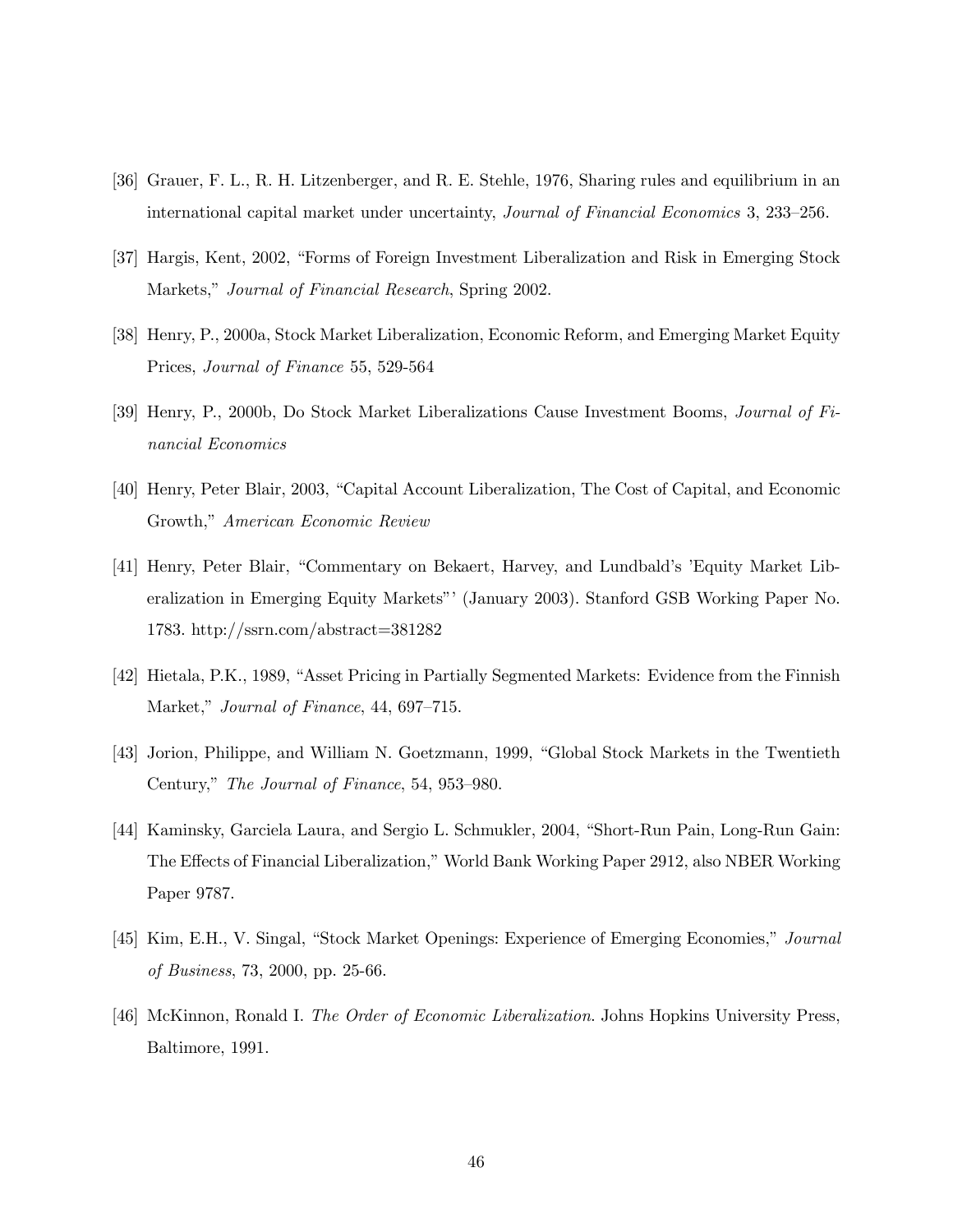[36] Grauer, F. L., R. H. Litzenberger, and R. E. Stehle, 1976, Sharing rules and equilibrium in an international capital market under uncertainty, *Journal of Financial Economics* 3, 233–256.

[37] Hargis, Kent, 2002, "Forms of Foreign Investment Liberalization and Risk in Emerging Stock Markets," *Journal of Financial Research*, Spring 2002.

[38] Henry, P., 2000a, Stock Market Liberalization, Economic Reform, and Emerging Market Equity Prices, *Journal of Finance* 55, 529-564

[39] Henry, P., 2000b, Do Stock Market Liberalizations Cause Investment Booms, *Journal of Financial Economics*

[40] Henry, Peter Blair, 2003, "Capital Account Liberalization, The Cost of Capital, and Economic Growth," *American Economic Review*

[41] Henry, Peter Blair, "Commentary on Bekaert, Harvey, and Lundbald's 'Equity Market Liberalization in Emerging Equity Markets"' (January 2003). Stanford GSB Working Paper No. 1783. http://ssrn.com/abstract=381282

[42] Hietala, P.K., 1989, "Asset Pricing in Partially Segmented Markets: Evidence from the Finnish Market," *Journal of Finance*, 44, 697–715.

[43] Jorion, Philippe, and William N. Goetzmann, 1999, "Global Stock Markets in the Twentieth Century," *The Journal of Finance*, 54, 953–980.

[44] Kaminsky, Garciela Laura, and Sergio L. Schmukler, 2004, "Short-Run Pain, Long-Run Gain: The Effects of Financial Liberalization," World Bank Working Paper 2912, also NBER Working Paper 9787.

[45] Kim, E.H., V. Singal, "Stock Market Openings: Experience of Emerging Economies," *Journal of Business*, 73, 2000, pp. 25-66.

[46] McKinnon, Ronald I. *The Order of Economic Liberalization*. Johns Hopkins University Press, Baltimore, 1991.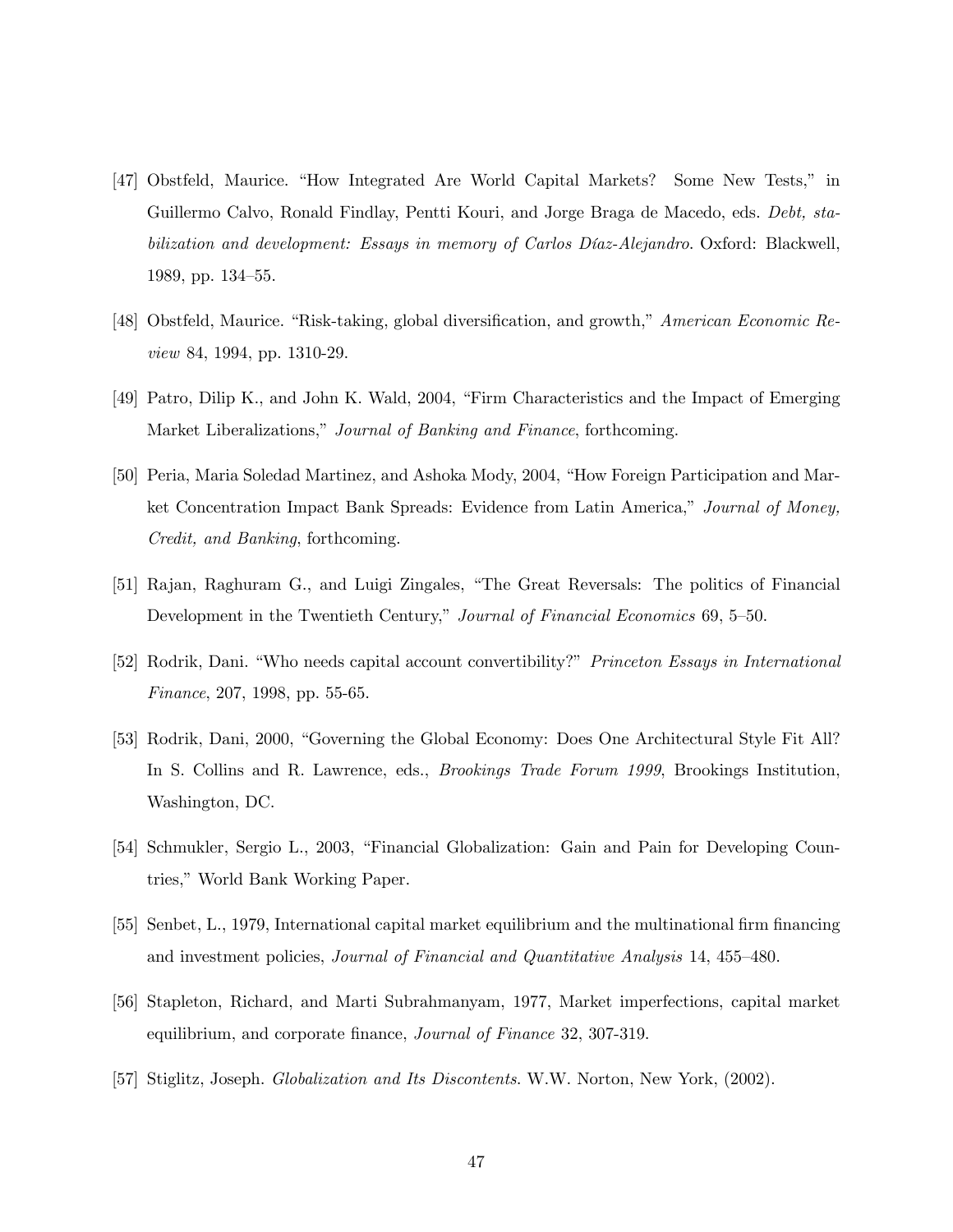[47] Obstfeld, Maurice. "How Integrated Are World Capital Markets? Some New Tests," in Guillermo Calvo, Ronald Findlay, Pentti Kouri, and Jorge Braga de Macedo, eds. *Debt, stabilization and development: Essays in memory of Carlos Díaz-Alejandro*. Oxford: Blackwell, 1989, pp. 134–55.

[48] Obstfeld, Maurice. "Risk-taking, global diversification, and growth," *American Economic Review* 84, 1994, pp. 1310-29.

[49] Patro, Dilip K., and John K. Wald, 2004, "Firm Characteristics and the Impact of Emerging Market Liberalizations," *Journal of Banking and Finance*, forthcoming.

[50] Peria, Maria Soledad Martinez, and Ashoka Mody, 2004, "How Foreign Participation and Market Concentration Impact Bank Spreads: Evidence from Latin America," *Journal of Money, Credit, and Banking*, forthcoming.

[51] Rajan, Raghuram G., and Luigi Zingales, "The Great Reversals: The politics of Financial Development in the Twentieth Century," *Journal of Financial Economics* 69, 5–50.

[52] Rodrik, Dani. "Who needs capital account convertibility?" *Princeton Essays in International Finance*, 207, 1998, pp. 55-65.

[53] Rodrik, Dani, 2000, "Governing the Global Economy: Does One Architectural Style Fit All? In S. Collins and R. Lawrence, eds., *Brookings Trade Forum 1999*, Brookings Institution, Washington, DC.

[54] Schmukler, Sergio L., 2003, "Financial Globalization: Gain and Pain for Developing Countries," World Bank Working Paper.

[55] Senbet, L., 1979, International capital market equilibrium and the multinational firm financing and investment policies, *Journal of Financial and Quantitative Analysis* 14, 455–480.

[56] Stapleton, Richard, and Marti Subrahmanyam, 1977, Market imperfections, capital market equilibrium, and corporate finance, *Journal of Finance* 32, 307-319.

[57] Stiglitz, Joseph. *Globalization and Its Discontents*. W.W. Norton, New York, (2002).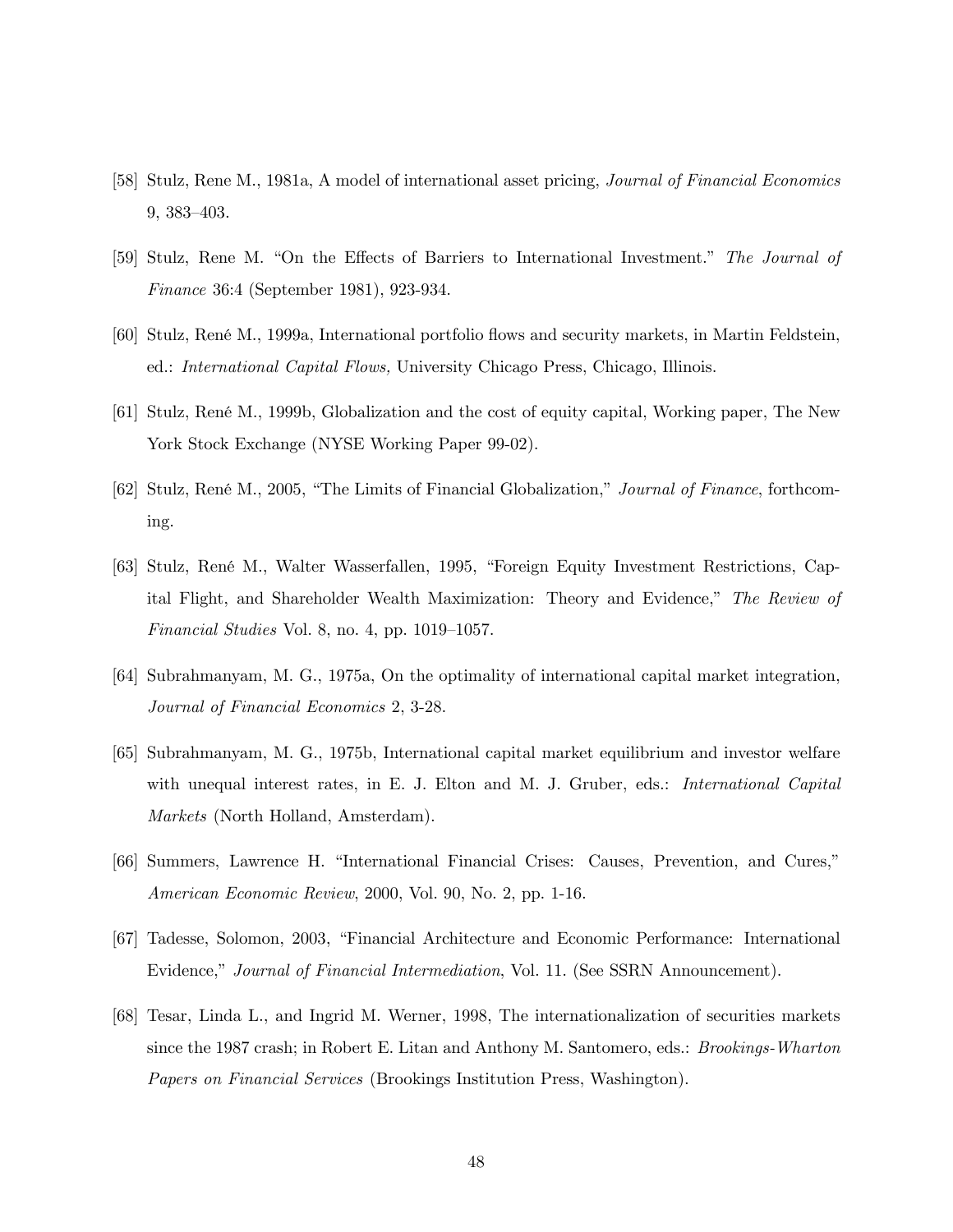[58] Stulz, Rene M., 1981a, A model of international asset pricing, *Journal of Financial Economics* 9, 383–403.

[59] Stulz, Rene M. "On the Effects of Barriers to International Investment." *The Journal of Finance* 36:4 (September 1981), 923-934.

[60] Stulz, René M., 1999a, International portfolio flows and security markets, in Martin Feldstein, ed.: *International Capital Flows,* University Chicago Press, Chicago, Illinois.

[61] Stulz, René M., 1999b, Globalization and the cost of equity capital, Working paper, The New York Stock Exchange (NYSE Working Paper 99-02).

[62] Stulz, René M., 2005, "The Limits of Financial Globalization," *Journal of Finance*, forthcoming.

[63] Stulz, René M., Walter Wasserfallen, 1995, "Foreign Equity Investment Restrictions, Capital Flight, and Shareholder Wealth Maximization: Theory and Evidence," *The Review of Financial Studies* Vol. 8, no. 4, pp. 1019–1057.

[64] Subrahmanyam, M. G., 1975a, On the optimality of international capital market integration, *Journal of Financial Economics* 2, 3-28.

[65] Subrahmanyam, M. G., 1975b, International capital market equilibrium and investor welfare with unequal interest rates, in E. J. Elton and M. J. Gruber, eds.: *International Capital Markets* (North Holland, Amsterdam).

[66] Summers, Lawrence H. "International Financial Crises: Causes, Prevention, and Cures," *American Economic Review*, 2000, Vol. 90, No. 2, pp. 1-16.

[67] Tadesse, Solomon, 2003, "Financial Architecture and Economic Performance: International Evidence," *Journal of Financial Intermediation*, Vol. 11. (See SSRN Announcement).

[68] Tesar, Linda L., and Ingrid M. Werner, 1998, The internationalization of securities markets since the 1987 crash; in Robert E. Litan and Anthony M. Santomero, eds.: *Brookings-Wharton Papers on Financial Services* (Brookings Institution Press, Washington).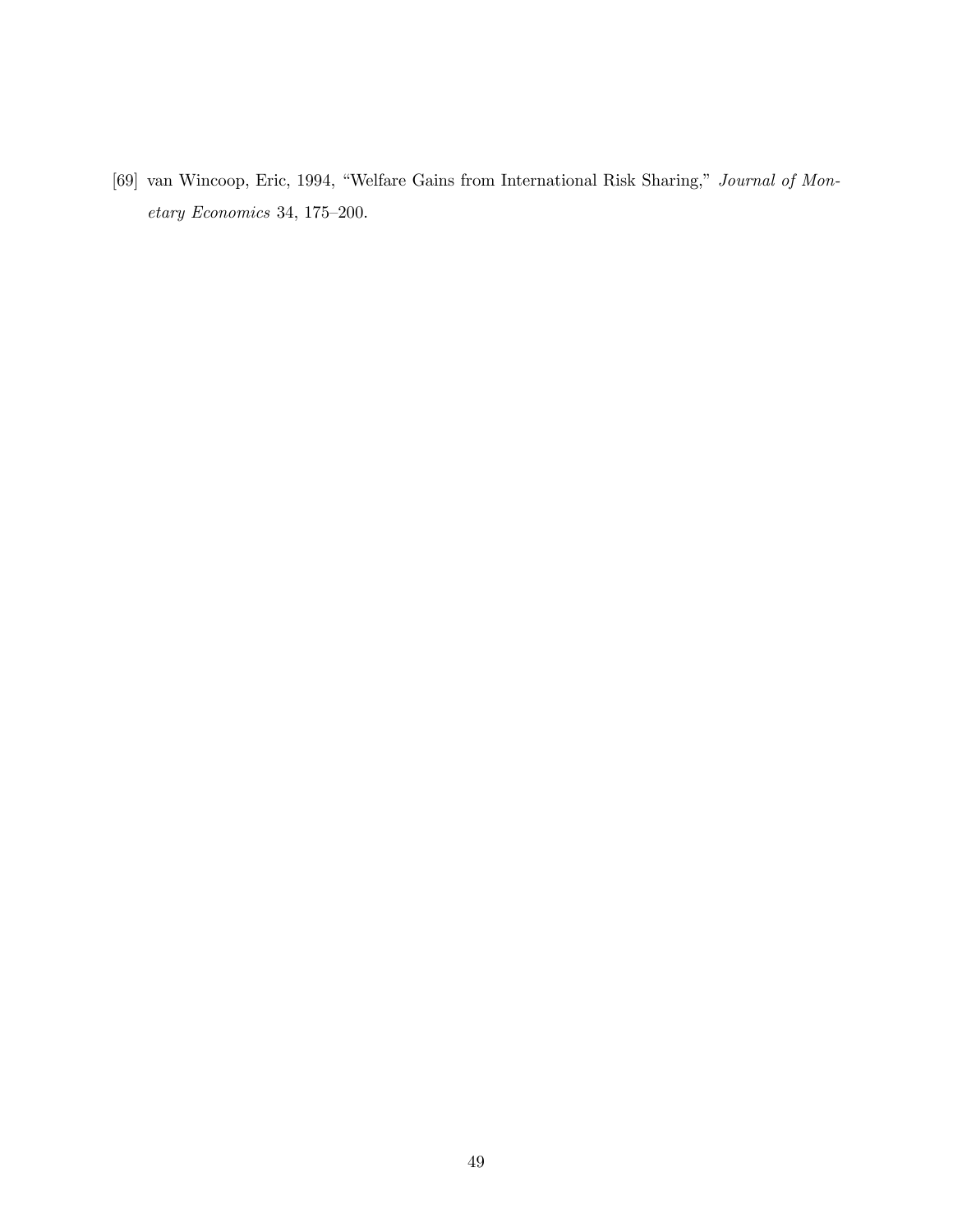[69] van Wincoop, Eric, 1994, "Welfare Gains from International Risk Sharing," *Journal of Monetary Economics* 34, 175–200.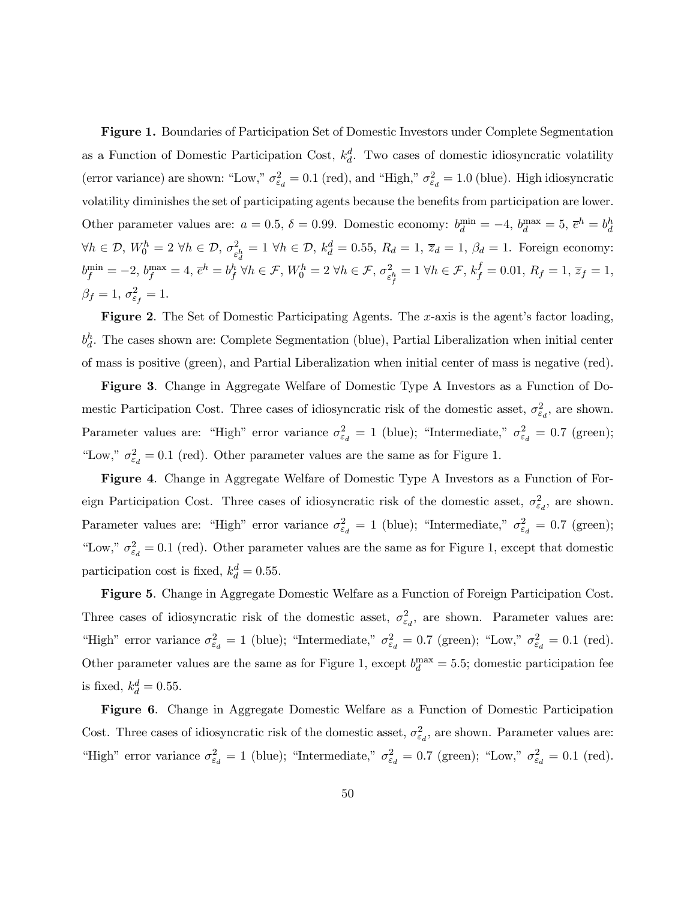**Figure 1.** Boundaries of Participation Set of Domestic Investors under Complete Segmentation as a Function of Domestic Participation Cost, $k_d^d$. Two cases of domestic idiosyncratic volatility (error variance) are shown: "Low," $\sigma_{\varepsilon_d}^2 = 0.1$ (red), and "High," $\sigma_{\varepsilon_d}^2 = 1.0$ (blue). High idiosyncratic volatility diminishes the set of participating agents because the benefits from participation are lower. Other parameter values are: $a = 0.5$, $\delta = 0.99$. Domestic economy: $b_d^{\min} = -4$, $b_d^{\max} = 5$, $\overline{e}^h = b_d^h$ $\forall h \in \mathcal{D}$, $W_0^h = 2$ $\forall h \in \mathcal{D}$, $\sigma_{\varepsilon_d^h}^2 = 1$ $\forall h \in \mathcal{D}$, $k_d^d = 0.55$, $R_d = 1$, $\overline{z}_d = 1$, $\beta_d = 1$. Foreign economy: $b_f^{\min} = -2$, $b_f^{\max} = 4$, $\overline{e}^h = b_f^h$ $\forall h \in \mathcal{F}$, $W_0^h = 2$ $\forall h \in \mathcal{F}$, $\sigma_{\varepsilon_f^h}^2 = 1$ $\forall h \in \mathcal{F}$, $k_f^f = 0.01$, $R_f = 1$, $\overline{z}_f = 1$, $\beta_f = 1$, $\sigma_{\varepsilon_f}^2 = 1$.

**Figure 2**. The Set of Domestic Participating Agents. The $x$-axis is the agent's factor loading, $b_d^h$. The cases shown are: Complete Segmentation (blue), Partial Liberalization when initial center of mass is positive (green), and Partial Liberalization when initial center of mass is negative (red).

**Figure 3**. Change in Aggregate Welfare of Domestic Type A Investors as a Function of Domestic Participation Cost. Three cases of idiosyncratic risk of the domestic asset, $\sigma_{\varepsilon_d}^2$, are shown. Parameter values are: "High" error variance $\sigma_{\varepsilon_d}^2 = 1$ (blue); "Intermediate," $\sigma_{\varepsilon_d}^2 = 0.7$ (green); "Low," $\sigma_{\varepsilon_d}^2 = 0.1$ (red). Other parameter values are the same as for Figure 1.

**Figure 4**. Change in Aggregate Welfare of Domestic Type A Investors as a Function of Foreign Participation Cost. Three cases of idiosyncratic risk of the domestic asset, $\sigma_{\varepsilon_d}^2$, are shown. Parameter values are: "High" error variance $\sigma_{\varepsilon_d}^2 = 1$ (blue); "Intermediate," $\sigma_{\varepsilon_d}^2 = 0.7$ (green); "Low," $\sigma_{\varepsilon_d}^2 = 0.1$ (red). Other parameter values are the same as for Figure 1, except that domestic participation cost is fixed, $k_d^d = 0.55$.

**Figure 5**. Change in Aggregate Domestic Welfare as a Function of Foreign Participation Cost. Three cases of idiosyncratic risk of the domestic asset, $\sigma_{\varepsilon_d}^2$, are shown. Parameter values are: "High" error variance $\sigma_{\varepsilon_d}^2 = 1$ (blue); "Intermediate," $\sigma_{\varepsilon_d}^2 = 0.7$ (green); "Low," $\sigma_{\varepsilon_d}^2 = 0.1$ (red). Other parameter values are the same as for Figure 1, except $b_d^{\max} = 5.5$; domestic participation fee is fixed, $k_d^d = 0.55$.

**Figure 6**. Change in Aggregate Domestic Welfare as a Function of Domestic Participation Cost. Three cases of idiosyncratic risk of the domestic asset, $\sigma_{\varepsilon_d}^2$, are shown. Parameter values are: "High" error variance $\sigma_{\varepsilon_d}^2 = 1$ (blue); "Intermediate," $\sigma_{\varepsilon_d}^2 = 0.7$ (green); "Low," $\sigma_{\varepsilon_d}^2 = 0.1$ (red).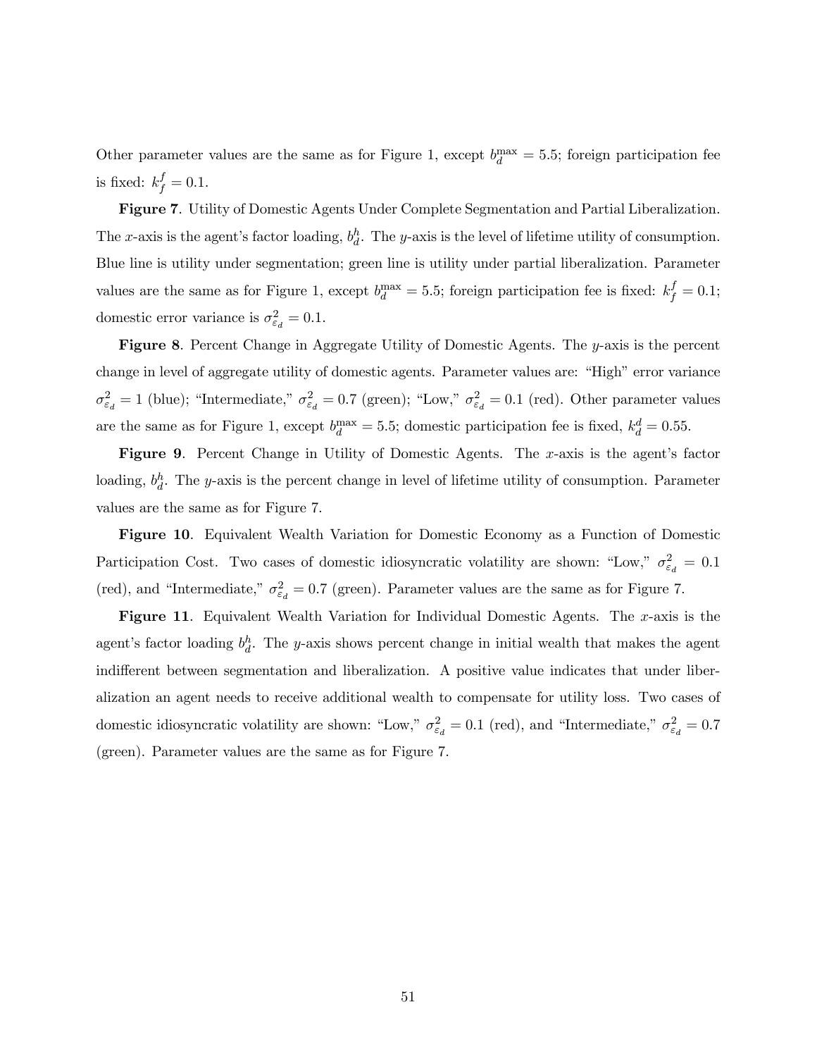Other parameter values are the same as for Figure 1, except $b_d^{\max} = 5.5$; foreign participation fee is fixed: $k_f^f = 0.1$.

**Figure 7**. Utility of Domestic Agents Under Complete Segmentation and Partial Liberalization. The $x$-axis is the agent's factor loading, $b_d^h$. The $y$-axis is the level of lifetime utility of consumption. Blue line is utility under segmentation; green line is utility under partial liberalization. Parameter values are the same as for Figure 1, except $b_d^{\max} = 5.5$; foreign participation fee is fixed: $k_f^f = 0.1$; domestic error variance is $\sigma^2_{\varepsilon_d} = 0.1$.

**Figure 8**. Percent Change in Aggregate Utility of Domestic Agents. The $y$-axis is the percent change in level of aggregate utility of domestic agents. Parameter values are: "High" error variance $\sigma^2_{\varepsilon_d} = 1$ (blue); "Intermediate," $\sigma^2_{\varepsilon_d} = 0.7$ (green); "Low," $\sigma^2_{\varepsilon_d} = 0.1$ (red). Other parameter values are the same as for Figure 1, except $b_d^{\max} = 5.5$; domestic participation fee is fixed, $k_d^d = 0.55$.

**Figure 9**. Percent Change in Utility of Domestic Agents. The $x$-axis is the agent's factor loading, $b_d^h$. The $y$-axis is the percent change in level of lifetime utility of consumption. Parameter values are the same as for Figure 7.

**Figure 10**. Equivalent Wealth Variation for Domestic Economy as a Function of Domestic Participation Cost. Two cases of domestic idiosyncratic volatility are shown: "Low," $\sigma^2_{\varepsilon_d} = 0.1$ (red), and "Intermediate," $\sigma^2_{\varepsilon_d} = 0.7$ (green). Parameter values are the same as for Figure 7.

**Figure 11**. Equivalent Wealth Variation for Individual Domestic Agents. The $x$-axis is the agent's factor loading $b_d^h$. The $y$-axis shows percent change in initial wealth that makes the agent indifferent between segmentation and liberalization. A positive value indicates that under liberalization an agent needs to receive additional wealth to compensate for utility loss. Two cases of domestic idiosyncratic volatility are shown: "Low," $\sigma^2_{\varepsilon_d} = 0.1$ (red), and "Intermediate," $\sigma^2_{\varepsilon_d} = 0.7$ (green). Parameter values are the same as for Figure 7.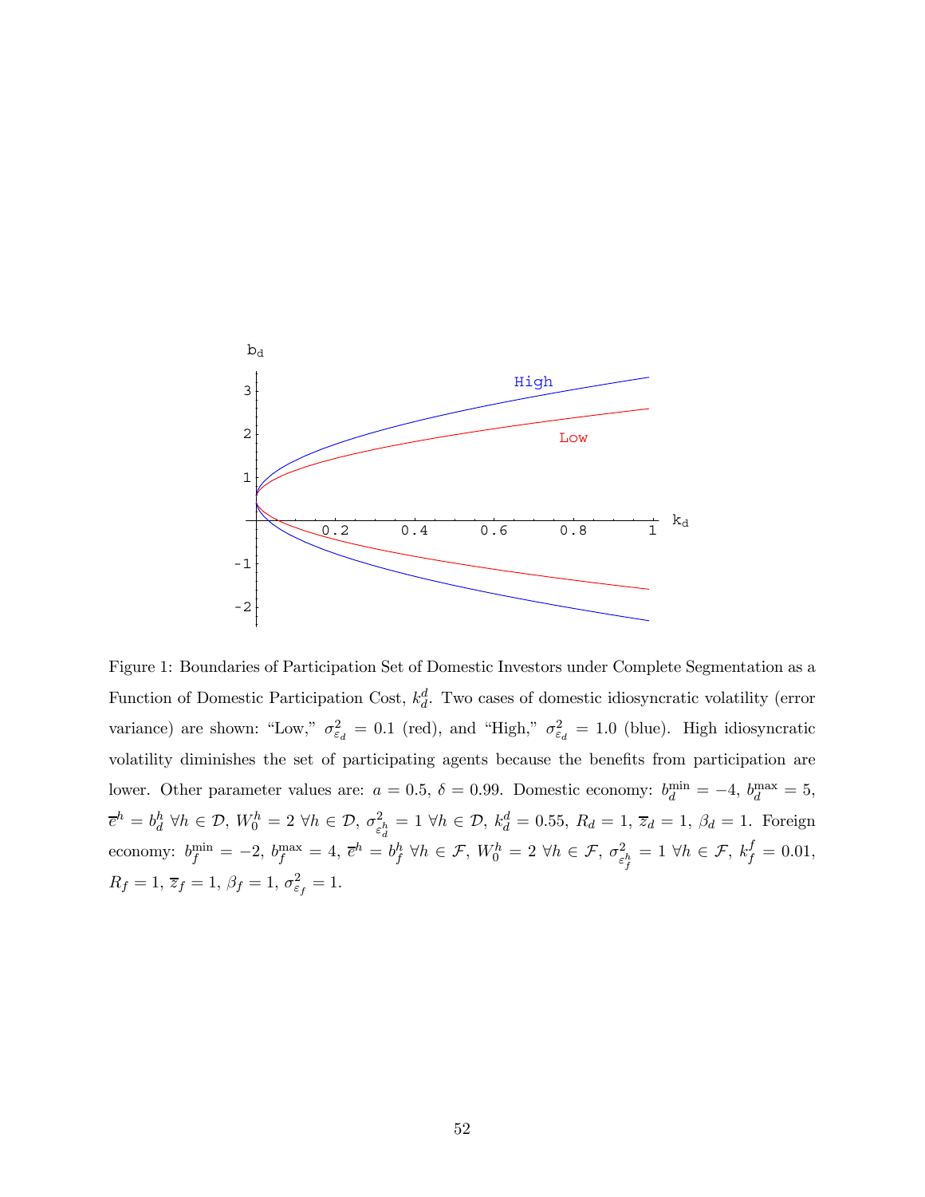Figure 1: Boundaries of Participation Set of Domestic Investors under Complete Segmentation as a Function of Domestic Participation Cost, $k_d^d$. Two cases of domestic idiosyncratic volatility (error variance) are shown: "Low," $\sigma^2_{\varepsilon_d} = 0.1$ (red), and "High," $\sigma^2_{\varepsilon_d} = 1.0$ (blue). High idiosyncratic volatility diminishes the set of participating agents because the benefits from participation are lower. Other parameter values are: $a = 0.5$, $\delta = 0.99$. Domestic economy: $b_d^{\min} = -4$, $b_d^{\max} = 5$, $\overline{e}^h = b_d^h \ \forall h \in \mathcal{D}$, $W_0^h = 2 \ \forall h \in \mathcal{D}$, $\sigma^2_{\varepsilon_d^h} = 1 \ \forall h \in \mathcal{D}$, $k_d^d = 0.55$, $R_d = 1$, $\overline{z}_d = 1$, $\beta_d = 1$. Foreign economy: $b_f^{\min} = -2$, $b_f^{\max} = 4$, $\overline{e}^h = b_f^h \ \forall h \in \mathcal{F}$, $W_0^h = 2 \ \forall h \in \mathcal{F}$, $\sigma^2_{\varepsilon_f^h} = 1 \ \forall h \in \mathcal{F}$, $k_f^f = 0.01$, $R_f = 1$, $\overline{z}_f = 1$, $\beta_f = 1$, $\sigma^2_{\varepsilon_f} = 1$.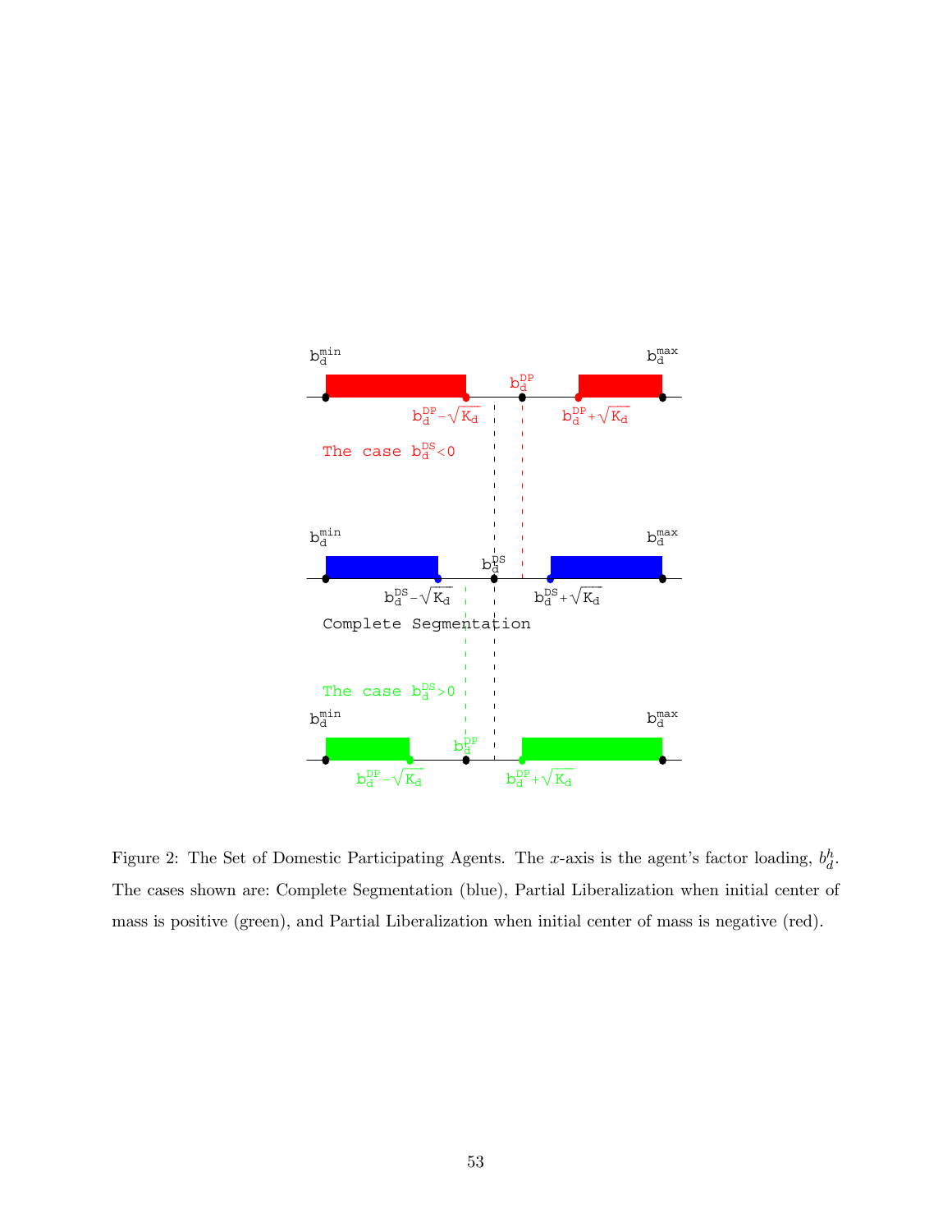Figure 2: The Set of Domestic Participating Agents. The $x$-axis is the agent's factor loading, $b_d^h$. The cases shown are: Complete Segmentation (blue), Partial Liberalization when initial center of mass is positive (green), and Partial Liberalization when initial center of mass is negative (red).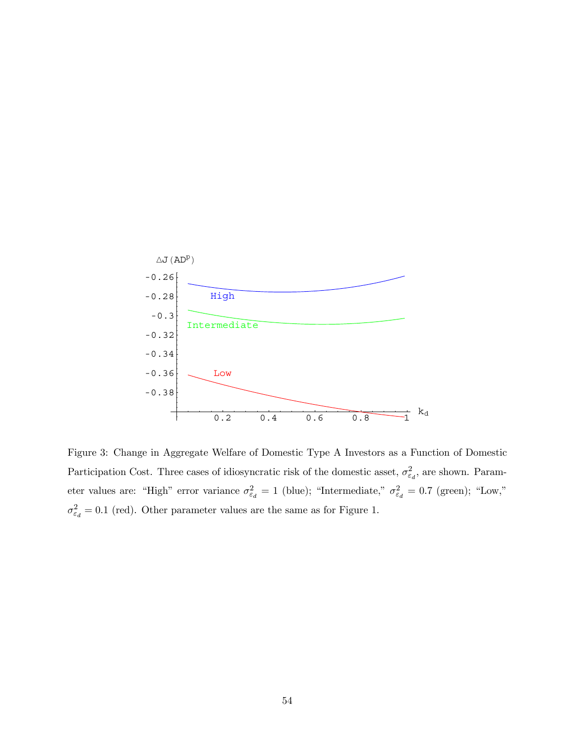Figure 3: Change in Aggregate Welfare of Domestic Type A Investors as a Function of Domestic Participation Cost. Three cases of idiosyncratic risk of the domestic asset, $\sigma^2_{\varepsilon_d}$, are shown. Parameter values are: "High" error variance $\sigma^2_{\varepsilon_d} = 1$ (blue); "Intermediate," $\sigma^2_{\varepsilon_d} = 0.7$ (green); "Low," $\sigma^2_{\varepsilon_d} = 0.1$ (red). Other parameter values are the same as for Figure 1.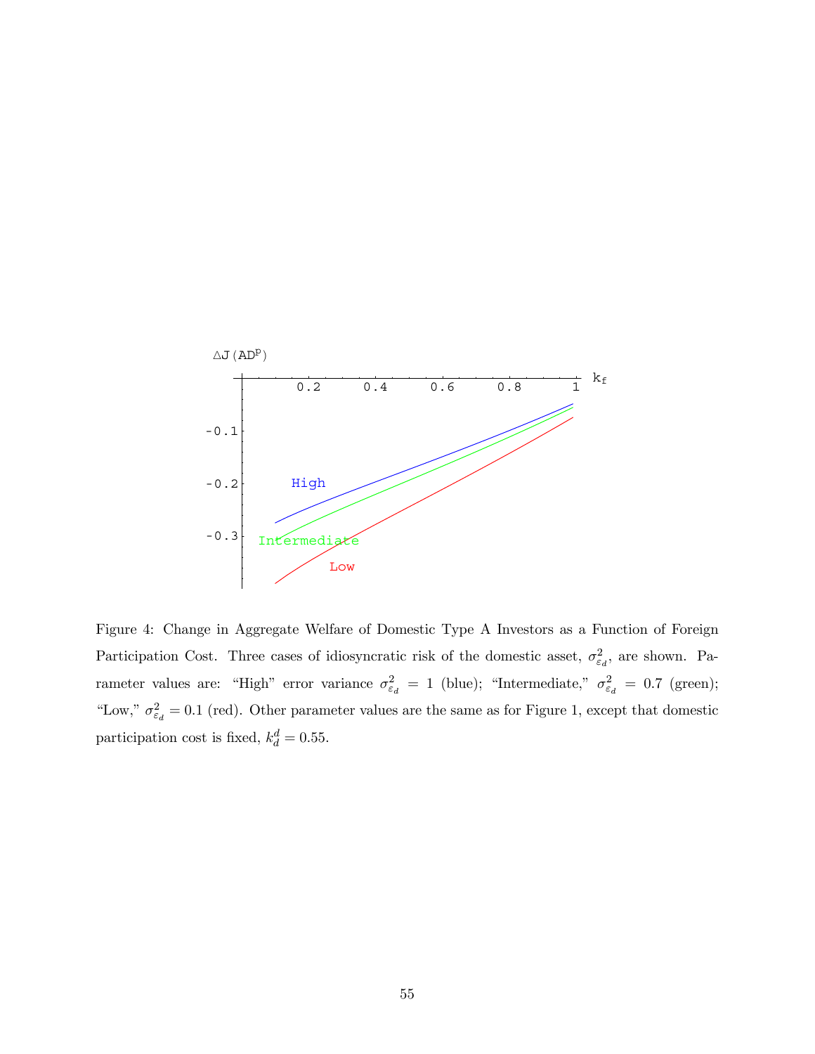Figure 4: Change in Aggregate Welfare of Domestic Type A Investors as a Function of Foreign Participation Cost. Three cases of idiosyncratic risk of the domestic asset, $\sigma^2_{\varepsilon_d}$, are shown. Parameter values are: "High" error variance $\sigma^2_{\varepsilon_d} = 1$ (blue); "Intermediate," $\sigma^2_{\varepsilon_d} = 0.7$ (green); "Low," $\sigma^2_{\varepsilon_d} = 0.1$ (red). Other parameter values are the same as for Figure 1, except that domestic participation cost is fixed, $k^d_d = 0.55$.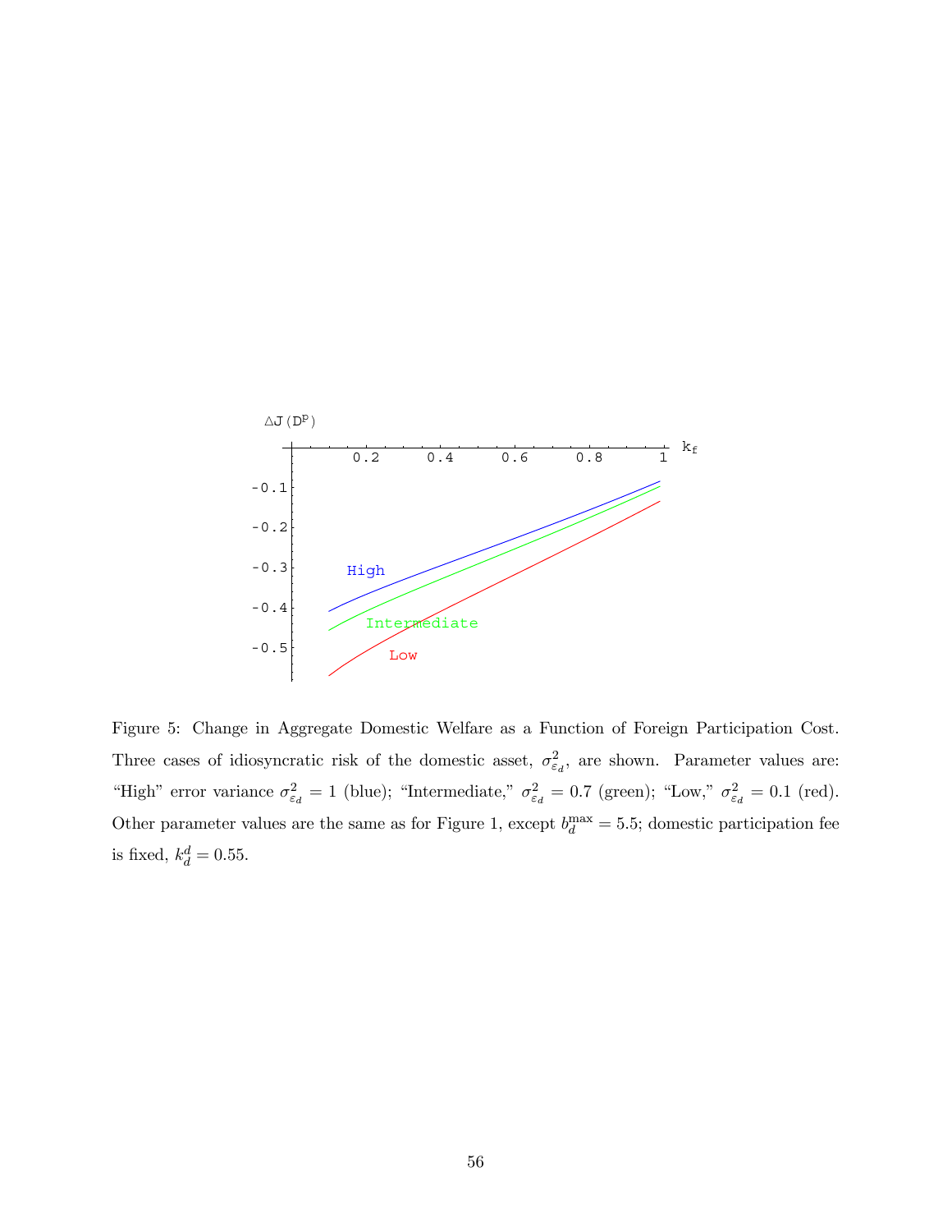Figure 5: Change in Aggregate Domestic Welfare as a Function of Foreign Participation Cost. Three cases of idiosyncratic risk of the domestic asset, $\sigma^2_{\varepsilon_d}$, are shown. Parameter values are: "High" error variance $\sigma^2_{\varepsilon_d} = 1$ (blue); "Intermediate," $\sigma^2_{\varepsilon_d} = 0.7$ (green); "Low," $\sigma^2_{\varepsilon_d} = 0.1$ (red). Other parameter values are the same as for Figure 1, except $b_d^{\max} = 5.5$; domestic participation fee is fixed, $k_d^d = 0.55$.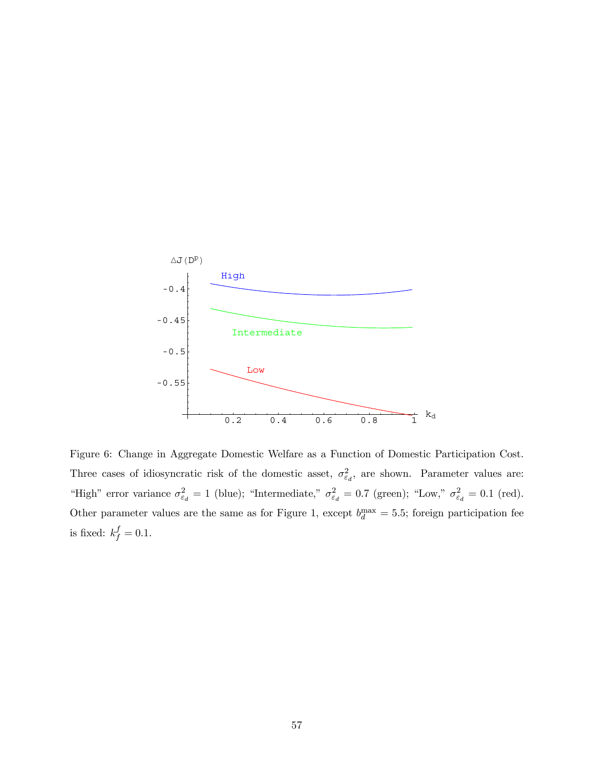Figure 6: Change in Aggregate Domestic Welfare as a Function of Domestic Participation Cost. Three cases of idiosyncratic risk of the domestic asset, $\sigma^2_{\varepsilon_d}$, are shown. Parameter values are: "High" error variance $\sigma^2_{\varepsilon_d} = 1$ (blue); "Intermediate," $\sigma^2_{\varepsilon_d} = 0.7$ (green); "Low," $\sigma^2_{\varepsilon_d} = 0.1$ (red). Other parameter values are the same as for Figure 1, except $b_d^{\max} = 5.5$; foreign participation fee is fixed: $k_f^f = 0.1$.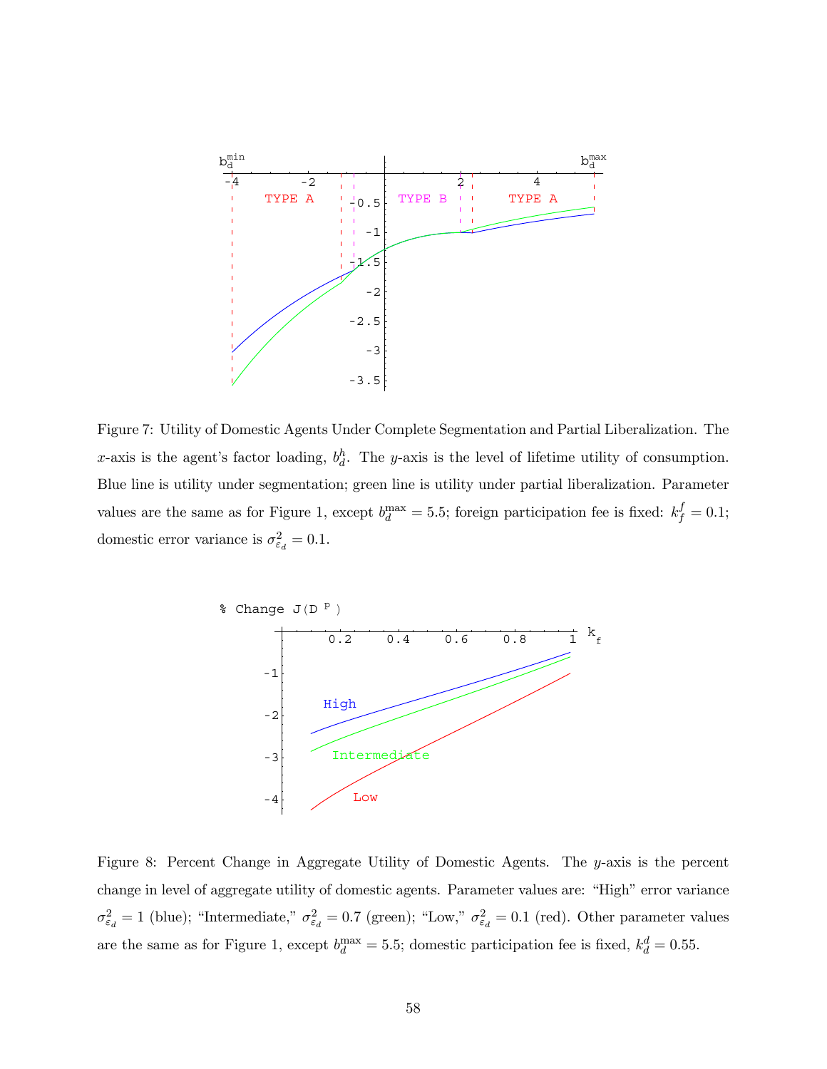Figure 7: Utility of Domestic Agents Under Complete Segmentation and Partial Liberalization. The $x$-axis is the agent's factor loading, $b_d^h$. The $y$-axis is the level of lifetime utility of consumption. Blue line is utility under segmentation; green line is utility under partial liberalization. Parameter values are the same as for Figure 1, except $b_d^{\max} = 5.5$; foreign participation fee is fixed: $k_f^f = 0.1$; domestic error variance is $\sigma_{\varepsilon_d}^2 = 0.1$.

Figure 8: Percent Change in Aggregate Utility of Domestic Agents. The $y$-axis is the percent change in level of aggregate utility of domestic agents. Parameter values are: "High" error variance $\sigma_{\varepsilon_d}^2 = 1$ (blue); "Intermediate," $\sigma_{\varepsilon_d}^2 = 0.7$ (green); "Low," $\sigma_{\varepsilon_d}^2 = 0.1$ (red). Other parameter values are the same as for Figure 1, except $b_d^{\max} = 5.5$; domestic participation fee is fixed, $k_d^d = 0.55$.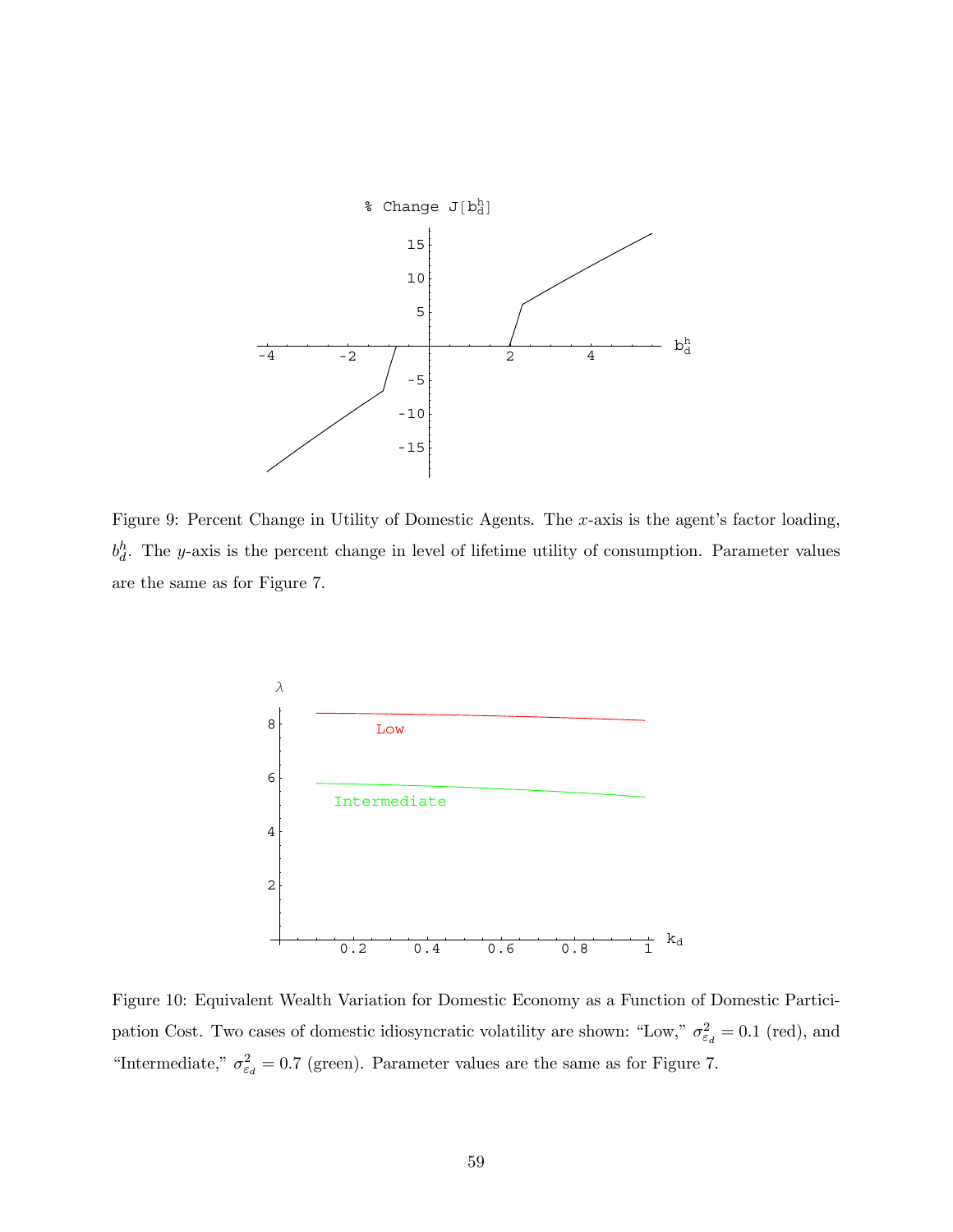Figure 9: Percent Change in Utility of Domestic Agents. The $x$-axis is the agent's factor loading, $b_d^h$. The $y$-axis is the percent change in level of lifetime utility of consumption. Parameter values are the same as for Figure 7.

Figure 10: Equivalent Wealth Variation for Domestic Economy as a Function of Domestic Participation Cost. Two cases of domestic idiosyncratic volatility are shown: "Low," $\sigma^2_{\varepsilon_d} = 0.1$ (red), and "Intermediate," $\sigma^2_{\varepsilon_d} = 0.7$ (green). Parameter values are the same as for Figure 7.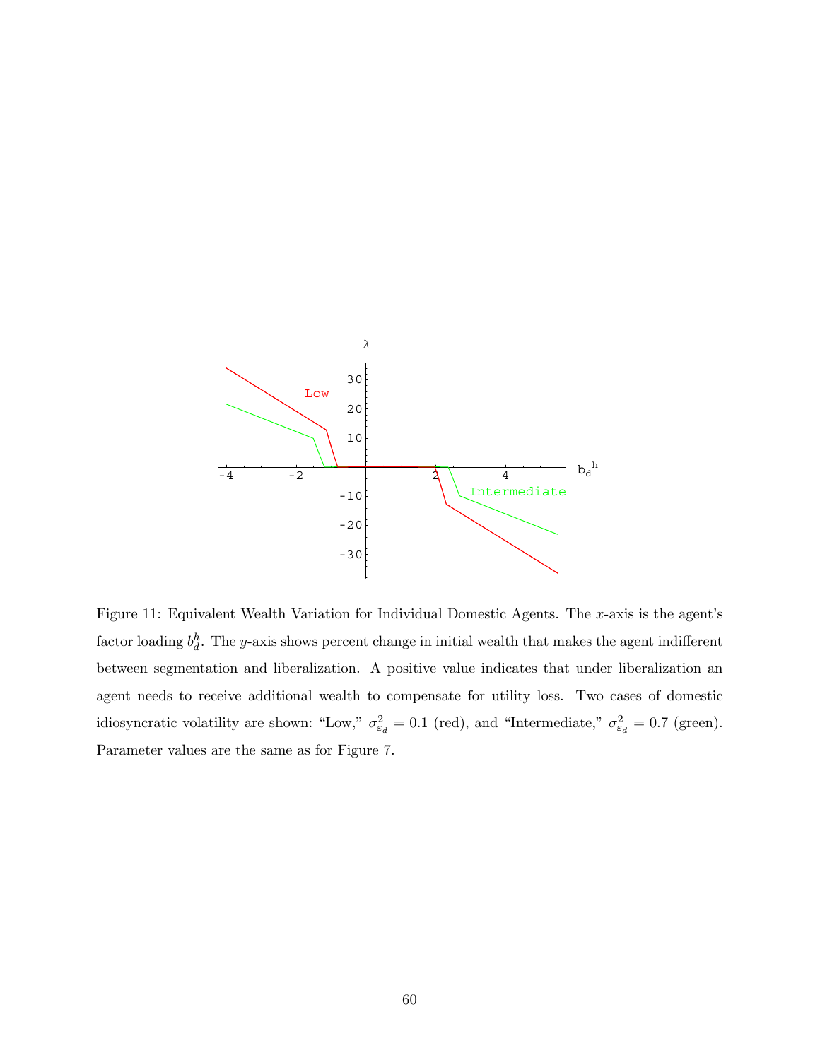λ

30
20
10
-10
-20
-30

-4
-2
2
4

$b_d^h$

Low

Intermediate

Figure 11: Equivalent Wealth Variation for Individual Domestic Agents. The $x$-axis is the agent's factor loading $b_d^h$. The $y$-axis shows percent change in initial wealth that makes the agent indifferent between segmentation and liberalization. A positive value indicates that under liberalization an agent needs to receive additional wealth to compensate for utility loss. Two cases of domestic idiosyncratic volatility are shown: "Low," $\sigma^2_{\varepsilon_d} = 0.1$ (red), and "Intermediate," $\sigma^2_{\varepsilon_d} = 0.7$ (green). Parameter values are the same as for Figure 7.